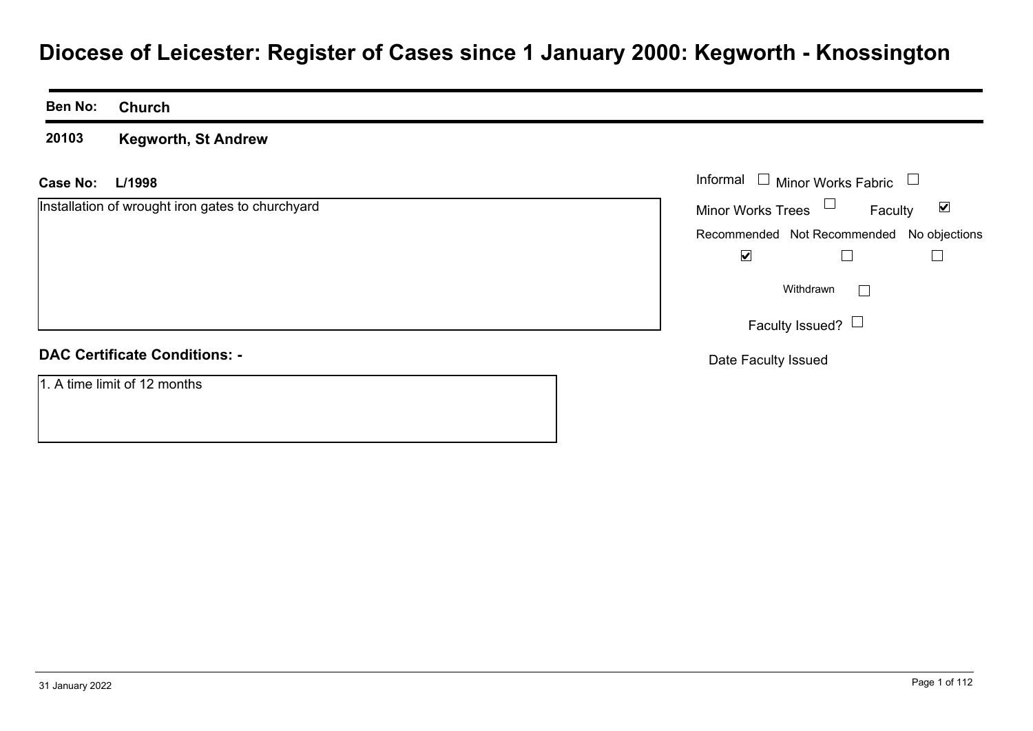# Diocese of Leicester: Register of Cases since 1 January 2000: Kegworth - Knossington

| Ben No: | Church |
|---|---|
| 20103 | Kegworth, St Andrew |

**Case No:** **L/1998**

Installation of wrought iron gates to churchyard

Informal ☐ Minor Works Fabric ☐

Minor Works Trees ☐ Faculty ☑

| Recommended | Not Recommended | No objections |
|---|---|---|
| ☑ | ☐ | ☐ |

Withdrawn ☐

Faculty Issued? ☐

Date Faculty Issued

**DAC Certificate Conditions: -**

1. A time limit of 12 months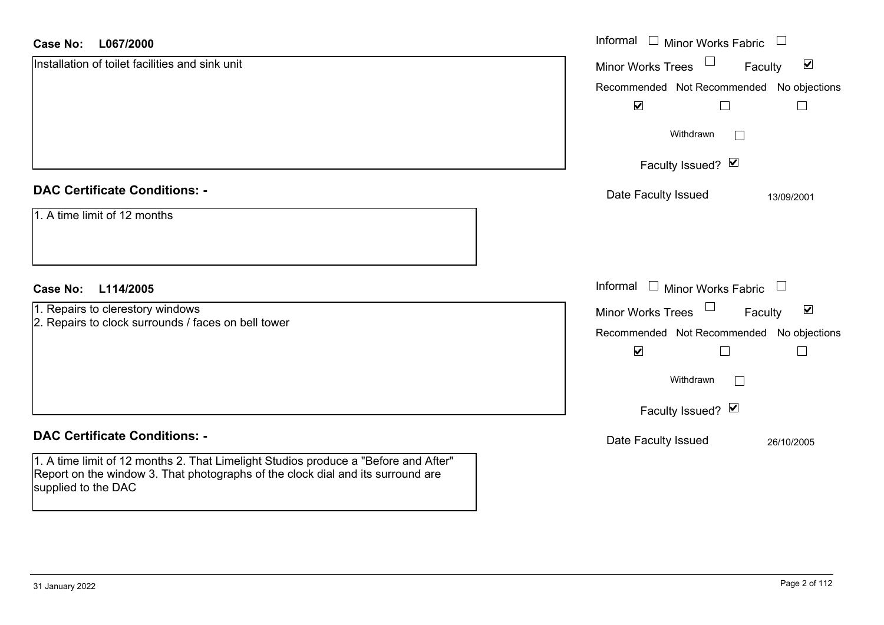**Case No: L067/2000**

Installation of toilet facilities and sink unit

Informal ☐ Minor Works Fabric ☐
Minor Works Trees ☐ Faculty ☑

| Recommended | Not Recommended | No objections |
|---|---|---|
| ☑ | ☐ | ☐ |

Withdrawn ☐

Faculty Issued? ☑

Date Faculty Issued 13/09/2001

## DAC Certificate Conditions: -

1. A time limit of 12 months

**Case No: L114/2005**

1. Repairs to clerestory windows
2. Repairs to clock surrounds / faces on bell tower

Informal ☐ Minor Works Fabric ☐
Minor Works Trees ☐ Faculty ☑

| Recommended | Not Recommended | No objections |
|---|---|---|
| ☑ | ☐ | ☐ |

Withdrawn ☐

Faculty Issued? ☑

Date Faculty Issued 26/10/2005

## DAC Certificate Conditions: -

1. A time limit of 12 months 2. That Limelight Studios produce a "Before and After" Report on the window 3. That photographs of the clock dial and its surround are supplied to the DAC

31 January 2022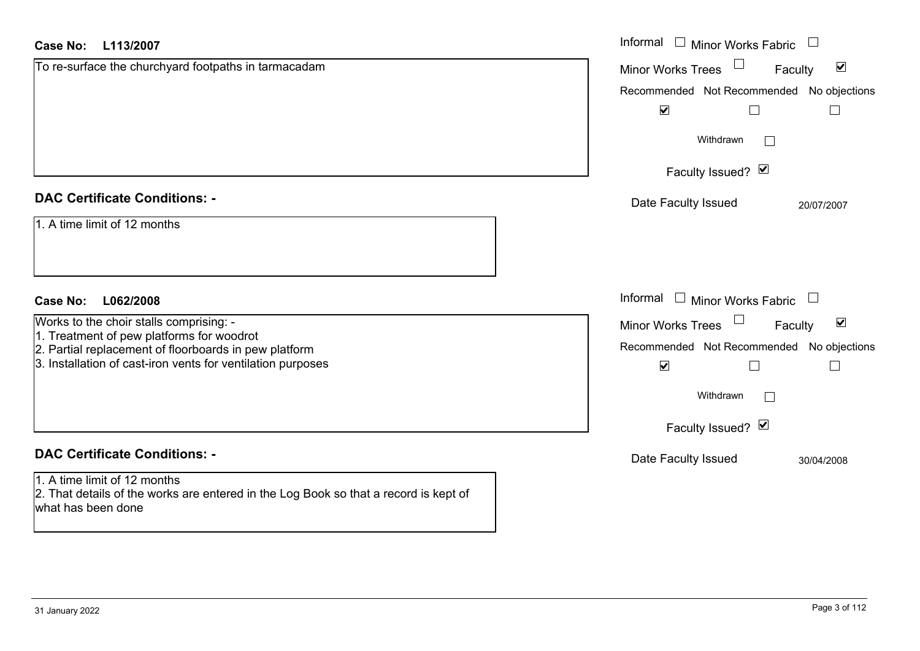**Case No: L113/2007**

To re-surface the churchyard footpaths in tarmacadam

Informal ☐ Minor Works Fabric ☐

Minor Works Trees ☐ Faculty ☑

| Recommended | Not Recommended | No objections |
|---|---|---|
| ☑ | ☐ | ☐ |

Withdrawn ☐

Faculty Issued? ☑

Date Faculty Issued 20/07/2007

**DAC Certificate Conditions: -**

1. A time limit of 12 months

**Case No: L062/2008**

Works to the choir stalls comprising: -
1. Treatment of pew platforms for woodrot
2. Partial replacement of floorboards in pew platform
3. Installation of cast-iron vents for ventilation purposes

Informal ☐ Minor Works Fabric ☐

Minor Works Trees ☐ Faculty ☑

| Recommended | Not Recommended | No objections |
|---|---|---|
| ☑ | ☐ | ☐ |

Withdrawn ☐

Faculty Issued? ☑

Date Faculty Issued 30/04/2008

**DAC Certificate Conditions: -**

1. A time limit of 12 months
2. That details of the works are entered in the Log Book so that a record is kept of what has been done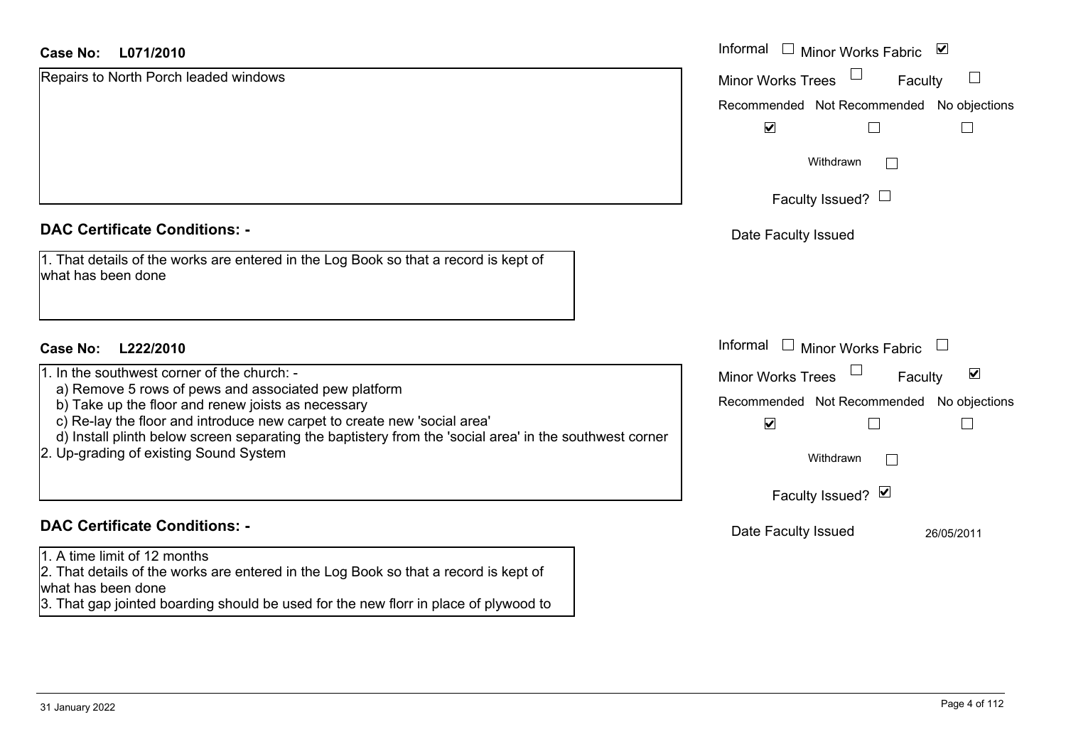**Case No: L071/2010**

Repairs to North Porch leaded windows

Informal ☐ Minor Works Fabric ☑

Minor Works Trees ☐ Faculty ☐

Recommended ☑ Not Recommended ☐ No objections ☐

Withdrawn ☐

Faculty Issued? ☐

Date Faculty Issued

## DAC Certificate Conditions: -

1. That details of the works are entered in the Log Book so that a record is kept of what has been done

**Case No: L222/2010**

1. In the southwest corner of the church: -
   a) Remove 5 rows of pews and associated pew platform
   b) Take up the floor and renew joists as necessary
   c) Re-lay the floor and introduce new carpet to create new 'social area'
   d) Install plinth below screen separating the baptistery from the 'social area' in the southwest corner
2. Up-grading of existing Sound System

Informal ☐ Minor Works Fabric ☐

Minor Works Trees ☐ Faculty ☑

Recommended ☑ Not Recommended ☐ No objections ☐

Withdrawn ☐

Faculty Issued? ☑

Date Faculty Issued 26/05/2011

## DAC Certificate Conditions: -

1. A time limit of 12 months
2. That details of the works are entered in the Log Book so that a record is kept of what has been done
3. That gap jointed boarding should be used for the new florr in place of plywood to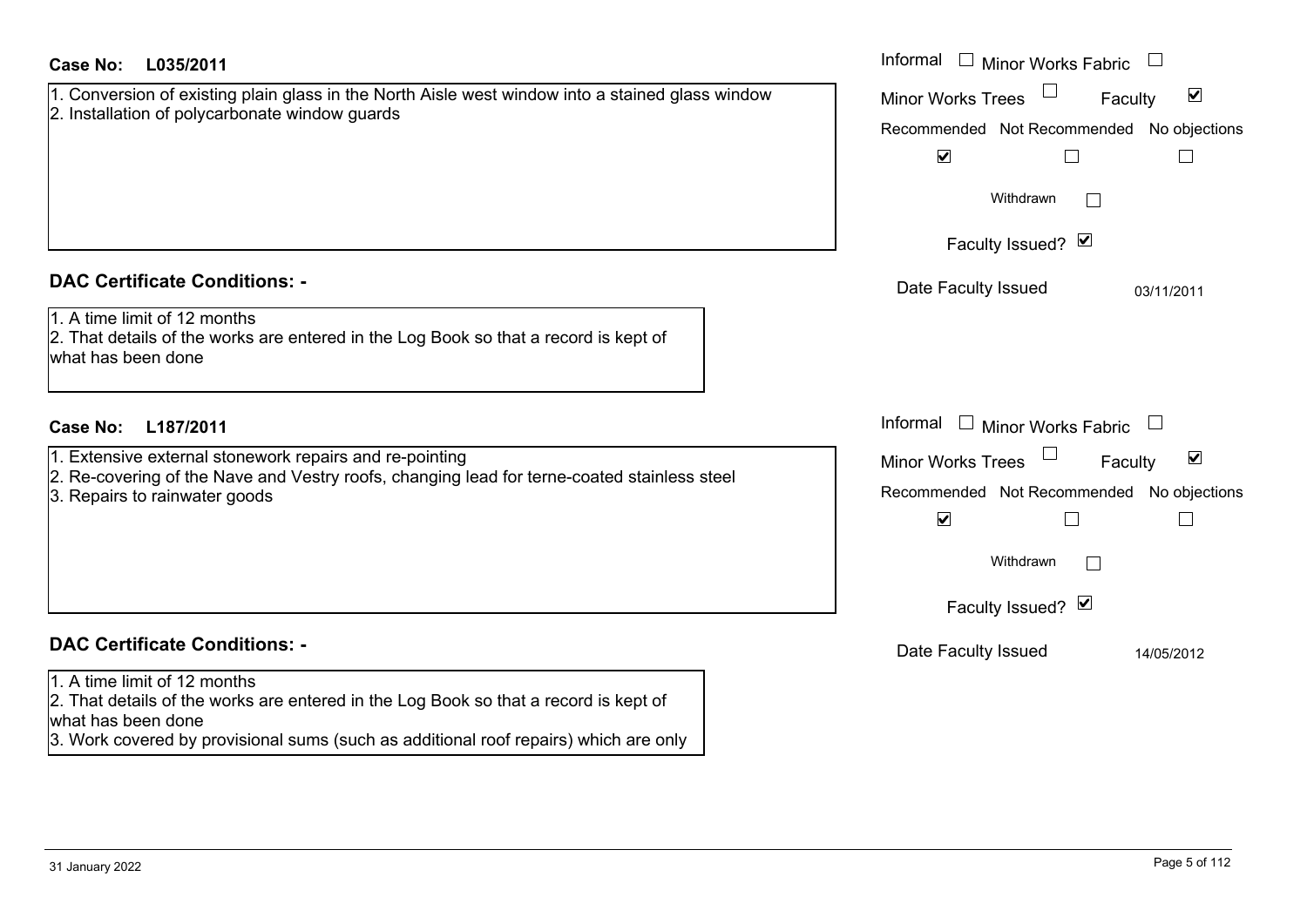**Case No: L035/2011**

1. Conversion of existing plain glass in the North Aisle west window into a stained glass window
2. Installation of polycarbonate window guards

Informal ☐ Minor Works Fabric ☐
Minor Works Trees ☐ Faculty ☑

| Recommended | Not Recommended | No objections |
| --- | --- | --- |
| ☑ | ☐ | ☐ |

Withdrawn ☐

Faculty Issued? ☑

Date Faculty Issued: 03/11/2011

**DAC Certificate Conditions: -**

1. A time limit of 12 months
2. That details of the works are entered in the Log Book so that a record is kept of what has been done

**Case No: L187/2011**

1. Extensive external stonework repairs and re-pointing
2. Re-covering of the Nave and Vestry roofs, changing lead for terne-coated stainless steel
3. Repairs to rainwater goods

Informal ☐ Minor Works Fabric ☐
Minor Works Trees ☐ Faculty ☑

| Recommended | Not Recommended | No objections |
| --- | --- | --- |
| ☑ | ☐ | ☐ |

Withdrawn ☐

Faculty Issued? ☑

Date Faculty Issued: 14/05/2012

**DAC Certificate Conditions: -**

1. A time limit of 12 months
2. That details of the works are entered in the Log Book so that a record is kept of what has been done
3. Work covered by provisional sums (such as additional roof repairs) which are only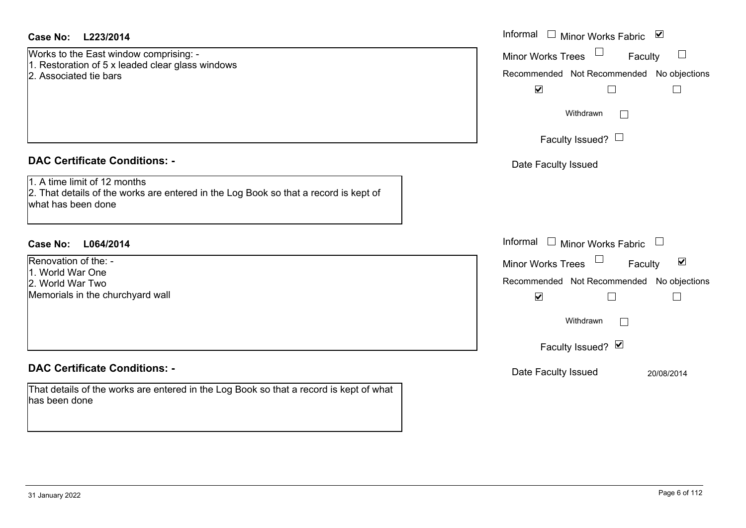**Case No: L223/2014**

Works to the East window comprising: -
1. Restoration of 5 x leaded clear glass windows
2. Associated tie bars

Informal ☐ Minor Works Fabric ☑
Minor Works Trees ☐ Faculty ☐

| Recommended | Not Recommended | No objections |
|---|---|---|
| ☑ | ☐ | ☐ |

Withdrawn ☐

Faculty Issued? ☐

Date Faculty Issued

**DAC Certificate Conditions: -**

1. A time limit of 12 months
2. That details of the works are entered in the Log Book so that a record is kept of what has been done

**Case No: L064/2014**

Renovation of the: -
1. World War One
2. World War Two
Memorials in the churchyard wall

Informal ☐ Minor Works Fabric ☐
Minor Works Trees ☐ Faculty ☑

| Recommended | Not Recommended | No objections |
|---|---|---|
| ☑ | ☐ | ☐ |

Withdrawn ☐

Faculty Issued? ☑

Date Faculty Issued 20/08/2014

**DAC Certificate Conditions: -**

That details of the works are entered in the Log Book so that a record is kept of what has been done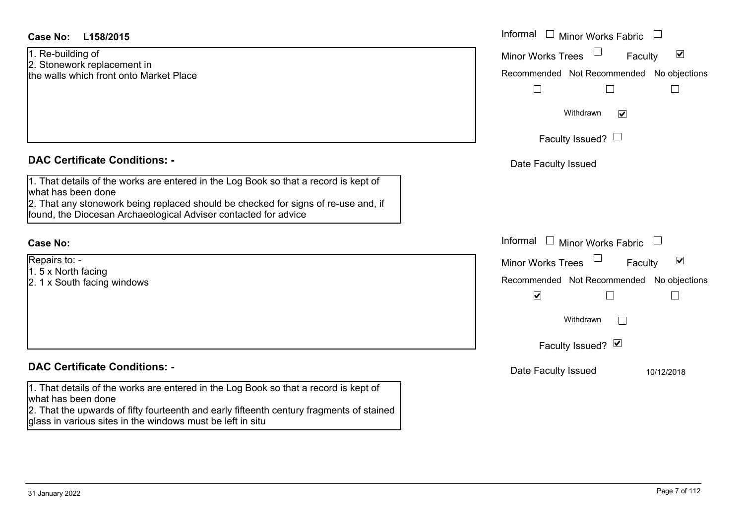**Case No: L158/2015**

1. Re-building of
2. Stonework replacement in
the walls which front onto Market Place

Informal ☐ Minor Works Fabric ☐
Minor Works Trees ☐ Faculty ☑
Recommended ☐ Not Recommended ☐ No objections ☐
Withdrawn ☑
Faculty Issued? ☐
Date Faculty Issued

## DAC Certificate Conditions: -

1. That details of the works are entered in the Log Book so that a record is kept of what has been done
2. That any stonework being replaced should be checked for signs of re-use and, if found, the Diocesan Archaeological Adviser contacted for advice

**Case No:**

Repairs to: -
1. 5 x North facing
2. 1 x South facing windows

Informal ☐ Minor Works Fabric ☐
Minor Works Trees ☐ Faculty ☑
Recommended ☑ Not Recommended ☐ No objections ☐
Withdrawn ☐
Faculty Issued? ☑
Date Faculty Issued 10/12/2018

## DAC Certificate Conditions: -

1. That details of the works are entered in the Log Book so that a record is kept of what has been done
2. That the upwards of fifty fourteenth and early fifteenth century fragments of stained glass in various sites in the windows must be left in situ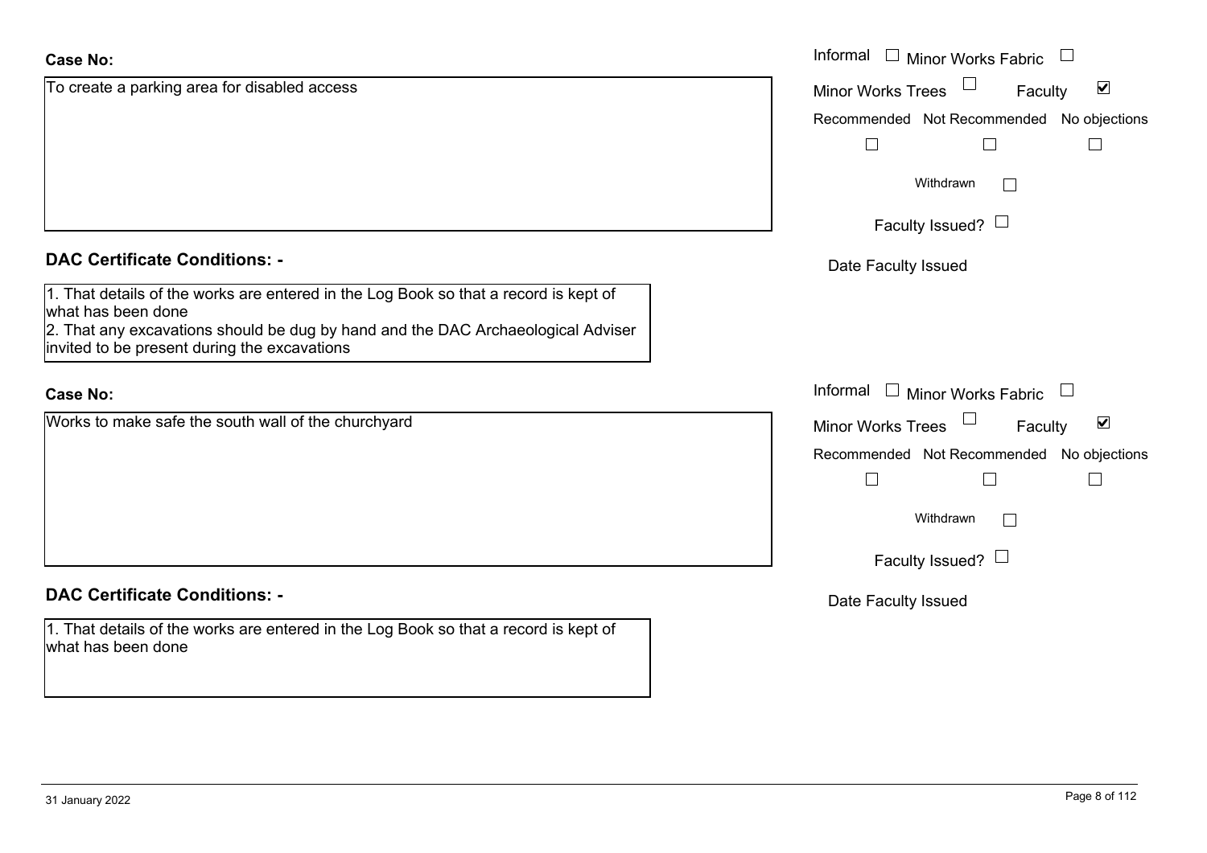**Case No:**

To create a parking area for disabled access

Informal ☐ Minor Works Fabric ☐

Minor Works Trees ☐ Faculty ☑

Recommended ☐ Not Recommended ☐ No objections ☐

Withdrawn ☐

Faculty Issued? ☐

Date Faculty Issued

**DAC Certificate Conditions: -**

1. That details of the works are entered in the Log Book so that a record is kept of what has been done
2. That any excavations should be dug by hand and the DAC Archaeological Adviser invited to be present during the excavations

**Case No:**

Works to make safe the south wall of the churchyard

Informal ☐ Minor Works Fabric ☐

Minor Works Trees ☐ Faculty ☑

Recommended ☐ Not Recommended ☐ No objections ☐

Withdrawn ☐

Faculty Issued? ☐

Date Faculty Issued

**DAC Certificate Conditions: -**

1. That details of the works are entered in the Log Book so that a record is kept of what has been done

31 January 2022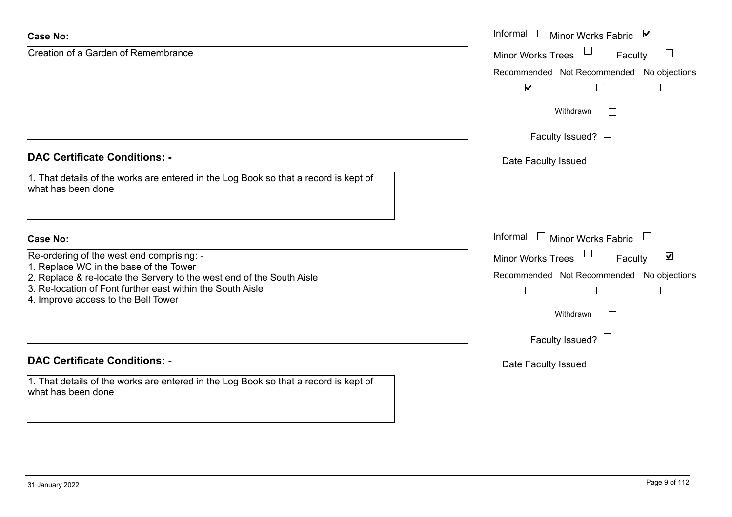**Case No:**

Creation of a Garden of Remembrance

Informal ☐ Minor Works Fabric ☑

Minor Works Trees ☐ Faculty ☐

Recommended ☑ Not Recommended ☐ No objections ☐

Withdrawn ☐

Faculty Issued? ☐

Date Faculty Issued

**DAC Certificate Conditions: -**

1. That details of the works are entered in the Log Book so that a record is kept of what has been done

**Case No:**

Re-ordering of the west end comprising: -

1. Replace WC in the base of the Tower
2. Replace & re-locate the Servery to the west end of the South Aisle
3. Re-location of Font further east within the South Aisle
4. Improve access to the Bell Tower

Informal ☐ Minor Works Fabric ☐

Minor Works Trees ☐ Faculty ☑

Recommended ☐ Not Recommended ☐ No objections ☐

Withdrawn ☐

Faculty Issued? ☐

Date Faculty Issued

**DAC Certificate Conditions: -**

1. That details of the works are entered in the Log Book so that a record is kept of what has been done

31 January 2022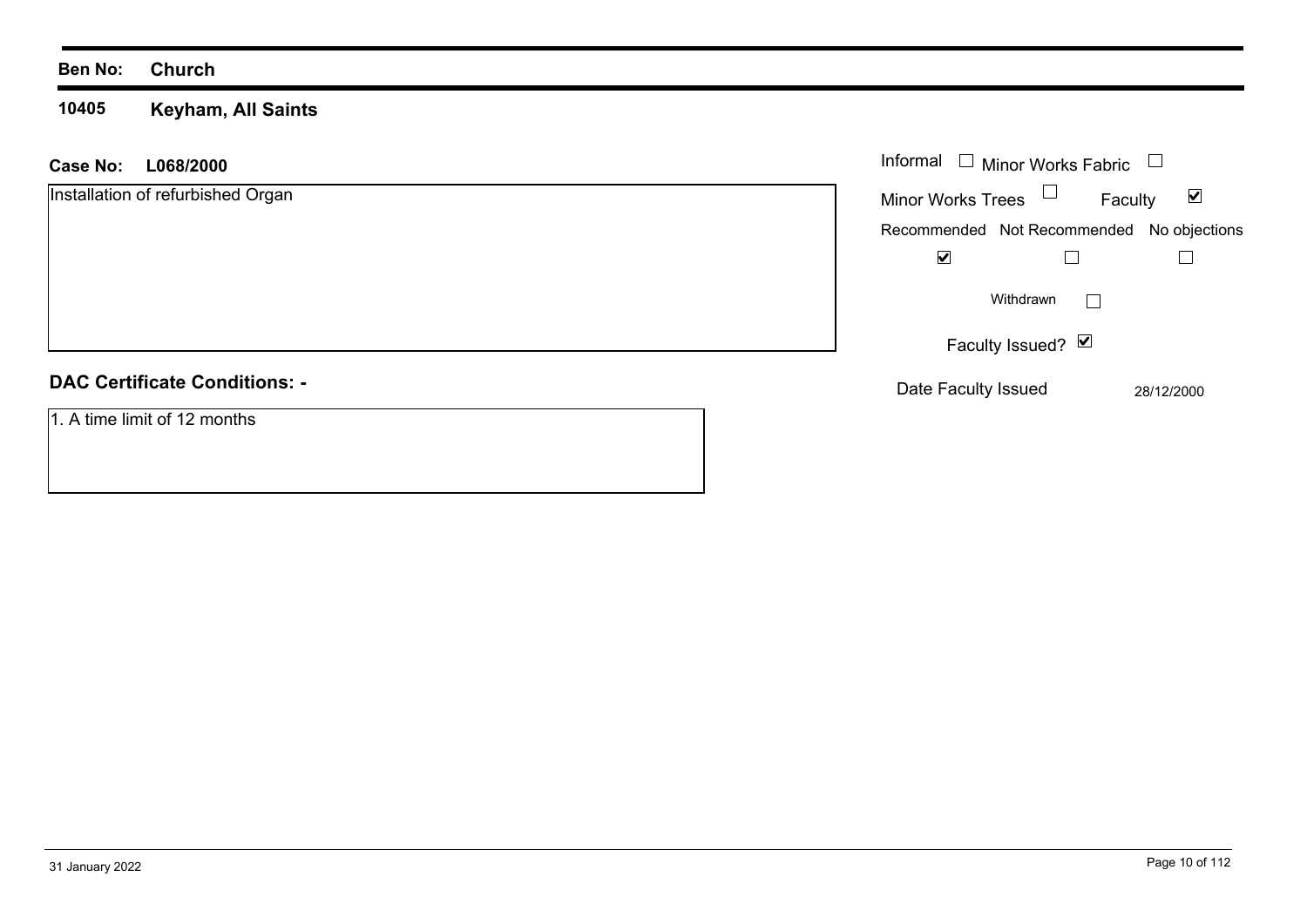**Ben No: Church**

## 10405 Keyham, All Saints

**Case No: L068/2000**

Installation of refurbished Organ

Informal ☐ Minor Works Fabric ☐

Minor Works Trees ☐ Faculty ☑

| Recommended | Not Recommended | No objections |
|---|---|---|
| ☑ | ☐ | ☐ |

Withdrawn ☐

Faculty Issued? ☑

Date Faculty Issued 28/12/2000

### DAC Certificate Conditions: -

1. A time limit of 12 months

31 January 2022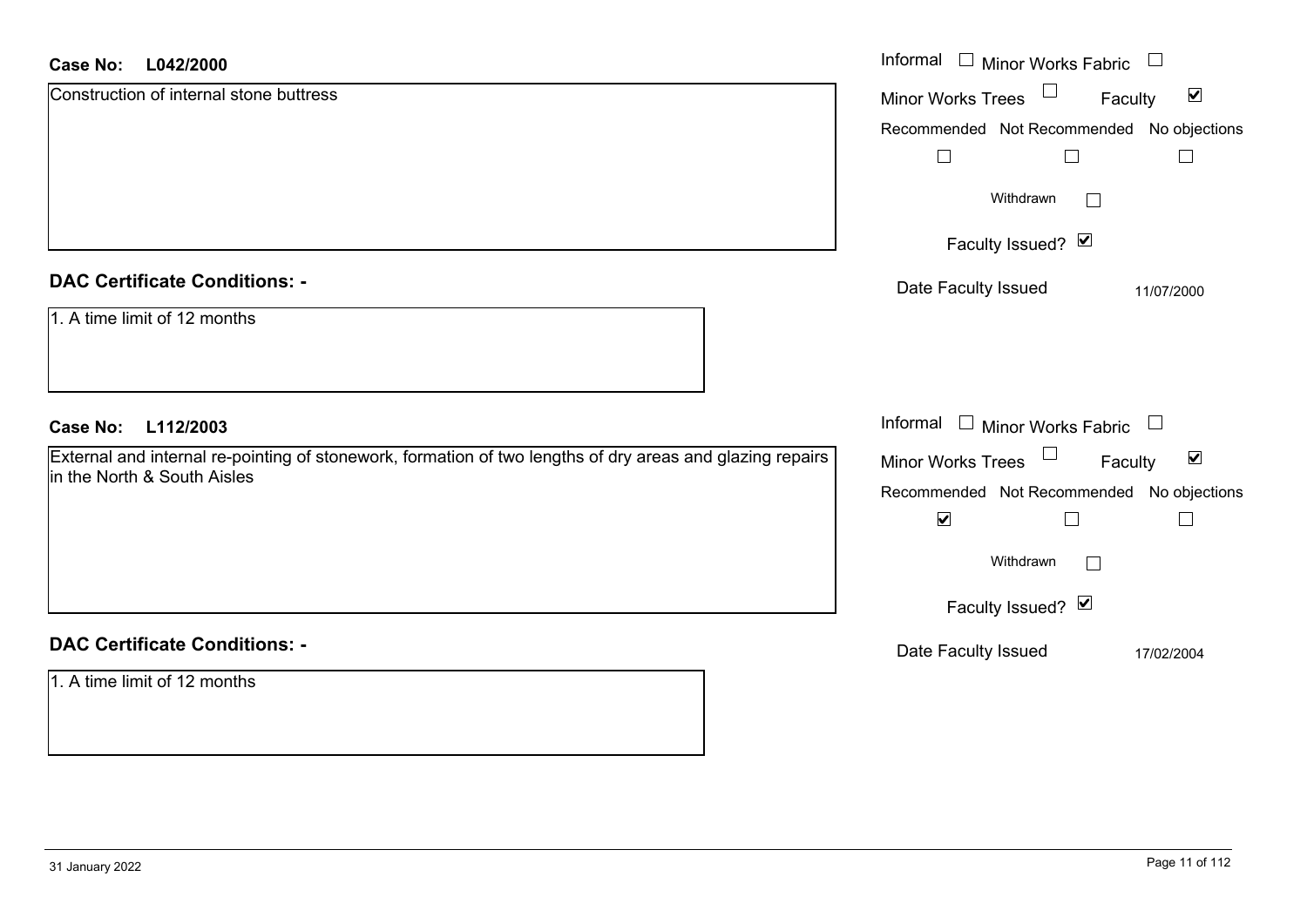**Case No: L042/2000**

Construction of internal stone buttress

Informal ☐ Minor Works Fabric ☐
Minor Works Trees ☐ Faculty ☑

| Recommended | Not Recommended | No objections |
|---|---|---|
| ☐ | ☐ | ☐ |

Withdrawn ☐

Faculty Issued? ☑

Date Faculty Issued 11/07/2000

## DAC Certificate Conditions: -

1. A time limit of 12 months

**Case No: L112/2003**

External and internal re-pointing of stonework, formation of two lengths of dry areas and glazing repairs in the North & South Aisles

Informal ☐ Minor Works Fabric ☐
Minor Works Trees ☐ Faculty ☑

| Recommended | Not Recommended | No objections |
|---|---|---|
| ☑ | ☐ | ☐ |

Withdrawn ☐

Faculty Issued? ☑

Date Faculty Issued 17/02/2004

## DAC Certificate Conditions: -

1. A time limit of 12 months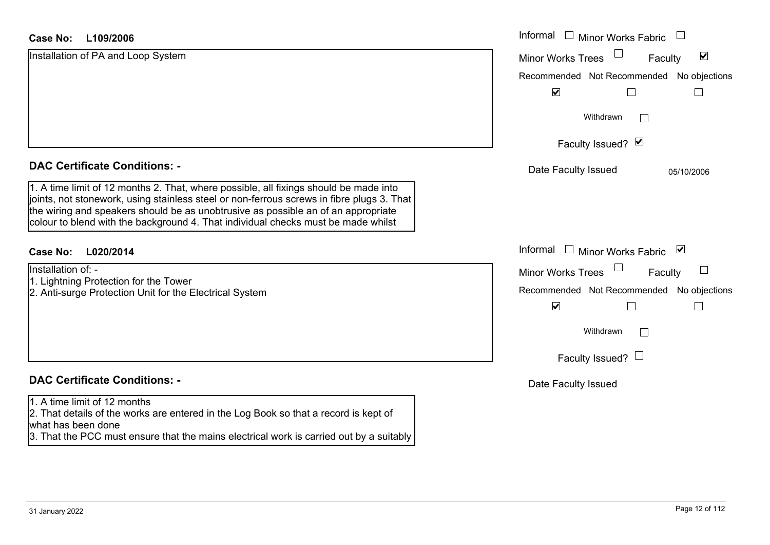**Case No: L109/2006**

Installation of PA and Loop System

Informal ☐ Minor Works Fabric ☐

Minor Works Trees ☐ Faculty ☑

Recommended ☑ Not Recommended ☐ No objections ☐

Withdrawn ☐

Faculty Issued? ☑

Date Faculty Issued 05/10/2006

**DAC Certificate Conditions: -**

1. A time limit of 12 months 2. That, where possible, all fixings should be made into joints, not stonework, using stainless steel or non-ferrous screws in fibre plugs 3. That the wiring and speakers should be as unobtrusive as possible an of an appropriate colour to blend with the background 4. That individual checks must be made whilst

**Case No: L020/2014**

Installation of: -
1. Lightning Protection for the Tower
2. Anti-surge Protection Unit for the Electrical System

Informal ☐ Minor Works Fabric ☑

Minor Works Trees ☐ Faculty ☐

Recommended ☑ Not Recommended ☐ No objections ☐

Withdrawn ☐

Faculty Issued? ☐

Date Faculty Issued

**DAC Certificate Conditions: -**

1. A time limit of 12 months
2. That details of the works are entered in the Log Book so that a record is kept of what has been done
3. That the PCC must ensure that the mains electrical work is carried out by a suitably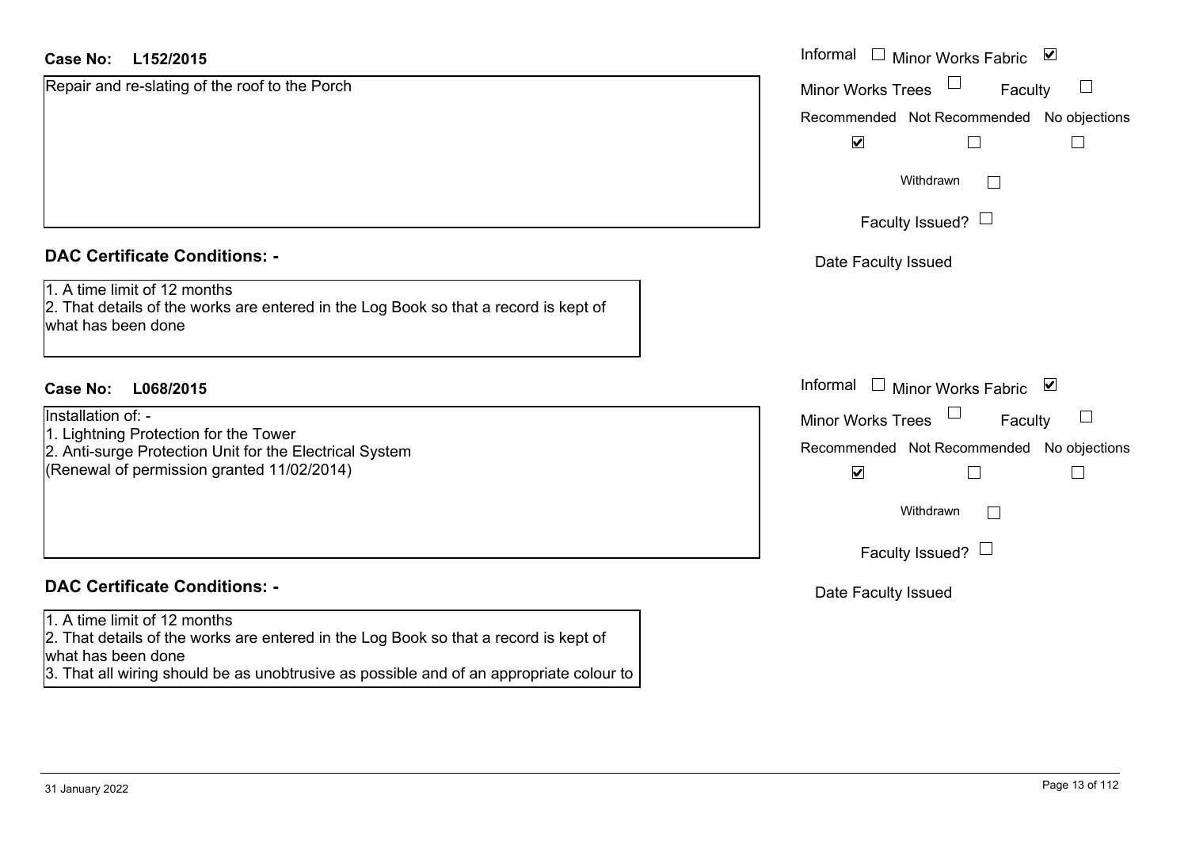**Case No: L152/2015**

Repair and re-slating of the roof to the Porch

Informal ☐ Minor Works Fabric ☑

Minor Works Trees ☐ Faculty ☐

Recommended ☑ Not Recommended ☐ No objections ☐

Withdrawn ☐

Faculty Issued? ☐

Date Faculty Issued

## DAC Certificate Conditions: -

1. A time limit of 12 months
2. That details of the works are entered in the Log Book so that a record is kept of what has been done

**Case No: L068/2015**

Installation of: -
1. Lightning Protection for the Tower
2. Anti-surge Protection Unit for the Electrical System
(Renewal of permission granted 11/02/2014)

Informal ☐ Minor Works Fabric ☑

Minor Works Trees ☐ Faculty ☐

Recommended ☑ Not Recommended ☐ No objections ☐

Withdrawn ☐

Faculty Issued? ☐

Date Faculty Issued

## DAC Certificate Conditions: -

1. A time limit of 12 months
2. That details of the works are entered in the Log Book so that a record is kept of what has been done
3. That all wiring should be as unobtrusive as possible and of an appropriate colour to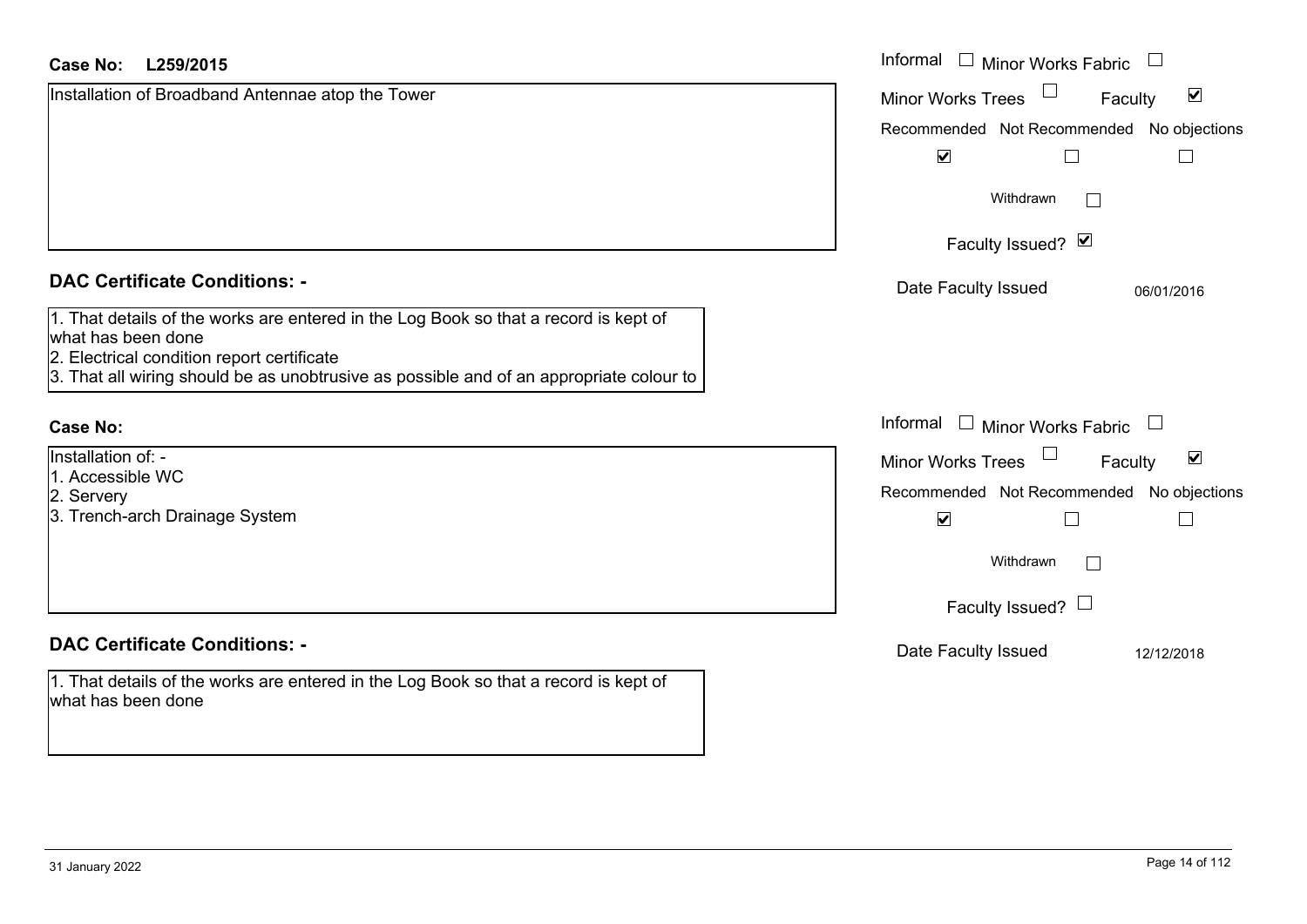**Case No:** L259/2015

Installation of Broadband Antennae atop the Tower

Informal ☐ Minor Works Fabric ☐
Minor Works Trees ☐ Faculty ☑

| Recommended | Not Recommended | No objections |
|---|---|---|
| ☑ | ☐ | ☐ |

Withdrawn ☐

Faculty Issued? ☑

Date Faculty Issued 06/01/2016

## DAC Certificate Conditions: -

1. That details of the works are entered in the Log Book so that a record is kept of what has been done
2. Electrical condition report certificate
3. That all wiring should be as unobtrusive as possible and of an appropriate colour to

**Case No:**

Installation of: -
1. Accessible WC
2. Servery
3. Trench-arch Drainage System

Informal ☐ Minor Works Fabric ☐
Minor Works Trees ☐ Faculty ☑

| Recommended | Not Recommended | No objections |
|---|---|---|
| ☑ | ☐ | ☐ |

Withdrawn ☐

Faculty Issued? ☐

Date Faculty Issued 12/12/2018

## DAC Certificate Conditions: -

1. That details of the works are entered in the Log Book so that a record is kept of what has been done

31 January 2022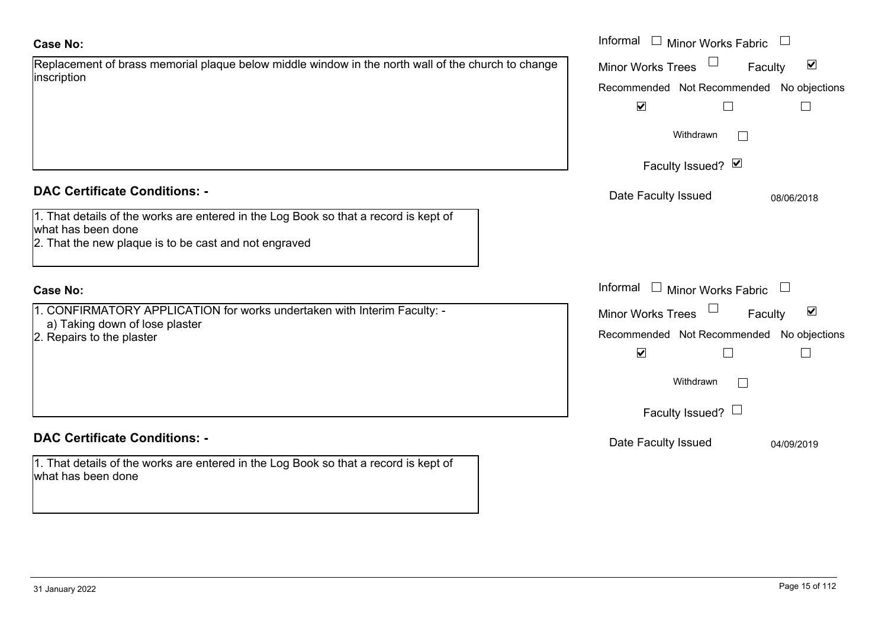**Case No:**

Replacement of brass memorial plaque below middle window in the north wall of the church to change inscription

Informal ☐ Minor Works Fabric ☐

Minor Works Trees ☐ Faculty ☑

Recommended ☑ Not Recommended ☐ No objections ☐

Withdrawn ☐

Faculty Issued? ☑

Date Faculty Issued 08/06/2018

**DAC Certificate Conditions: -**

1. That details of the works are entered in the Log Book so that a record is kept of what has been done
2. That the new plaque is to be cast and not engraved

**Case No:**

1. CONFIRMATORY APPLICATION for works undertaken with Interim Faculty: -
   a) Taking down of lose plaster
2. Repairs to the plaster

Informal ☐ Minor Works Fabric ☐

Minor Works Trees ☐ Faculty ☑

Recommended ☑ Not Recommended ☐ No objections ☐

Withdrawn ☐

Faculty Issued? ☐

Date Faculty Issued 04/09/2019

**DAC Certificate Conditions: -**

1. That details of the works are entered in the Log Book so that a record is kept of what has been done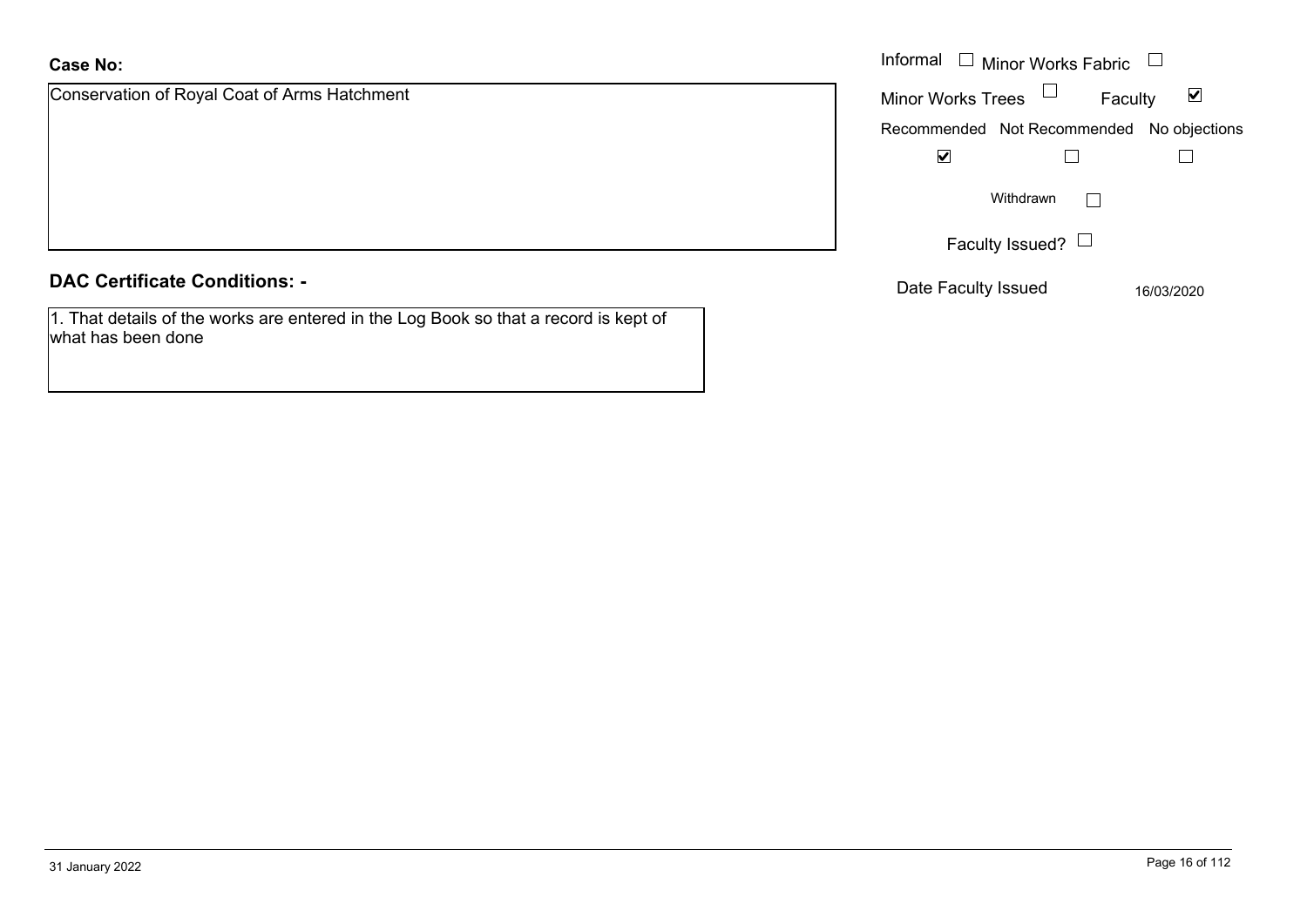**Case No:**

Conservation of Royal Coat of Arms Hatchment

Informal ☐ Minor Works Fabric ☐

Minor Works Trees ☐ Faculty ☑

| Recommended | Not Recommended | No objections |
|---|---|---|
| ☑ | ☐ | ☐ |

Withdrawn ☐

Faculty Issued? ☐

Date Faculty Issued 16/03/2020

## DAC Certificate Conditions: -

1. That details of the works are entered in the Log Book so that a record is kept of what has been done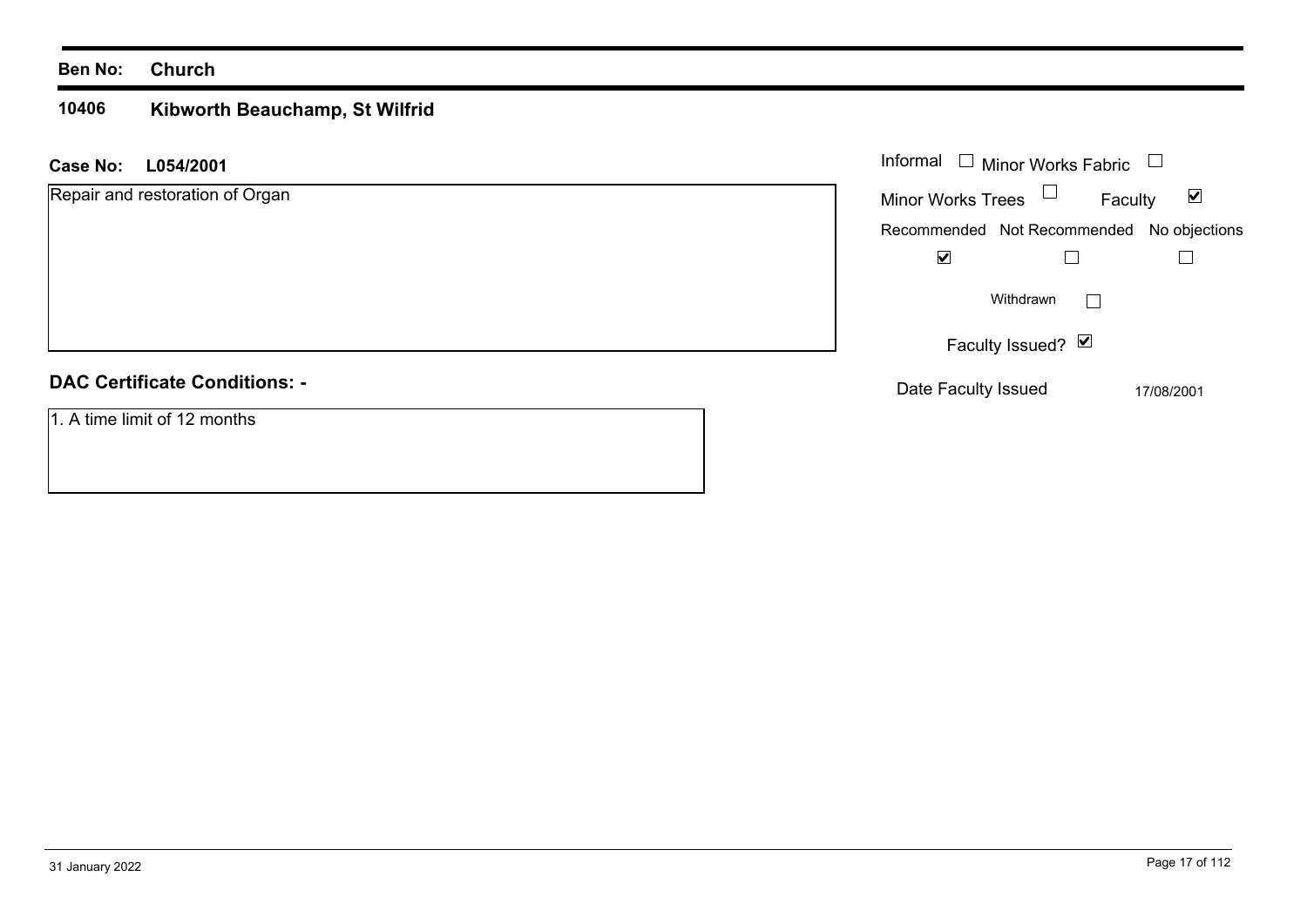**Ben No:** **Church**

**10406** **Kibworth Beauchamp, St Wilfrid**

**Case No:** **L054/2001**

Repair and restoration of Organ

Informal ☐ Minor Works Fabric ☐

Minor Works Trees ☐ Faculty ☑

| Recommended | Not Recommended | No objections |
|---|---|---|
| ☑ | ☐ | ☐ |

Withdrawn ☐

Faculty Issued? ☑

Date Faculty Issued 17/08/2001

**DAC Certificate Conditions: -**

1. A time limit of 12 months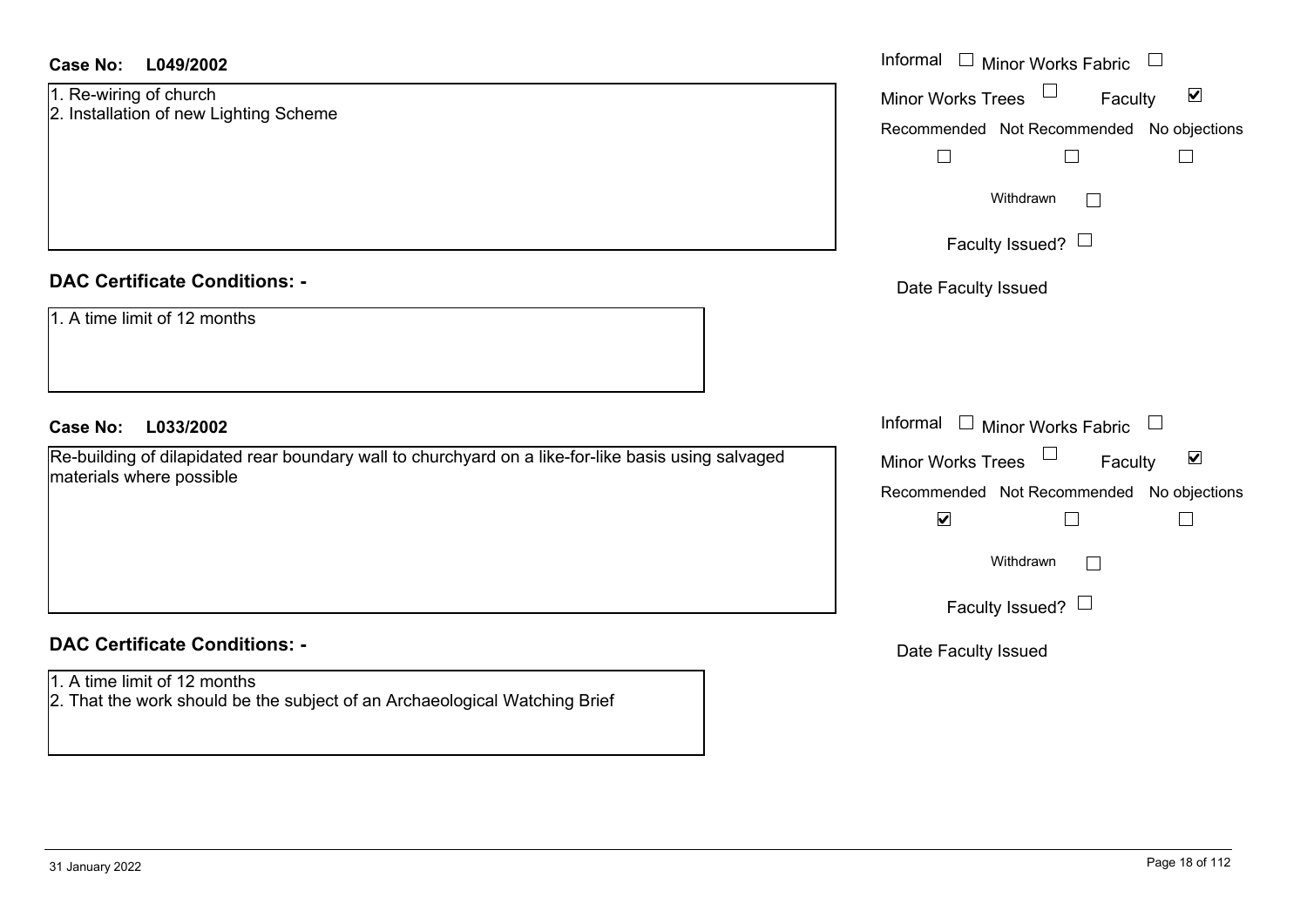**Case No: L049/2002**

1. Re-wiring of church
2. Installation of new Lighting Scheme

Informal ☐ Minor Works Fabric ☐
Minor Works Trees ☐ Faculty ☑
Recommended ☐ Not Recommended ☐ No objections ☐
Withdrawn ☐
Faculty Issued? ☐
Date Faculty Issued

**DAC Certificate Conditions: -**

1. A time limit of 12 months

**Case No: L033/2002**

Re-building of dilapidated rear boundary wall to churchyard on a like-for-like basis using salvaged materials where possible

Informal ☐ Minor Works Fabric ☐
Minor Works Trees ☐ Faculty ☑
Recommended ☑ Not Recommended ☐ No objections ☐
Withdrawn ☐
Faculty Issued? ☐
Date Faculty Issued

**DAC Certificate Conditions: -**

1. A time limit of 12 months
2. That the work should be the subject of an Archaeological Watching Brief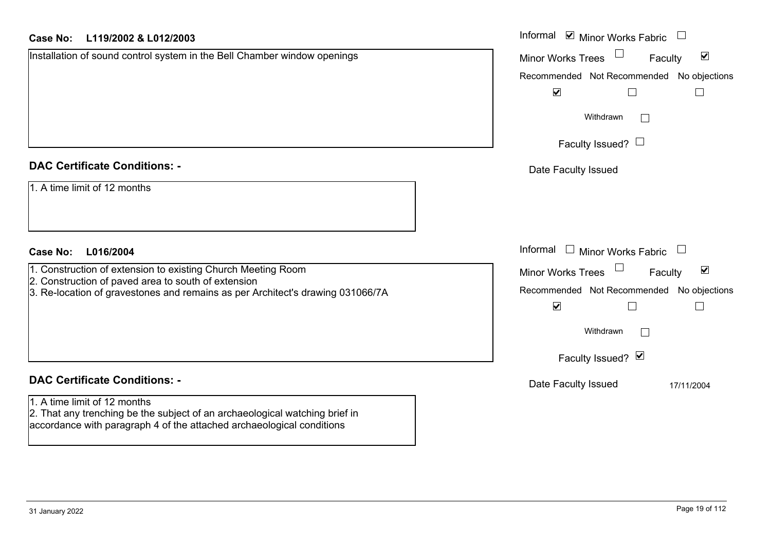**Case No: L119/2002 & L012/2003**

Installation of sound control system in the Bell Chamber window openings

Informal ☑ Minor Works Fabric ☐
Minor Works Trees ☐ Faculty ☑
Recommended ☑ Not Recommended ☐ No objections ☐
Withdrawn ☐
Faculty Issued? ☐
Date Faculty Issued

## DAC Certificate Conditions: -

1. A time limit of 12 months

**Case No: L016/2004**

1. Construction of extension to existing Church Meeting Room
2. Construction of paved area to south of extension
3. Re-location of gravestones and remains as per Architect's drawing 031066/7A

Informal ☐ Minor Works Fabric ☐
Minor Works Trees ☐ Faculty ☑
Recommended ☑ Not Recommended ☐ No objections ☐
Withdrawn ☐
Faculty Issued? ☑
Date Faculty Issued 17/11/2004

## DAC Certificate Conditions: -

1. A time limit of 12 months
2. That any trenching be the subject of an archaeological watching brief in accordance with paragraph 4 of the attached archaeological conditions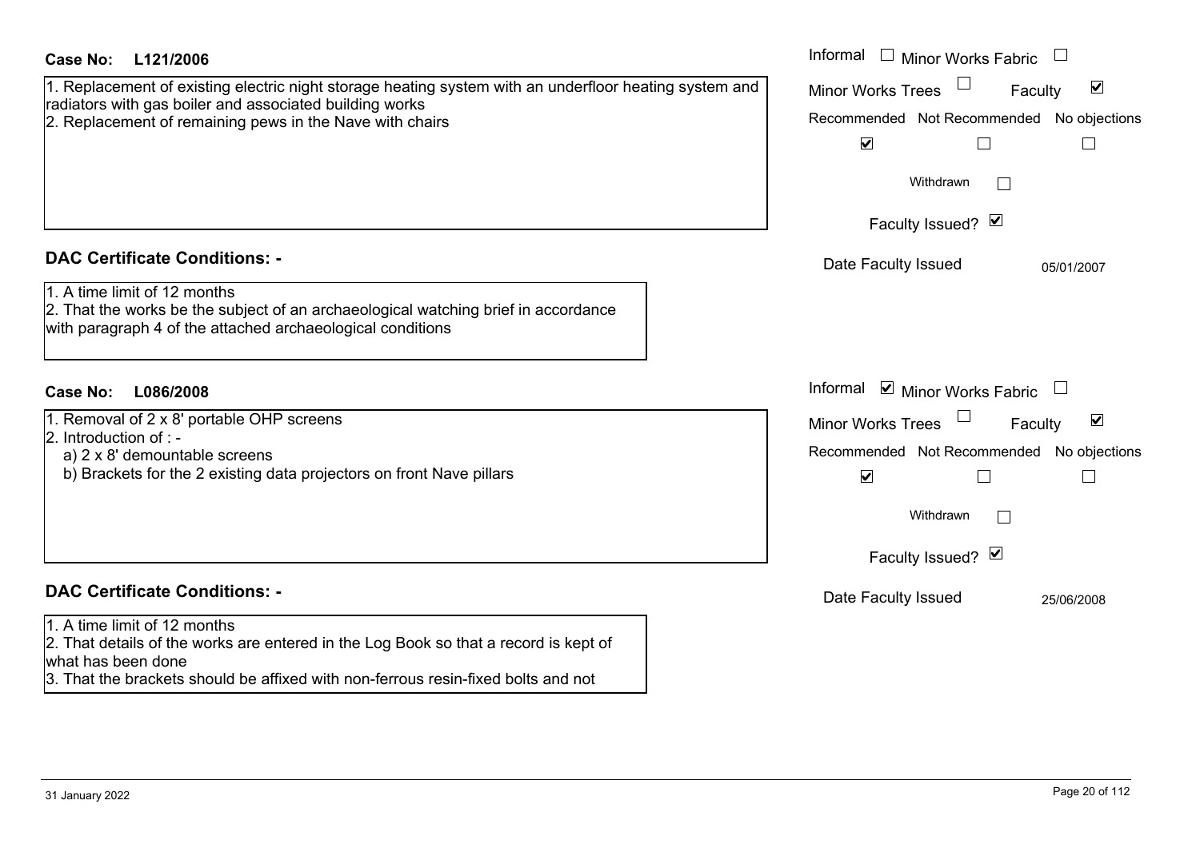**Case No: L121/2006**

1. Replacement of existing electric night storage heating system with an underfloor heating system and radiators with gas boiler and associated building works
2. Replacement of remaining pews in the Nave with chairs

Informal ☐ Minor Works Fabric ☐
Minor Works Trees ☐ Faculty ☑
Recommended ☑ Not Recommended ☐ No objections ☐
Withdrawn ☐
Faculty Issued? ☑
Date Faculty Issued 05/01/2007

## DAC Certificate Conditions: -

1. A time limit of 12 months
2. That the works be the subject of an archaeological watching brief in accordance with paragraph 4 of the attached archaeological conditions

**Case No: L086/2008**

1. Removal of 2 x 8' portable OHP screens
2. Introduction of : -
   a) 2 x 8' demountable screens
   b) Brackets for the 2 existing data projectors on front Nave pillars

Informal ☑ Minor Works Fabric ☐
Minor Works Trees ☐ Faculty ☑
Recommended ☑ Not Recommended ☐ No objections ☐
Withdrawn ☐
Faculty Issued? ☑
Date Faculty Issued 25/06/2008

## DAC Certificate Conditions: -

1. A time limit of 12 months
2. That details of the works are entered in the Log Book so that a record is kept of what has been done
3. That the brackets should be affixed with non-ferrous resin-fixed bolts and not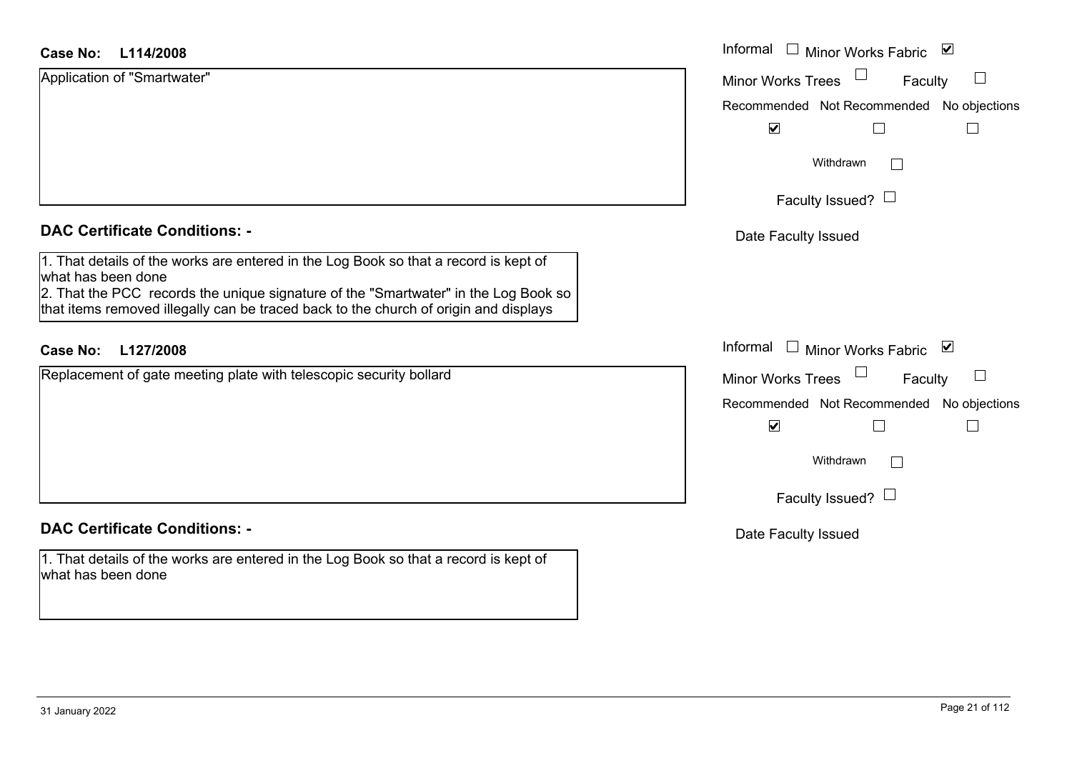**Case No: L114/2008**

Application of "Smartwater"

Informal ☐ Minor Works Fabric ☑
Minor Works Trees ☐ Faculty ☐

| Recommended | Not Recommended | No objections |
|---|---|---|
| ☑ | ☐ | ☐ |

Withdrawn ☐

Faculty Issued? ☐

Date Faculty Issued

**DAC Certificate Conditions: -**

1. That details of the works are entered in the Log Book so that a record is kept of what has been done
2. That the PCC records the unique signature of the "Smartwater" in the Log Book so that items removed illegally can be traced back to the church of origin and displays

**Case No: L127/2008**

Replacement of gate meeting plate with telescopic security bollard

Informal ☐ Minor Works Fabric ☑
Minor Works Trees ☐ Faculty ☐

| Recommended | Not Recommended | No objections |
|---|---|---|
| ☑ | ☐ | ☐ |

Withdrawn ☐

Faculty Issued? ☐

Date Faculty Issued

**DAC Certificate Conditions: -**

1. That details of the works are entered in the Log Book so that a record is kept of what has been done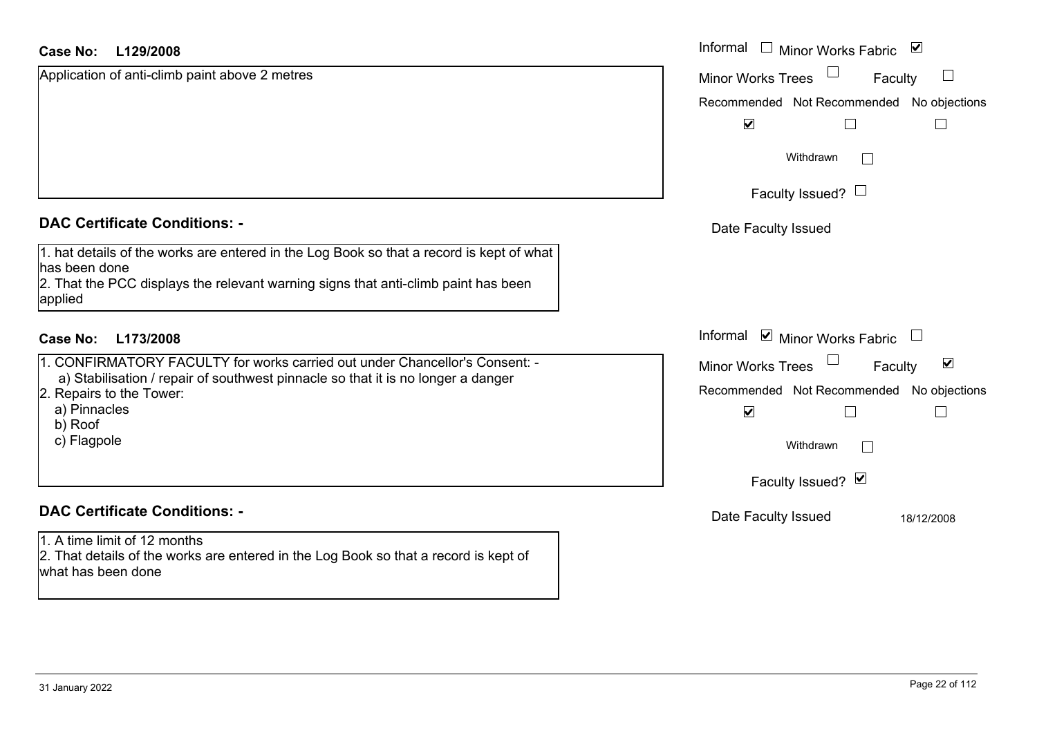**Case No: L129/2008**

Application of anti-climb paint above 2 metres

Informal ☐ Minor Works Fabric ☑
Minor Works Trees ☐ Faculty ☐

| Recommended | Not Recommended | No objections |
| --- | --- | --- |
| ☑ | ☐ | ☐ |

Withdrawn ☐

Faculty Issued? ☐

Date Faculty Issued

## DAC Certificate Conditions: -

1. hat details of the works are entered in the Log Book so that a record is kept of what has been done
2. That the PCC displays the relevant warning signs that anti-climb paint has been applied

**Case No: L173/2008**

1. CONFIRMATORY FACULTY for works carried out under Chancellor's Consent: -
   a) Stabilisation / repair of southwest pinnacle so that it is no longer a danger
2. Repairs to the Tower:
   a) Pinnacles
   b) Roof
   c) Flagpole

Informal ☑ Minor Works Fabric ☐
Minor Works Trees ☐ Faculty ☑

| Recommended | Not Recommended | No objections |
| --- | --- | --- |
| ☑ | ☐ | ☐ |

Withdrawn ☐

Faculty Issued? ☑

Date Faculty Issued 18/12/2008

## DAC Certificate Conditions: -

1. A time limit of 12 months
2. That details of the works are entered in the Log Book so that a record is kept of what has been done

31 January 2022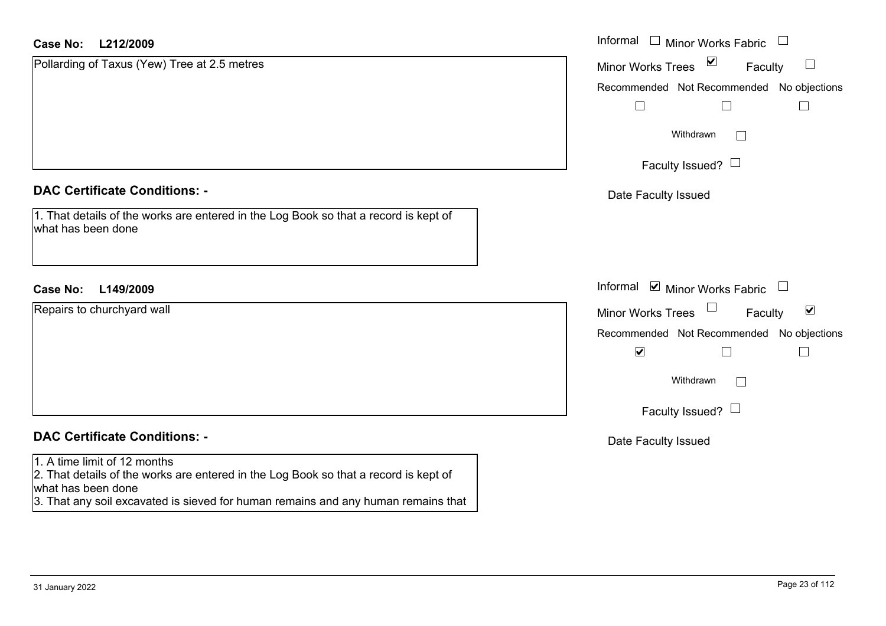**Case No: L212/2009**

Pollarding of Taxus (Yew) Tree at 2.5 metres

Informal ☐ Minor Works Fabric ☐

Minor Works Trees ☑ Faculty ☐

Recommended ☐ Not Recommended ☐ No objections ☐

Withdrawn ☐

Faculty Issued? ☐

Date Faculty Issued

### DAC Certificate Conditions: -

1. That details of the works are entered in the Log Book so that a record is kept of what has been done

**Case No: L149/2009**

Repairs to churchyard wall

Informal ☑ Minor Works Fabric ☐

Minor Works Trees ☐ Faculty ☑

Recommended ☑ Not Recommended ☐ No objections ☐

Withdrawn ☐

Faculty Issued? ☐

Date Faculty Issued

### DAC Certificate Conditions: -

1. A time limit of 12 months
2. That details of the works are entered in the Log Book so that a record is kept of what has been done
3. That any soil excavated is sieved for human remains and any human remains that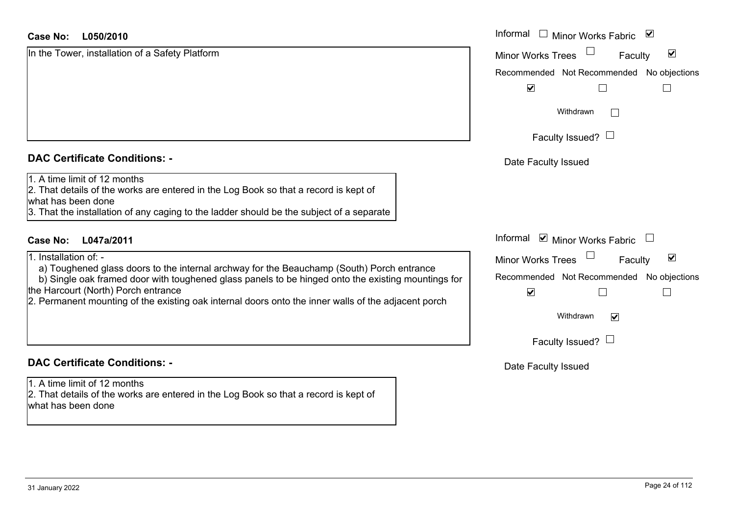**Case No: L050/2010**

In the Tower, installation of a Safety Platform

Informal ☐ Minor Works Fabric ☑

Minor Works Trees ☐ Faculty ☑

Recommended ☑ Not Recommended ☐ No objections ☐

Withdrawn ☐

Faculty Issued? ☐

Date Faculty Issued

## DAC Certificate Conditions: -

1. A time limit of 12 months
2. That details of the works are entered in the Log Book so that a record is kept of what has been done
3. That the installation of any caging to the ladder should be the subject of a separate

**Case No: L047a/2011**

1. Installation of: -
   a) Toughened glass doors to the internal archway for the Beauchamp (South) Porch entrance
   b) Single oak framed door with toughened glass panels to be hinged onto the existing mountings for the Harcourt (North) Porch entrance
2. Permanent mounting of the existing oak internal doors onto the inner walls of the adjacent porch

Informal ☑ Minor Works Fabric ☐

Minor Works Trees ☐ Faculty ☑

Recommended ☑ Not Recommended ☐ No objections ☐

Withdrawn ☑

Faculty Issued? ☐

Date Faculty Issued

## DAC Certificate Conditions: -

1. A time limit of 12 months
2. That details of the works are entered in the Log Book so that a record is kept of what has been done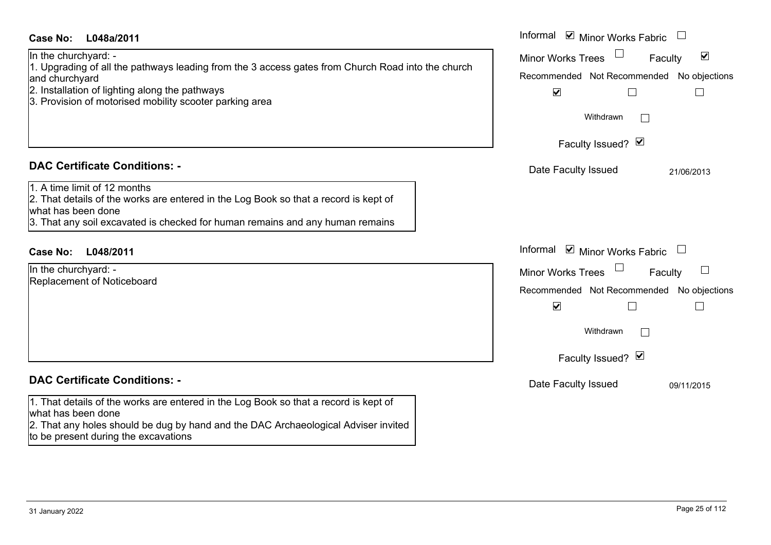**Case No: L048a/2011**

In the churchyard: -
1. Upgrading of all the pathways leading from the 3 access gates from Church Road into the church and churchyard
2. Installation of lighting along the pathways
3. Provision of motorised mobility scooter parking area

Informal ☑ Minor Works Fabric ☐
Minor Works Trees ☐ Faculty ☑

| Recommended | Not Recommended | No objections |
|---|---|---|
| ☑ | ☐ | ☐ |

Withdrawn ☐

Faculty Issued? ☑

Date Faculty Issued 21/06/2013

**DAC Certificate Conditions: -**

1. A time limit of 12 months
2. That details of the works are entered in the Log Book so that a record is kept of what has been done
3. That any soil excavated is checked for human remains and any human remains

**Case No: L048/2011**

In the churchyard: -
Replacement of Noticeboard

Informal ☑ Minor Works Fabric ☐
Minor Works Trees ☐ Faculty ☐

| Recommended | Not Recommended | No objections |
|---|---|---|
| ☑ | ☐ | ☐ |

Withdrawn ☐

Faculty Issued? ☑

Date Faculty Issued 09/11/2015

**DAC Certificate Conditions: -**

1. That details of the works are entered in the Log Book so that a record is kept of what has been done
2. That any holes should be dug by hand and the DAC Archaeological Adviser invited to be present during the excavations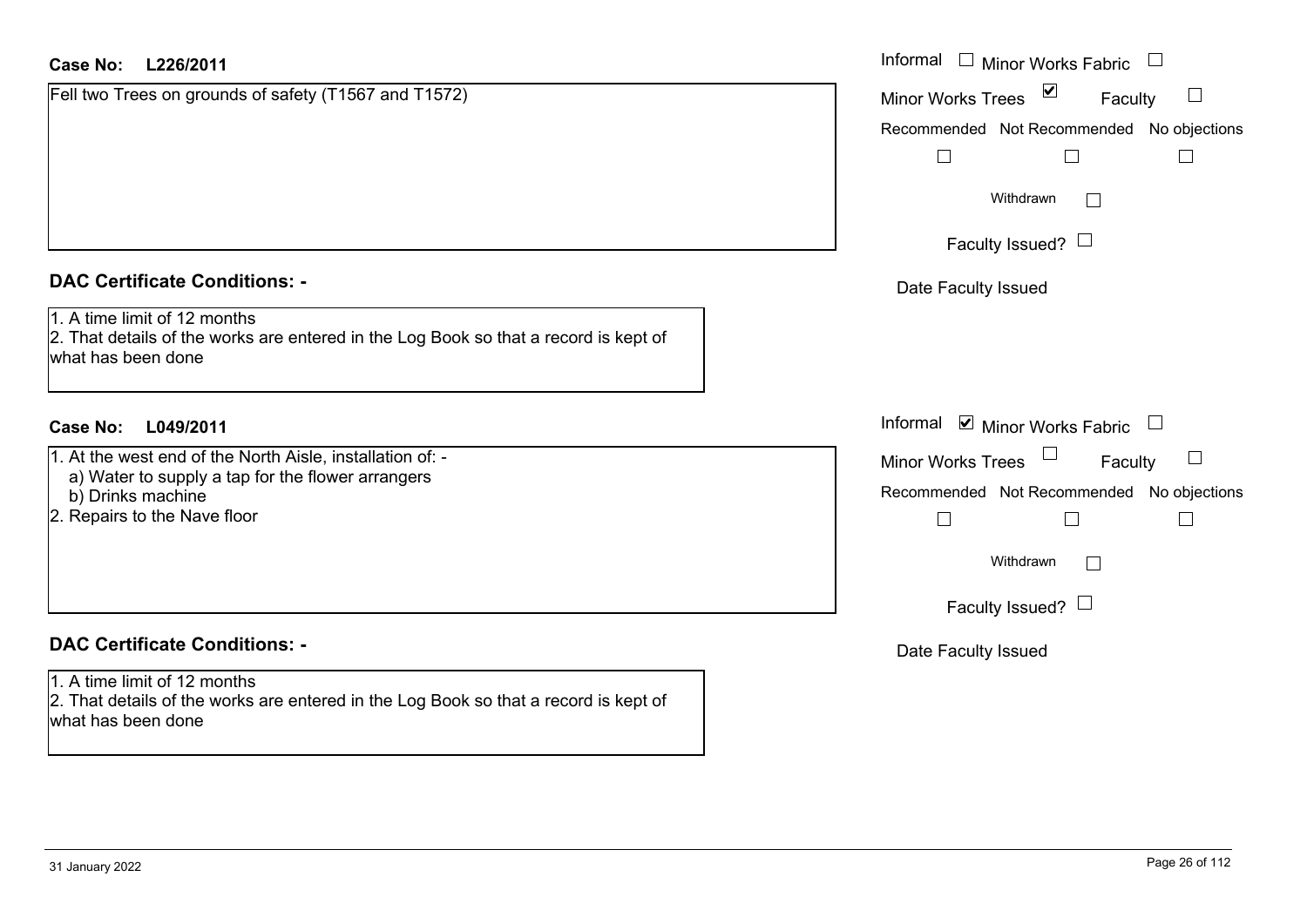**Case No: L226/2011**

Fell two Trees on grounds of safety (T1567 and T1572)

Informal ☐ Minor Works Fabric ☐

Minor Works Trees ☑ Faculty ☐

Recommended ☐ Not Recommended ☐ No objections ☐

Withdrawn ☐

Faculty Issued? ☐

Date Faculty Issued

**DAC Certificate Conditions: -**

1. A time limit of 12 months
2. That details of the works are entered in the Log Book so that a record is kept of what has been done

**Case No: L049/2011**

1. At the west end of the North Aisle, installation of: -
   a) Water to supply a tap for the flower arrangers
   b) Drinks machine
2. Repairs to the Nave floor

Informal ☑ Minor Works Fabric ☐

Minor Works Trees ☐ Faculty ☐

Recommended ☐ Not Recommended ☐ No objections ☐

Withdrawn ☐

Faculty Issued? ☐

Date Faculty Issued

**DAC Certificate Conditions: -**

1. A time limit of 12 months
2. That details of the works are entered in the Log Book so that a record is kept of what has been done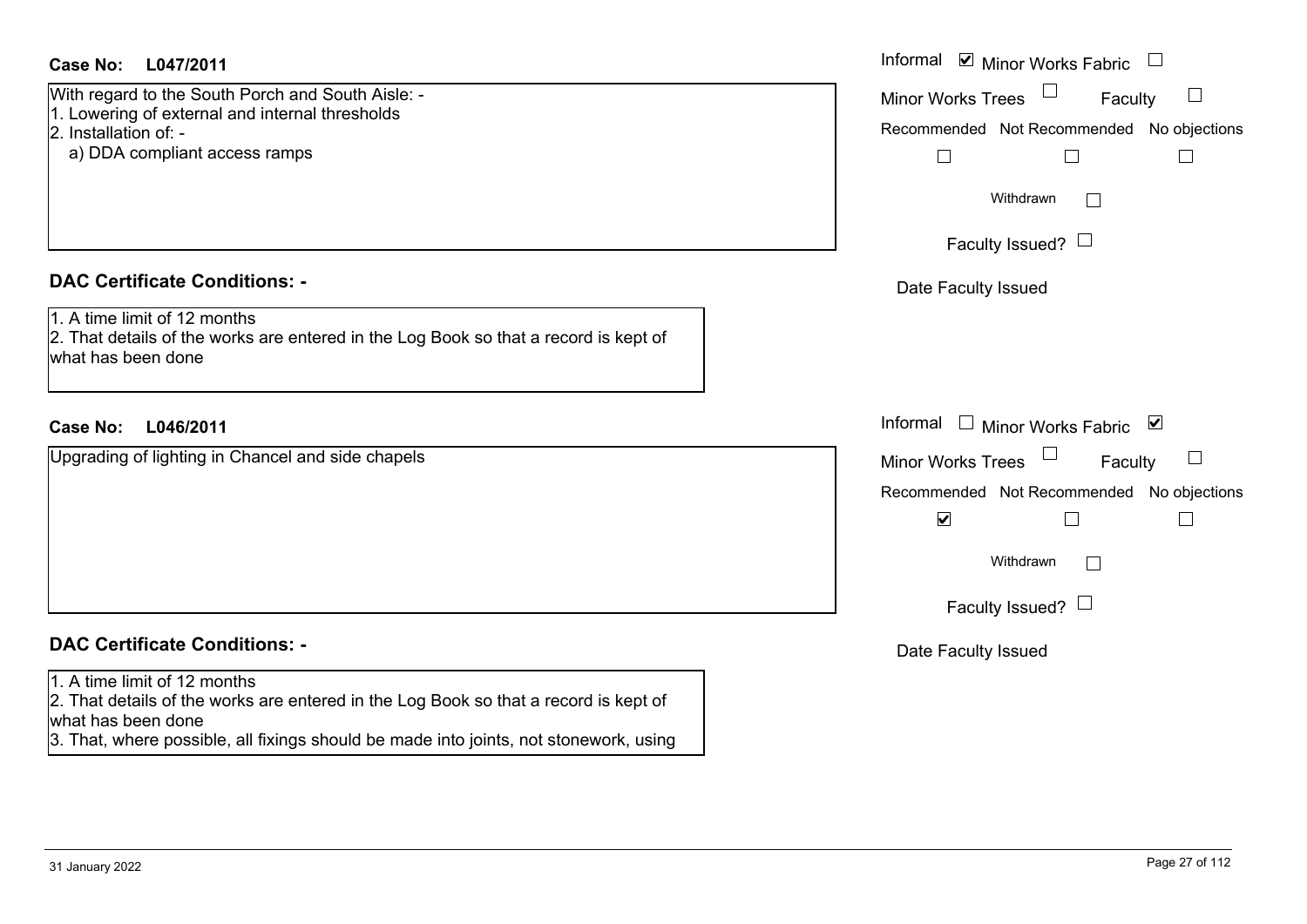**Case No: L047/2011**

Informal ☑ Minor Works Fabric ☐
Minor Works Trees ☐ Faculty ☐

Recommended ☐ Not Recommended ☐ No objections ☐

Withdrawn ☐

Faculty Issued? ☐

Date Faculty Issued

With regard to the South Porch and South Aisle: -
1. Lowering of external and internal thresholds
2. Installation of: -
   a) DDA compliant access ramps

## DAC Certificate Conditions: -

1. A time limit of 12 months
2. That details of the works are entered in the Log Book so that a record is kept of what has been done

**Case No: L046/2011**

Informal ☐ Minor Works Fabric ☑
Minor Works Trees ☐ Faculty ☐

Recommended ☑ Not Recommended ☐ No objections ☐

Withdrawn ☐

Faculty Issued? ☐

Date Faculty Issued

Upgrading of lighting in Chancel and side chapels

## DAC Certificate Conditions: -

1. A time limit of 12 months
2. That details of the works are entered in the Log Book so that a record is kept of what has been done
3. That, where possible, all fixings should be made into joints, not stonework, using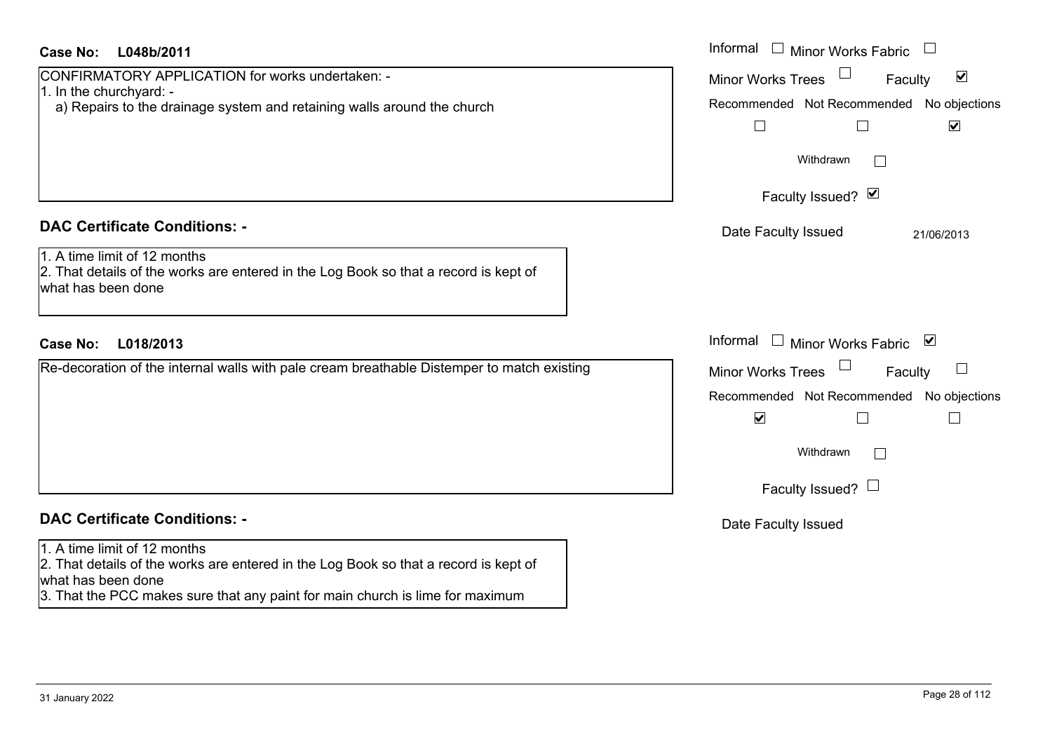**Case No: L048b/2011**

CONFIRMATORY APPLICATION for works undertaken: -

1. In the churchyard: -
   a) Repairs to the drainage system and retaining walls around the church

Informal ☐ Minor Works Fabric ☐
Minor Works Trees ☐ Faculty ☑

| Recommended | Not Recommended | No objections |
| --- | --- | --- |
| ☐ | ☐ | ☑ |

Withdrawn ☐

Faculty Issued? ☑

Date Faculty Issued 21/06/2013

## DAC Certificate Conditions: -

1. A time limit of 12 months
2. That details of the works are entered in the Log Book so that a record is kept of what has been done

**Case No: L018/2013**

Re-decoration of the internal walls with pale cream breathable Distemper to match existing

Informal ☐ Minor Works Fabric ☑
Minor Works Trees ☐ Faculty ☐

| Recommended | Not Recommended | No objections |
| --- | --- | --- |
| ☑ | ☐ | ☐ |

Withdrawn ☐

Faculty Issued? ☐

Date Faculty Issued

## DAC Certificate Conditions: -

1. A time limit of 12 months
2. That details of the works are entered in the Log Book so that a record is kept of what has been done
3. That the PCC makes sure that any paint for main church is lime for maximum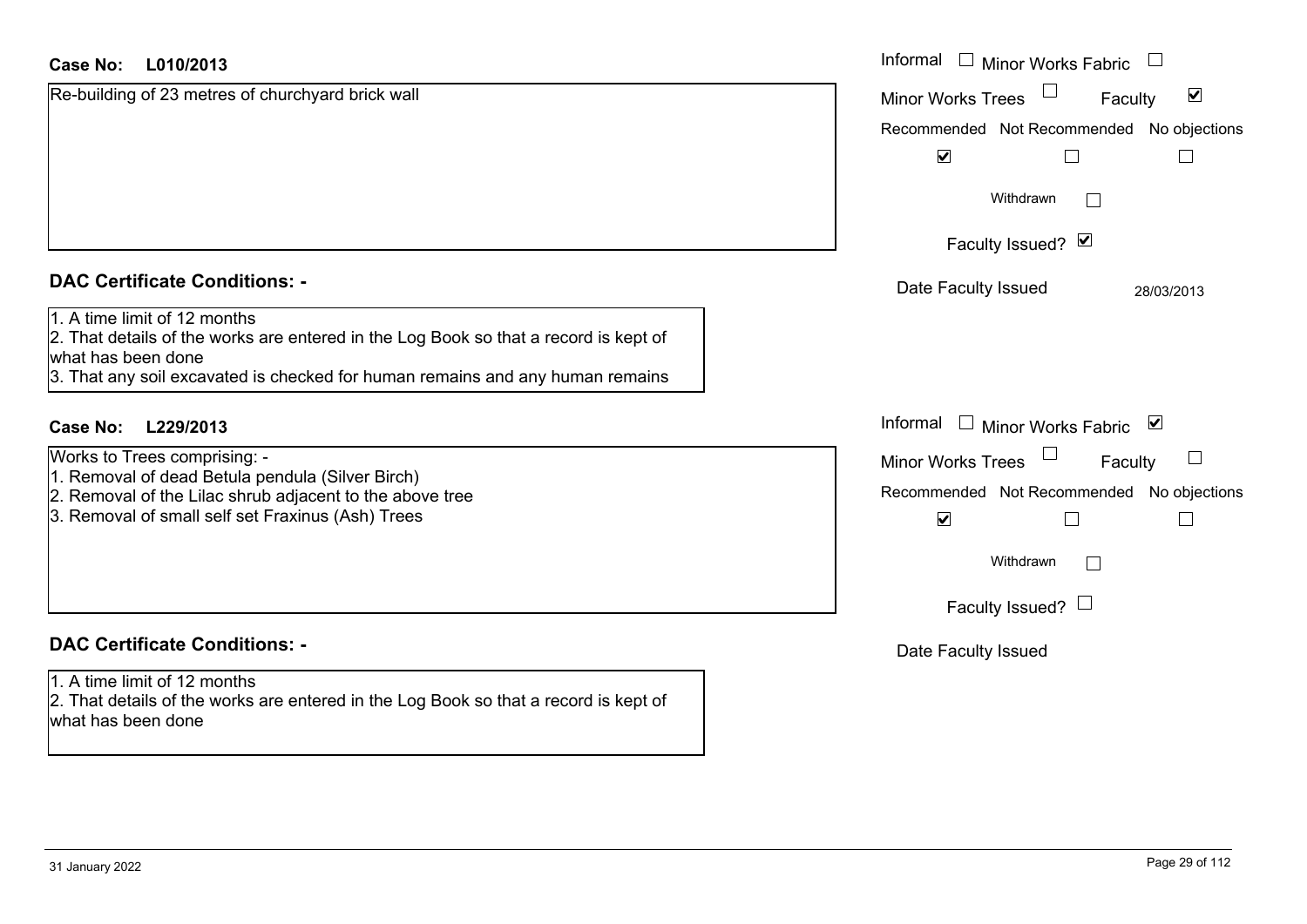**Case No: L010/2013**

Re-building of 23 metres of churchyard brick wall

Informal ☐ Minor Works Fabric ☐
Minor Works Trees ☐ Faculty ☑

| Recommended | Not Recommended | No objections |
|---|---|---|
| ☑ | ☐ | ☐ |

Withdrawn ☐

Faculty Issued? ☑

Date Faculty Issued 28/03/2013

## DAC Certificate Conditions: -

1. A time limit of 12 months
2. That details of the works are entered in the Log Book so that a record is kept of what has been done
3. That any soil excavated is checked for human remains and any human remains

**Case No: L229/2013**

Works to Trees comprising: -
1. Removal of dead Betula pendula (Silver Birch)
2. Removal of the Lilac shrub adjacent to the above tree
3. Removal of small self set Fraxinus (Ash) Trees

Informal ☐ Minor Works Fabric ☑
Minor Works Trees ☐ Faculty ☐

| Recommended | Not Recommended | No objections |
|---|---|---|
| ☑ | ☐ | ☐ |

Withdrawn ☐

Faculty Issued? ☐

Date Faculty Issued

## DAC Certificate Conditions: -

1. A time limit of 12 months
2. That details of the works are entered in the Log Book so that a record is kept of what has been done

31 January 2022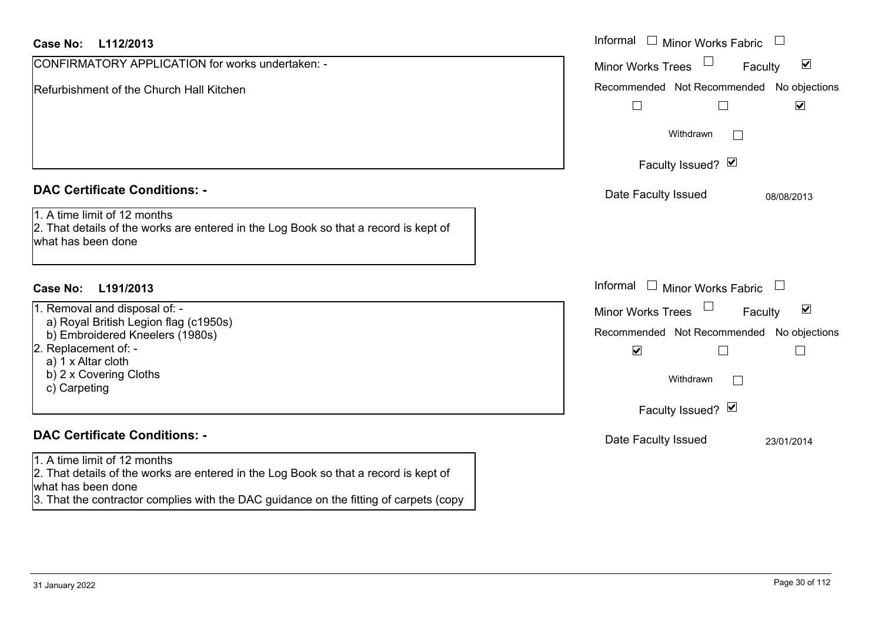**Case No: L112/2013**

CONFIRMATORY APPLICATION for works undertaken: -

Refurbishment of the Church Hall Kitchen

Informal ☐ Minor Works Fabric ☐

Minor Works Trees ☐ Faculty ☑

Recommended ☐ Not Recommended ☐ No objections ☑

Withdrawn ☐

Faculty Issued? ☑

Date Faculty Issued 08/08/2013

## DAC Certificate Conditions: -

1. A time limit of 12 months
2. That details of the works are entered in the Log Book so that a record is kept of what has been done

**Case No: L191/2013**

1. Removal and disposal of: -
   a) Royal British Legion flag (c1950s)
   b) Embroidered Kneelers (1980s)
2. Replacement of: -
   a) 1 x Altar cloth
   b) 2 x Covering Cloths
   c) Carpeting

Informal ☐ Minor Works Fabric ☐

Minor Works Trees ☐ Faculty ☑

Recommended ☑ Not Recommended ☐ No objections ☐

Withdrawn ☐

Faculty Issued? ☑

Date Faculty Issued 23/01/2014

## DAC Certificate Conditions: -

1. A time limit of 12 months
2. That details of the works are entered in the Log Book so that a record is kept of what has been done
3. That the contractor complies with the DAC guidance on the fitting of carpets (copy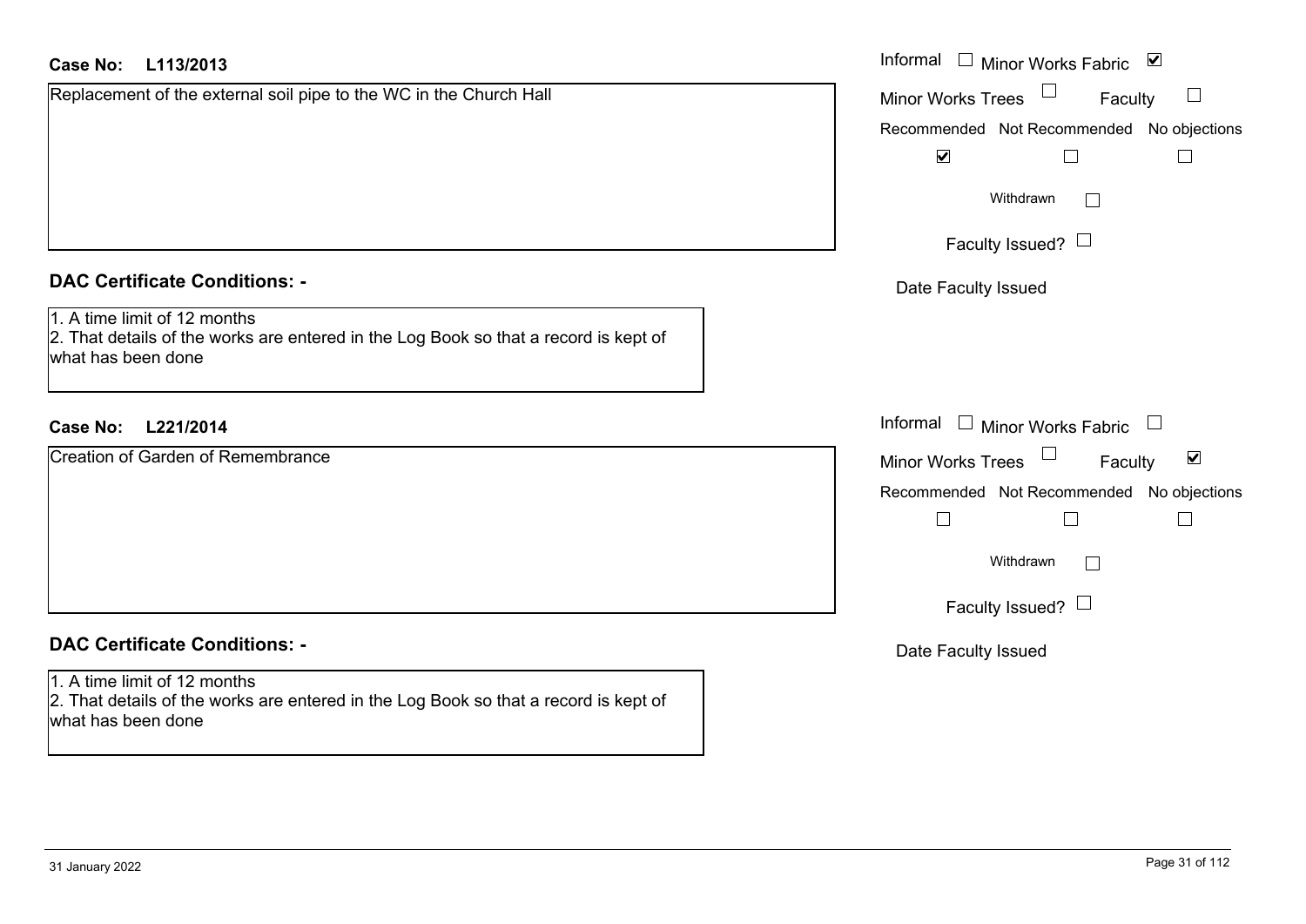**Case No: L113/2013**

Replacement of the external soil pipe to the WC in the Church Hall

Informal ☐ Minor Works Fabric ☑
Minor Works Trees ☐ Faculty ☐

| Recommended | Not Recommended | No objections |
| --- | --- | --- |
| ☑ | ☐ | ☐ |

Withdrawn ☐

Faculty Issued? ☐

Date Faculty Issued

## DAC Certificate Conditions: -

1. A time limit of 12 months
2. That details of the works are entered in the Log Book so that a record is kept of what has been done

**Case No: L221/2014**

Creation of Garden of Remembrance

Informal ☐ Minor Works Fabric ☐
Minor Works Trees ☐ Faculty ☑

| Recommended | Not Recommended | No objections |
| --- | --- | --- |
| ☐ | ☐ | ☐ |

Withdrawn ☐

Faculty Issued? ☐

Date Faculty Issued

## DAC Certificate Conditions: -

1. A time limit of 12 months
2. That details of the works are entered in the Log Book so that a record is kept of what has been done

31 January 2022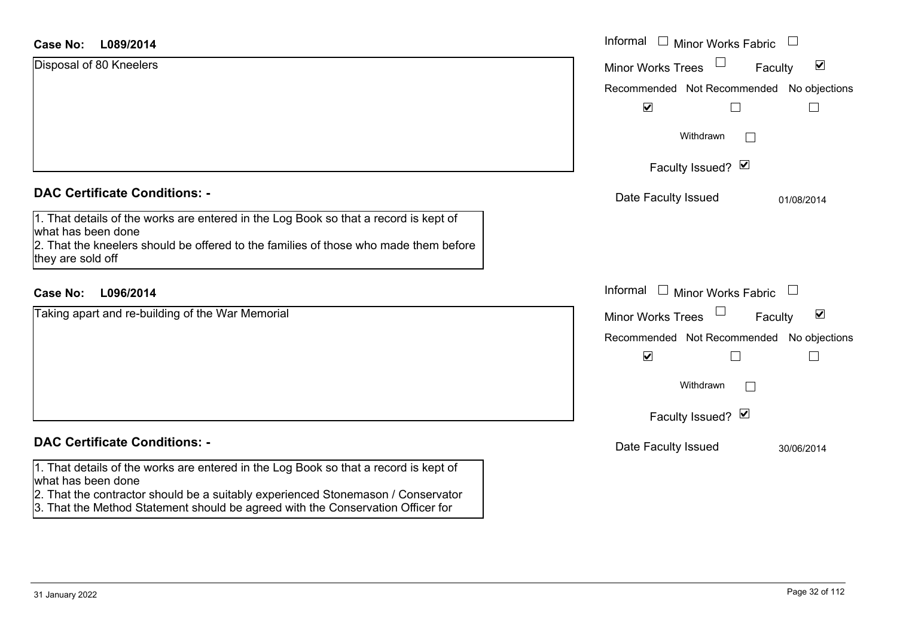**Case No: L089/2014**

Disposal of 80 Kneelers

Informal ☐ Minor Works Fabric ☐
Minor Works Trees ☐ Faculty ☑

| Recommended | Not Recommended | No objections |
|---|---|---|
| ☑ | ☐ | ☐ |

Withdrawn ☐

Faculty Issued? ☑

Date Faculty Issued 01/08/2014

**DAC Certificate Conditions: -**

1. That details of the works are entered in the Log Book so that a record is kept of what has been done
2. That the kneelers should be offered to the families of those who made them before they are sold off

**Case No: L096/2014**

Taking apart and re-building of the War Memorial

Informal ☐ Minor Works Fabric ☐
Minor Works Trees ☐ Faculty ☑

| Recommended | Not Recommended | No objections |
|---|---|---|
| ☑ | ☐ | ☐ |

Withdrawn ☐

Faculty Issued? ☑

Date Faculty Issued 30/06/2014

**DAC Certificate Conditions: -**

1. That details of the works are entered in the Log Book so that a record is kept of what has been done
2. That the contractor should be a suitably experienced Stonemason / Conservator
3. That the Method Statement should be agreed with the Conservation Officer for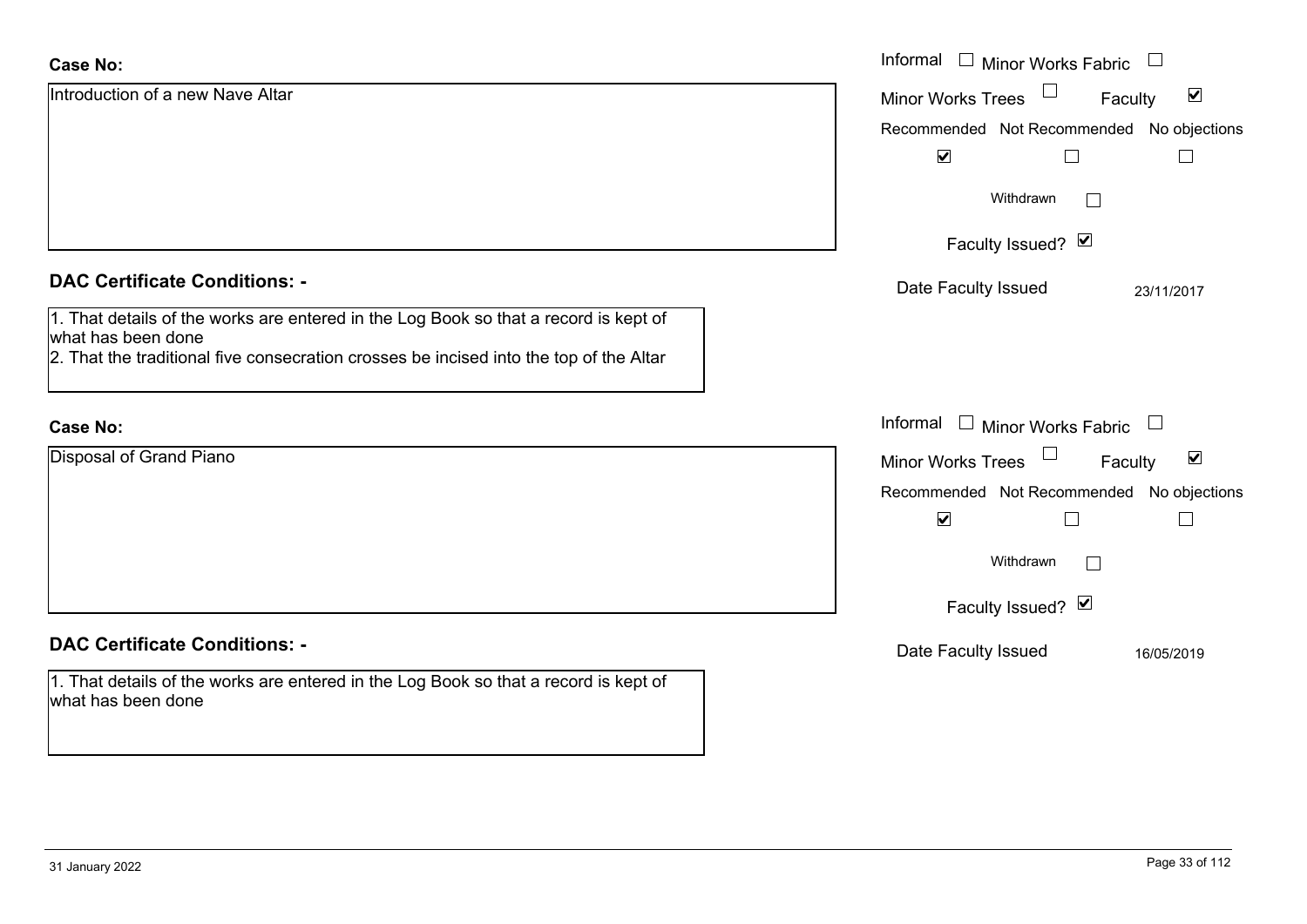**Case No:**

Introduction of a new Nave Altar

Informal ☐ Minor Works Fabric ☐

Minor Works Trees ☐ Faculty ☑

Recommended ☑ Not Recommended ☐ No objections ☐

Withdrawn ☐

Faculty Issued? ☑

Date Faculty Issued 23/11/2017

**DAC Certificate Conditions: -**

1. That details of the works are entered in the Log Book so that a record is kept of what has been done
2. That the traditional five consecration crosses be incised into the top of the Altar

**Case No:**

Disposal of Grand Piano

Informal ☐ Minor Works Fabric ☐

Minor Works Trees ☐ Faculty ☑

Recommended ☑ Not Recommended ☐ No objections ☐

Withdrawn ☐

Faculty Issued? ☑

Date Faculty Issued 16/05/2019

**DAC Certificate Conditions: -**

1. That details of the works are entered in the Log Book so that a record is kept of what has been done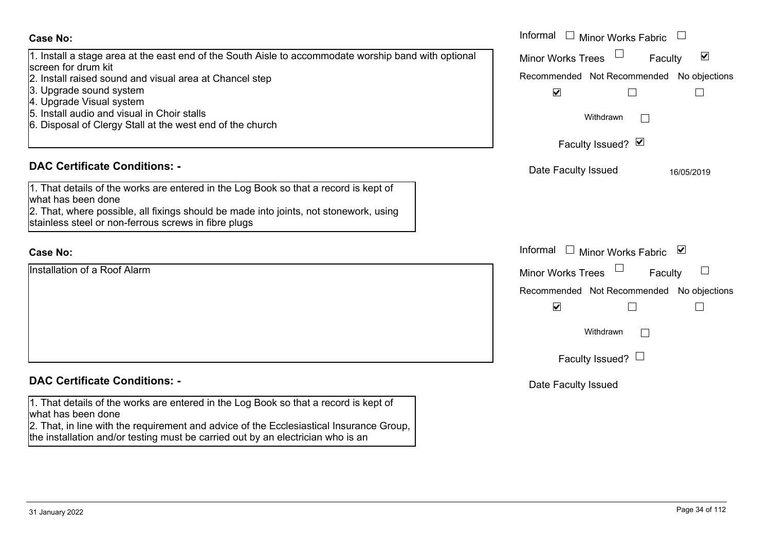**Case No:**

1. Install a stage area at the east end of the South Aisle to accommodate worship band with optional screen for drum kit
2. Install raised sound and visual area at Chancel step
3. Upgrade sound system
4. Upgrade Visual system
5. Install audio and visual in Choir stalls
6. Disposal of Clergy Stall at the west end of the church

Informal ☐ Minor Works Fabric ☐
Minor Works Trees ☐ Faculty ☑

Recommended ☑ Not Recommended ☐ No objections ☐

Withdrawn ☐

Faculty Issued? ☑

Date Faculty Issued 16/05/2019

**DAC Certificate Conditions: -**

1. That details of the works are entered in the Log Book so that a record is kept of what has been done
2. That, where possible, all fixings should be made into joints, not stonework, using stainless steel or non-ferrous screws in fibre plugs

**Case No:**

Installation of a Roof Alarm

Informal ☐ Minor Works Fabric ☑
Minor Works Trees ☐ Faculty ☐

Recommended ☑ Not Recommended ☐ No objections ☐

Withdrawn ☐

Faculty Issued? ☐

Date Faculty Issued

**DAC Certificate Conditions: -**

1. That details of the works are entered in the Log Book so that a record is kept of what has been done
2. That, in line with the requirement and advice of the Ecclesiastical Insurance Group, the installation and/or testing must be carried out by an electrician who is an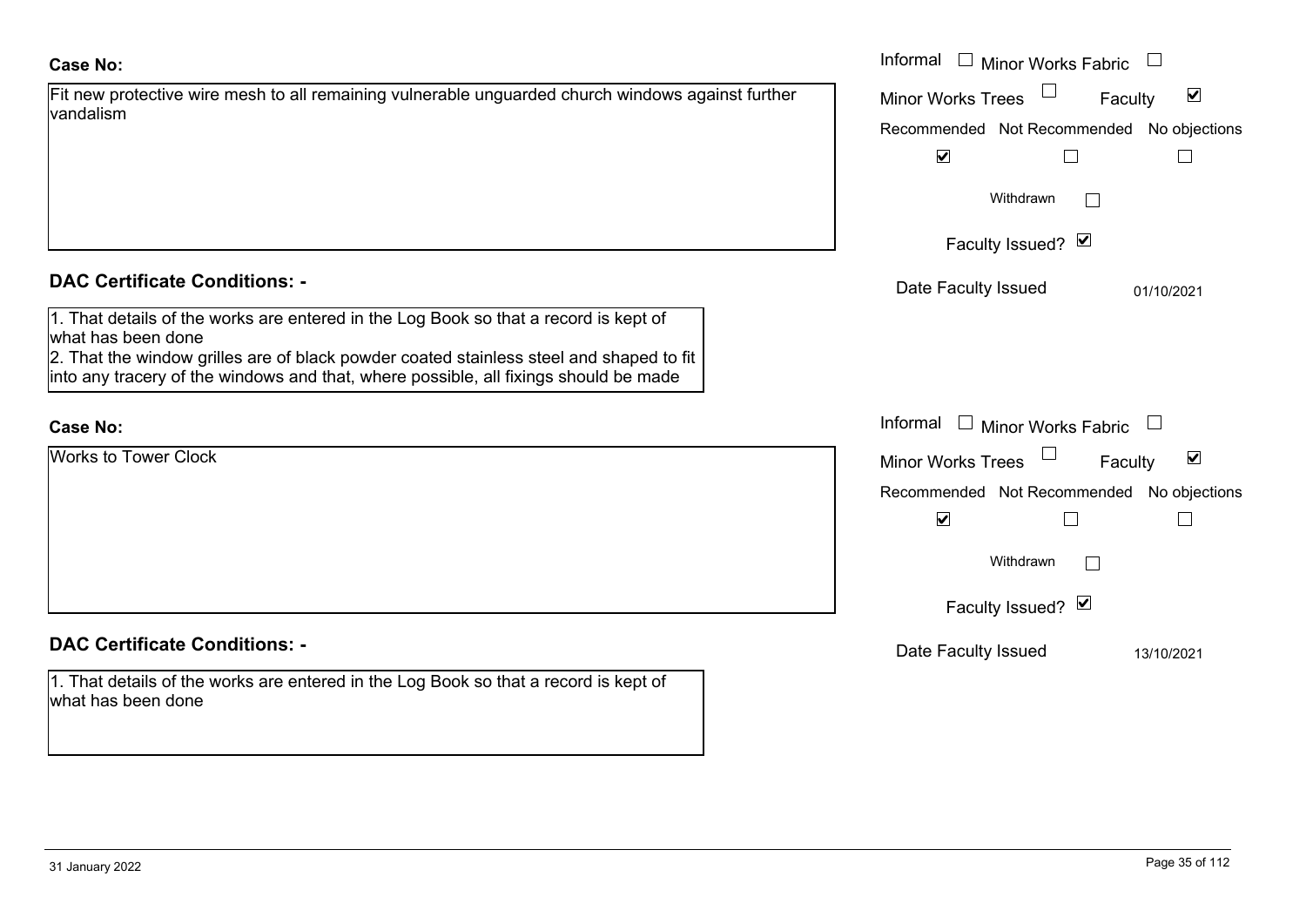**Case No:**

Fit new protective wire mesh to all remaining vulnerable unguarded church windows against further vandalism

Informal ☐ Minor Works Fabric ☐
Minor Works Trees ☐ Faculty ☑

Recommended ☑ Not Recommended ☐ No objections ☐

Withdrawn ☐

Faculty Issued? ☑

Date Faculty Issued 01/10/2021

**DAC Certificate Conditions: -**

1. That details of the works are entered in the Log Book so that a record is kept of what has been done
2. That the window grilles are of black powder coated stainless steel and shaped to fit into any tracery of the windows and that, where possible, all fixings should be made

**Case No:**

Works to Tower Clock

Informal ☐ Minor Works Fabric ☐
Minor Works Trees ☐ Faculty ☑

Recommended ☑ Not Recommended ☐ No objections ☐

Withdrawn ☐

Faculty Issued? ☑

Date Faculty Issued 13/10/2021

**DAC Certificate Conditions: -**

1. That details of the works are entered in the Log Book so that a record is kept of what has been done

31 January 2022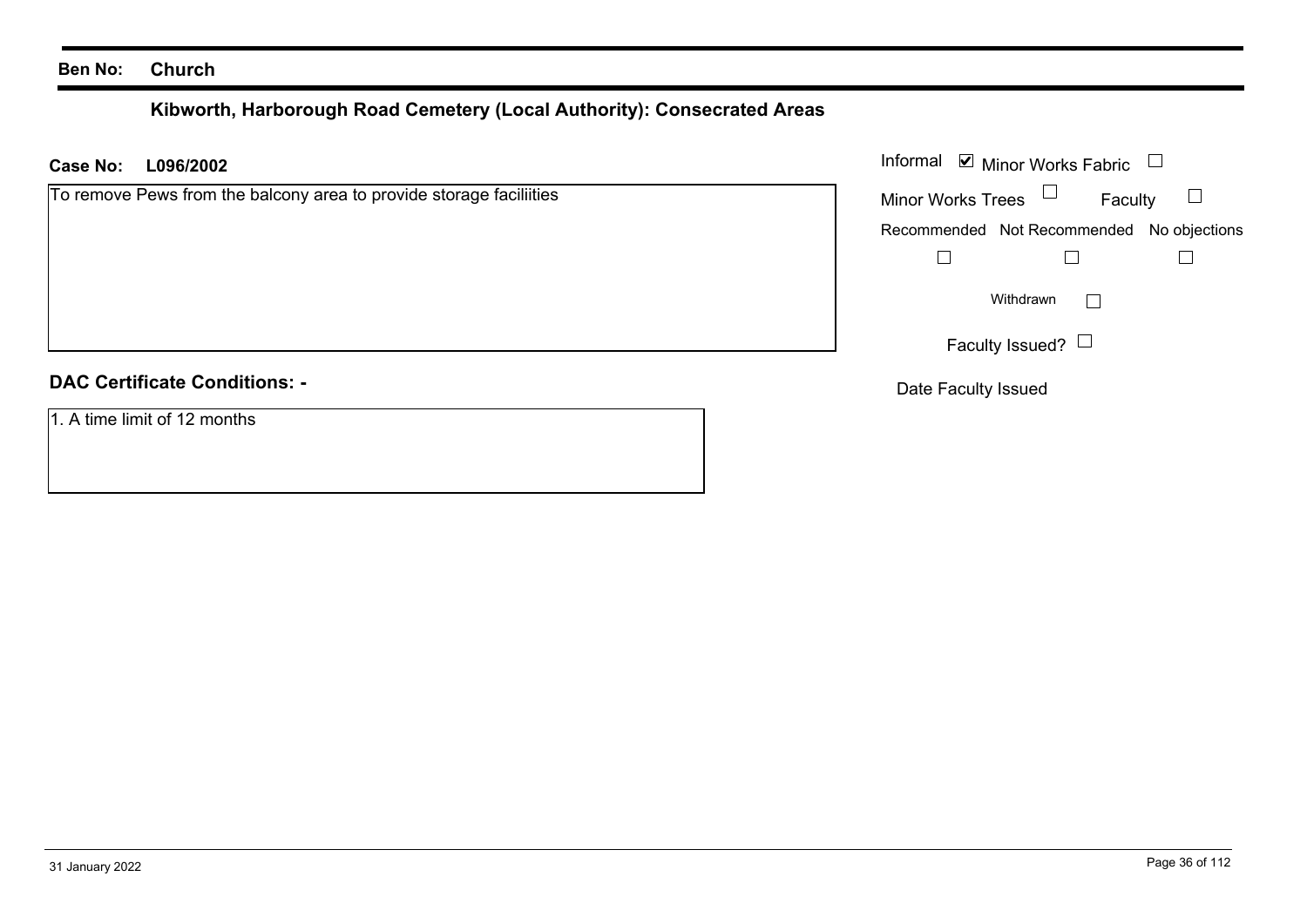**Ben No:** **Church**

## Kibworth, Harborough Road Cemetery (Local Authority): Consecrated Areas

**Case No:** **L096/2002**

To remove Pews from the balcony area to provide storage faciliities

Informal ☑ Minor Works Fabric ☐

Minor Works Trees ☐ Faculty ☐

Recommended ☐ Not Recommended ☐ No objections ☐

Withdrawn ☐

Faculty Issued? ☐

Date Faculty Issued

**DAC Certificate Conditions: -**

1. A time limit of 12 months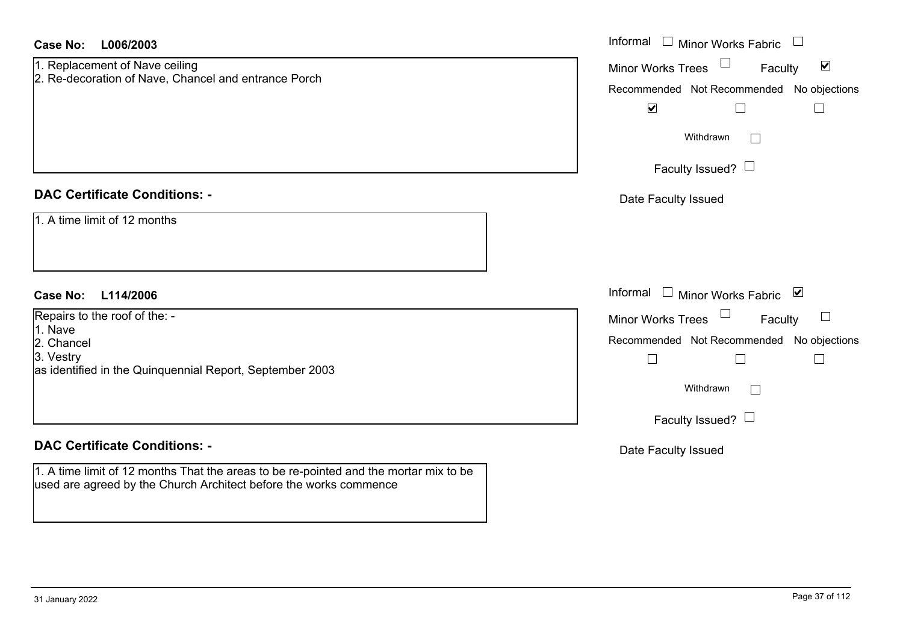**Case No:** **L006/2003**

1. Replacement of Nave ceiling
2. Re-decoration of Nave, Chancel and entrance Porch

Informal ☐ Minor Works Fabric ☐
Minor Works Trees ☐ Faculty ☑

Recommended ☑ Not Recommended ☐ No objections ☐

Withdrawn ☐

Faculty Issued? ☐

Date Faculty Issued

## DAC Certificate Conditions: -

1. A time limit of 12 months

**Case No:** **L114/2006**

Repairs to the roof of the: -
1. Nave
2. Chancel
3. Vestry

as identified in the Quinquennial Report, September 2003

Informal ☐ Minor Works Fabric ☑
Minor Works Trees ☐ Faculty ☐

Recommended ☐ Not Recommended ☐ No objections ☐

Withdrawn ☐

Faculty Issued? ☐

Date Faculty Issued

## DAC Certificate Conditions: -

1. A time limit of 12 months That the areas to be re-pointed and the mortar mix to be used are agreed by the Church Architect before the works commence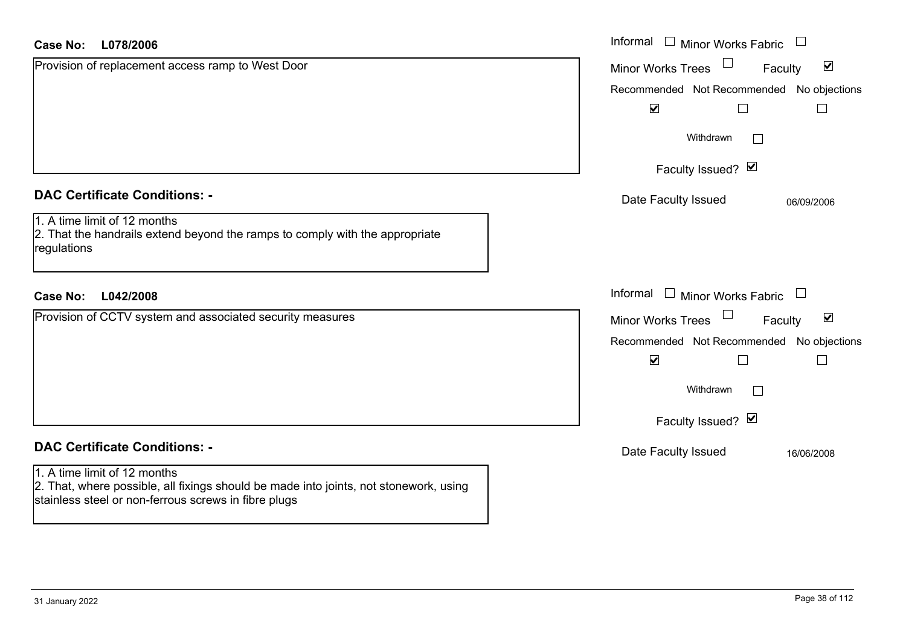**Case No:** **L078/2006**

Provision of replacement access ramp to West Door

Informal ☐ Minor Works Fabric ☐

Minor Works Trees ☐ Faculty ☑

| Recommended | Not Recommended | No objections |
|---|---|---|
| ☑ | ☐ | ☐ |

Withdrawn ☐

Faculty Issued? ☑

Date Faculty Issued 06/09/2006

## DAC Certificate Conditions: -

1. A time limit of 12 months
2. That the handrails extend beyond the ramps to comply with the appropriate regulations

**Case No:** **L042/2008**

Provision of CCTV system and associated security measures

Informal ☐ Minor Works Fabric ☐

Minor Works Trees ☐ Faculty ☑

| Recommended | Not Recommended | No objections |
|---|---|---|
| ☑ | ☐ | ☐ |

Withdrawn ☐

Faculty Issued? ☑

Date Faculty Issued 16/06/2008

## DAC Certificate Conditions: -

1. A time limit of 12 months
2. That, where possible, all fixings should be made into joints, not stonework, using stainless steel or non-ferrous screws in fibre plugs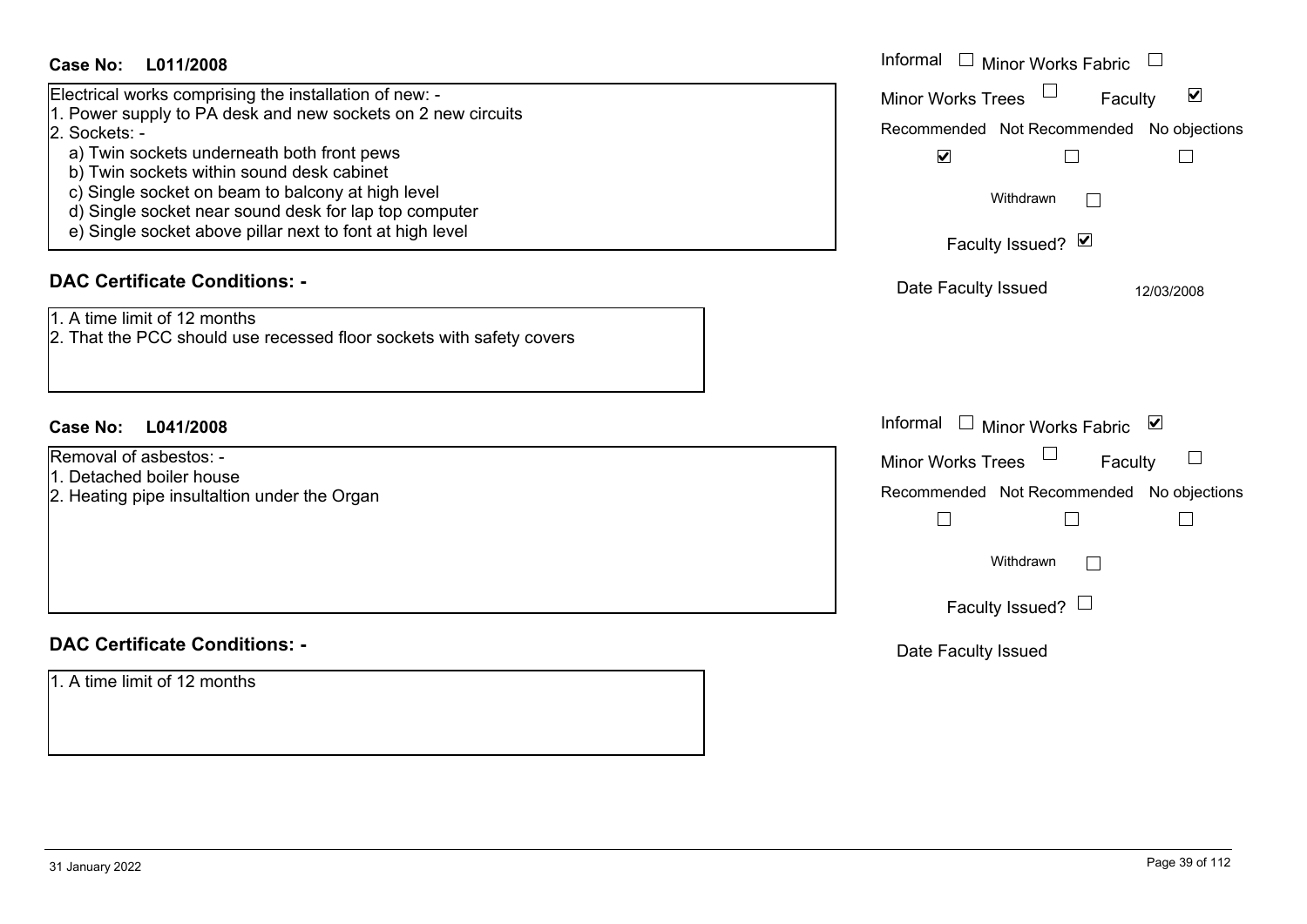**Case No: L011/2008**

Electrical works comprising the installation of new: -
1. Power supply to PA desk and new sockets on 2 new circuits
2. Sockets: -
   a) Twin sockets underneath both front pews
   b) Twin sockets within sound desk cabinet
   c) Single socket on beam to balcony at high level
   d) Single socket near sound desk for lap top computer
   e) Single socket above pillar next to font at high level

Informal ☐ Minor Works Fabric ☐
Minor Works Trees ☐ Faculty ☑
Recommended ☑ Not Recommended ☐ No objections ☐
Withdrawn ☐
Faculty Issued? ☑
Date Faculty Issued 12/03/2008

**DAC Certificate Conditions: -**

1. A time limit of 12 months
2. That the PCC should use recessed floor sockets with safety covers

**Case No: L041/2008**

Removal of asbestos: -
1. Detached boiler house
2. Heating pipe insultaltion under the Organ

Informal ☐ Minor Works Fabric ☑
Minor Works Trees ☐ Faculty ☐
Recommended ☐ Not Recommended ☐ No objections ☐
Withdrawn ☐
Faculty Issued? ☐
Date Faculty Issued

**DAC Certificate Conditions: -**

1. A time limit of 12 months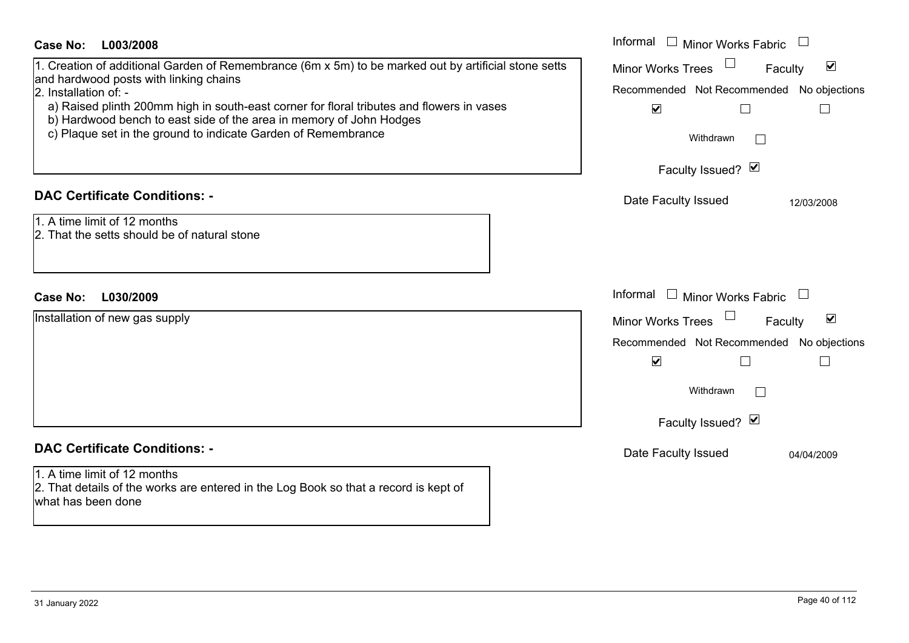**Case No: L003/2008**

1. Creation of additional Garden of Remembrance (6m x 5m) to be marked out by artificial stone setts and hardwood posts with linking chains
2. Installation of: -
   a) Raised plinth 200mm high in south-east corner for floral tributes and flowers in vases
   b) Hardwood bench to east side of the area in memory of John Hodges
   c) Plaque set in the ground to indicate Garden of Remembrance

| Informal ☐ | Minor Works Fabric ☐ | |
|---|---|---|
| Minor Works Trees ☐ | Faculty ☑ | |
| Recommended | Not Recommended | No objections |
| ☑ | ☐ | ☐ |

Withdrawn ☐

Faculty Issued? ☑

Date Faculty Issued: 12/03/2008

## DAC Certificate Conditions: -

1. A time limit of 12 months
2. That the setts should be of natural stone

**Case No: L030/2009**

Installation of new gas supply

| Informal ☐ | Minor Works Fabric ☐ | |
|---|---|---|
| Minor Works Trees ☐ | Faculty ☑ | |
| Recommended | Not Recommended | No objections |
| ☑ | ☐ | ☐ |

Withdrawn ☐

Faculty Issued? ☑

Date Faculty Issued: 04/04/2009

## DAC Certificate Conditions: -

1. A time limit of 12 months
2. That details of the works are entered in the Log Book so that a record is kept of what has been done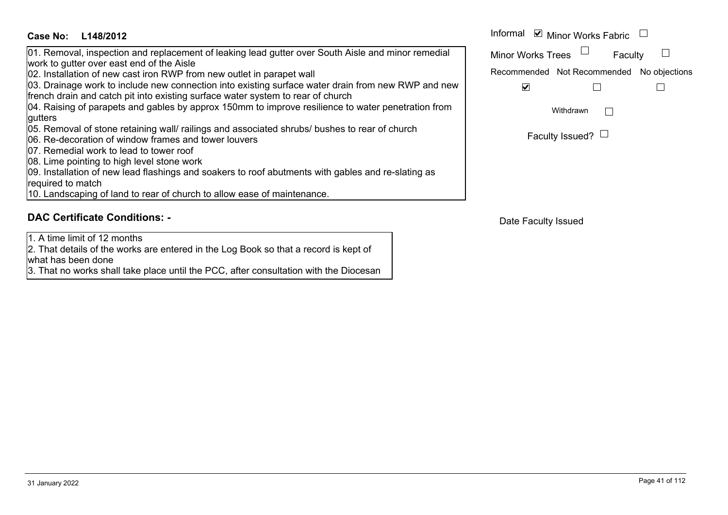**Case No: L148/2012**

Informal ☑ Minor Works Fabric ☐

Minor Works Trees ☐ Faculty ☐

| Recommended | Not Recommended | No objections |
|---|---|---|
| ☑ | ☐ | ☐ |

Withdrawn ☐

Faculty Issued? ☐

01. Removal, inspection and replacement of leaking lead gutter over South Aisle and minor remedial work to gutter over east end of the Aisle
02. Installation of new cast iron RWP from new outlet in parapet wall
03. Drainage work to include new connection into existing surface water drain from new RWP and new french drain and catch pit into existing surface water system to rear of church
04. Raising of parapets and gables by approx 150mm to improve resilience to water penetration from gutters
05. Removal of stone retaining wall/ railings and associated shrubs/ bushes to rear of church
06. Re-decoration of window frames and tower louvers
07. Remedial work to lead to tower roof
08. Lime pointing to high level stone work
09. Installation of new lead flashings and soakers to roof abutments with gables and re-slating as required to match
10. Landscaping of land to rear of church to allow ease of maintenance.

## DAC Certificate Conditions: -

1. A time limit of 12 months
2. That details of the works are entered in the Log Book so that a record is kept of what has been done
3. That no works shall take place until the PCC, after consultation with the Diocesan

Date Faculty Issued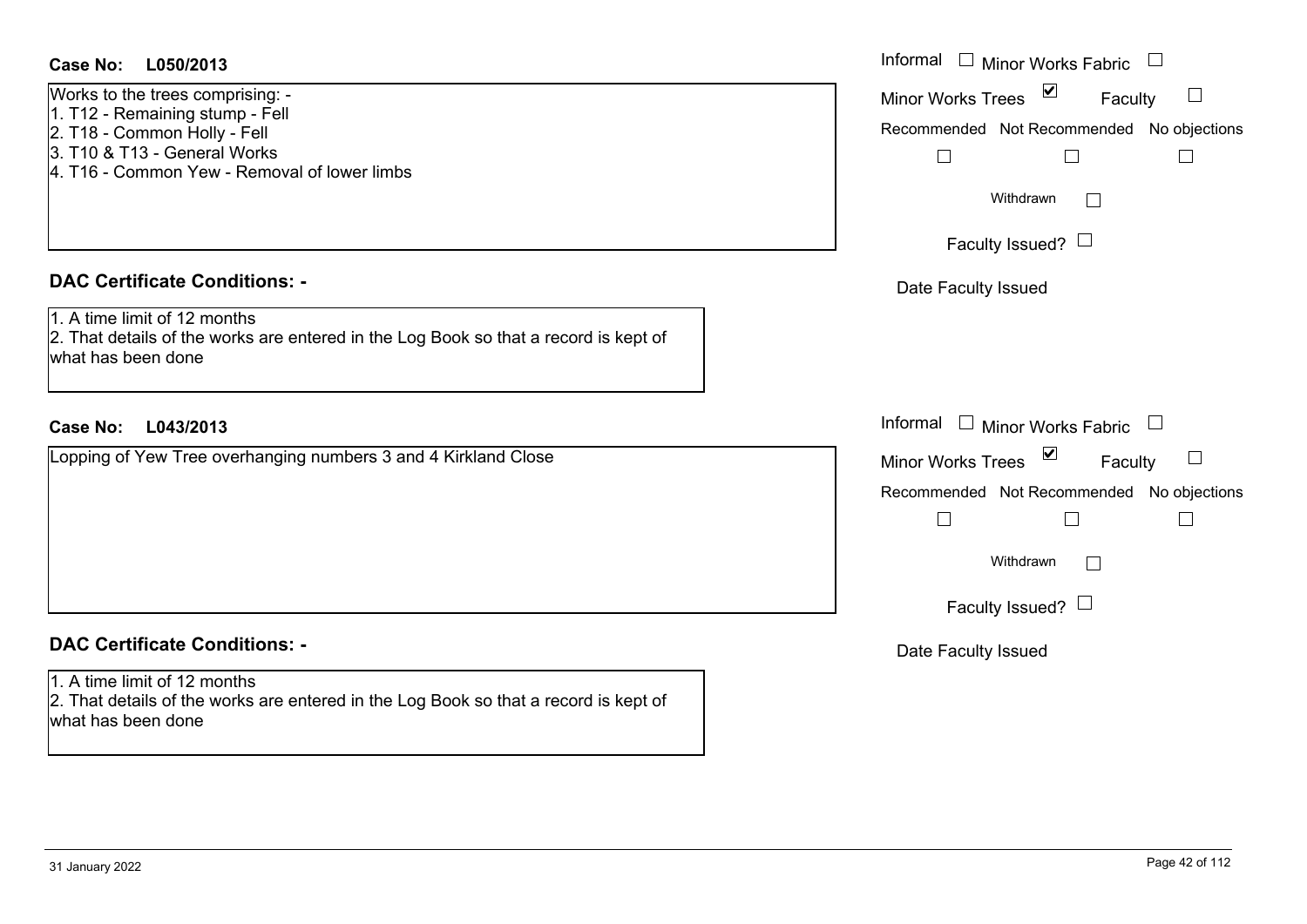**Case No: L050/2013**

Works to the trees comprising: -
1. T12 - Remaining stump - Fell
2. T18 - Common Holly - Fell
3. T10 & T13 - General Works
4. T16 - Common Yew - Removal of lower limbs

Informal ☐ Minor Works Fabric ☐
Minor Works Trees ☑ Faculty ☐

Recommended ☐ Not Recommended ☐ No objections ☐

Withdrawn ☐

Faculty Issued? ☐

Date Faculty Issued

## DAC Certificate Conditions: -

1. A time limit of 12 months
2. That details of the works are entered in the Log Book so that a record is kept of what has been done

**Case No: L043/2013**

Lopping of Yew Tree overhanging numbers 3 and 4 Kirkland Close

Informal ☐ Minor Works Fabric ☐
Minor Works Trees ☑ Faculty ☐

Recommended ☐ Not Recommended ☐ No objections ☐

Withdrawn ☐

Faculty Issued? ☐

Date Faculty Issued

## DAC Certificate Conditions: -

1. A time limit of 12 months
2. That details of the works are entered in the Log Book so that a record is kept of what has been done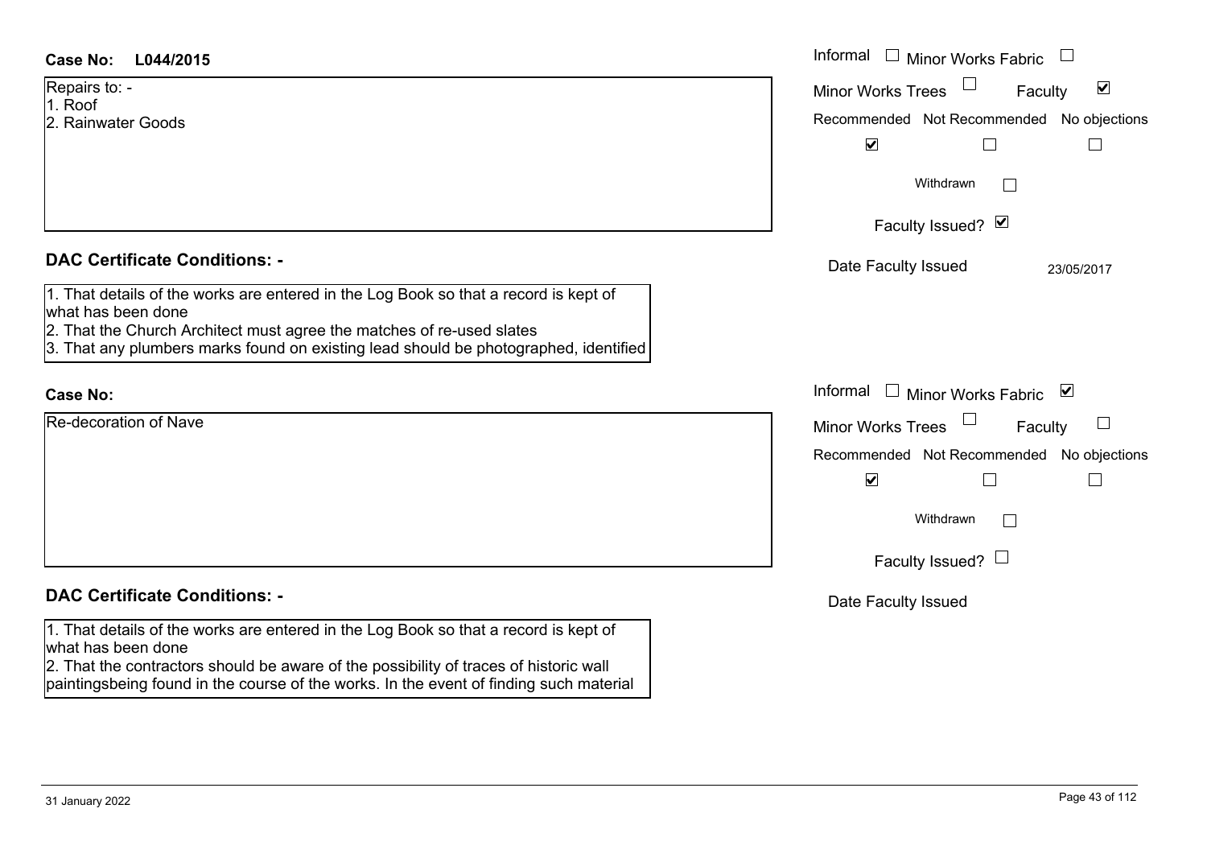**Case No: L044/2015**

Repairs to: -
1. Roof
2. Rainwater Goods

Informal ☐ Minor Works Fabric ☐
Minor Works Trees ☐ Faculty ☑

| Recommended | Not Recommended | No objections |
|---|---|---|
| ☑ | ☐ | ☐ |

Withdrawn ☐

Faculty Issued? ☑

Date Faculty Issued 23/05/2017

## DAC Certificate Conditions: -

1. That details of the works are entered in the Log Book so that a record is kept of what has been done
2. That the Church Architect must agree the matches of re-used slates
3. That any plumbers marks found on existing lead should be photographed, identified

**Case No:**

Re-decoration of Nave

Informal ☐ Minor Works Fabric ☑
Minor Works Trees ☐ Faculty ☐

| Recommended | Not Recommended | No objections |
|---|---|---|
| ☑ | ☐ | ☐ |

Withdrawn ☐

Faculty Issued? ☐

Date Faculty Issued

## DAC Certificate Conditions: -

1. That details of the works are entered in the Log Book so that a record is kept of what has been done
2. That the contractors should be aware of the possibility of traces of historic wall paintingsbeing found in the course of the works. In the event of finding such material

31 January 2022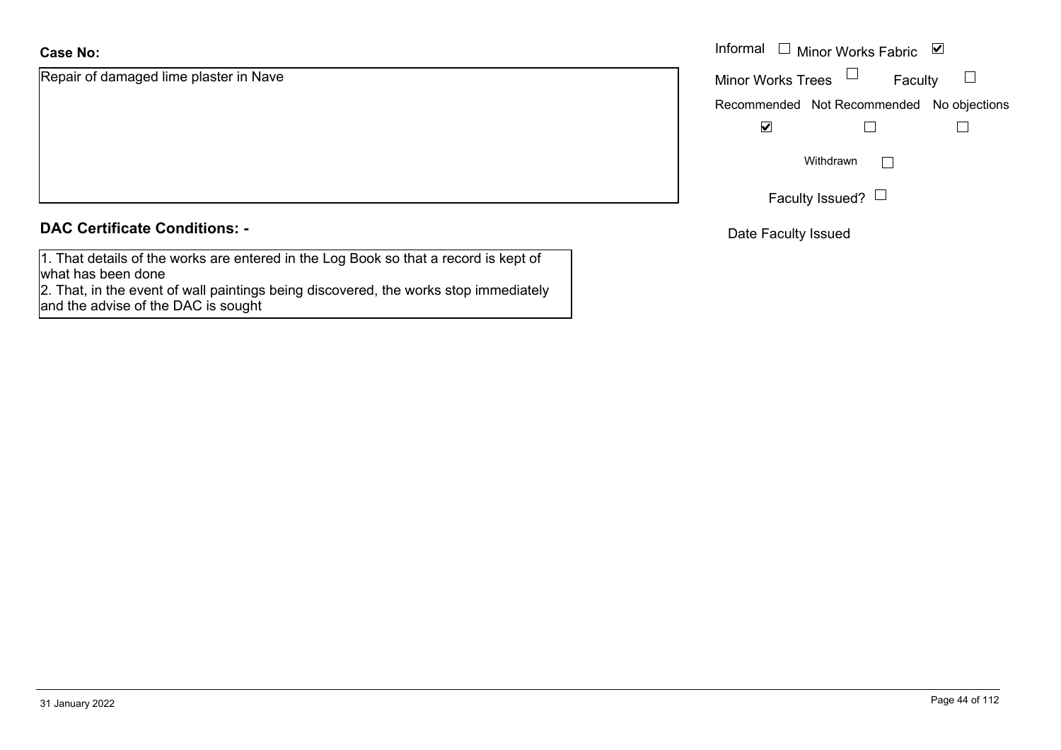**Case No:**

Repair of damaged lime plaster in Nave

Informal ☐ Minor Works Fabric ☑

Minor Works Trees ☐ Faculty ☐

| Recommended | Not Recommended | No objections |
| --- | --- | --- |
| ☑ | ☐ | ☐ |

Withdrawn ☐

Faculty Issued? ☐

Date Faculty Issued

**DAC Certificate Conditions: -**

1. That details of the works are entered in the Log Book so that a record is kept of what has been done
2. That, in the event of wall paintings being discovered, the works stop immediately and the advise of the DAC is sought

31 January 2022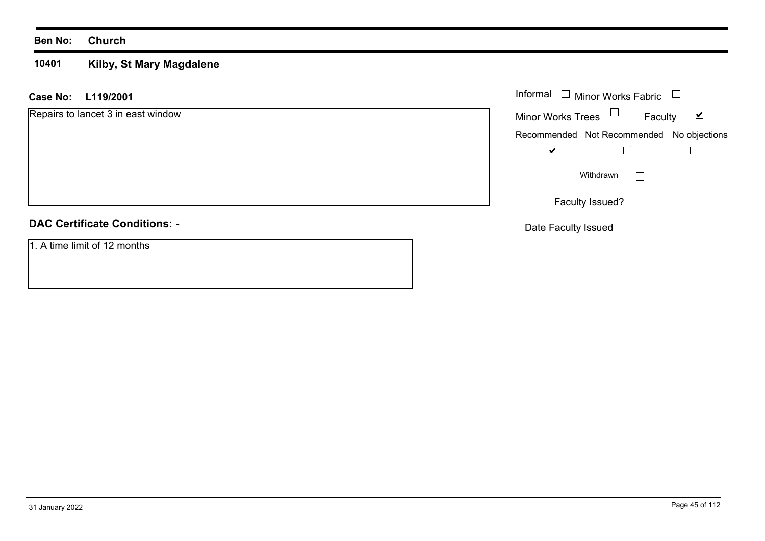**Ben No:** **Church**

**10401** **Kilby, St Mary Magdalene**

**Case No:** **L119/2001**

Repairs to lancet 3 in east window

Informal ☐ Minor Works Fabric ☐

Minor Works Trees ☐ Faculty ☑

| Recommended | Not Recommended | No objections |
| --- | --- | --- |
| ☑ | ☐ | ☐ |

Withdrawn ☐

Faculty Issued? ☐

Date Faculty Issued

**DAC Certificate Conditions: -**

1. A time limit of 12 months

31 January 2022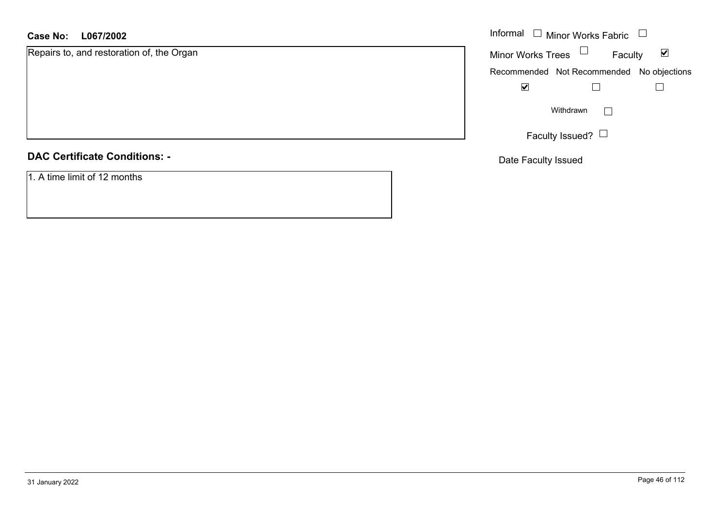**Case No: L067/2002**

Repairs to, and restoration of, the Organ

Informal ☐ Minor Works Fabric ☐

Minor Works Trees ☐ Faculty ☑

| Recommended | Not Recommended | No objections |
|---|---|---|
| ☑ | ☐ | ☐ |

Withdrawn ☐

Faculty Issued? ☐

Date Faculty Issued

## DAC Certificate Conditions: -

1. A time limit of 12 months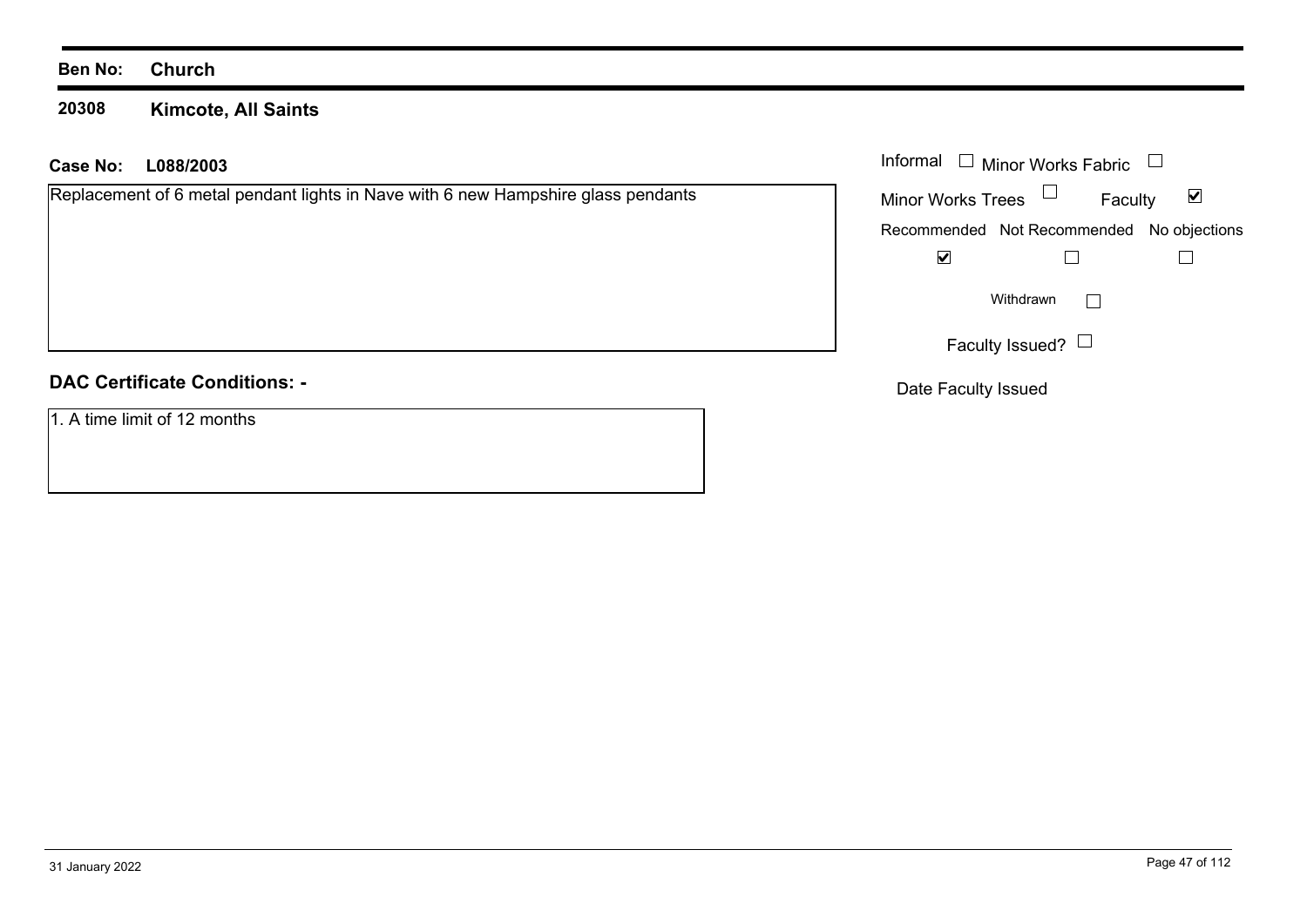**Ben No:** **Church**

**20308** **Kimcote, All Saints**

**Case No:** **L088/2003**

Replacement of 6 metal pendant lights in Nave with 6 new Hampshire glass pendants

| Informal | ☐ | Minor Works Fabric | ☐ |
|---|---|---|---|
| Minor Works Trees | ☐ | Faculty | ☑ |

| Recommended | Not Recommended | No objections |
|---|---|---|
| ☑ | ☐ | ☐ |

Withdrawn ☐

Faculty Issued? ☐

Date Faculty Issued

## DAC Certificate Conditions: -

1. A time limit of 12 months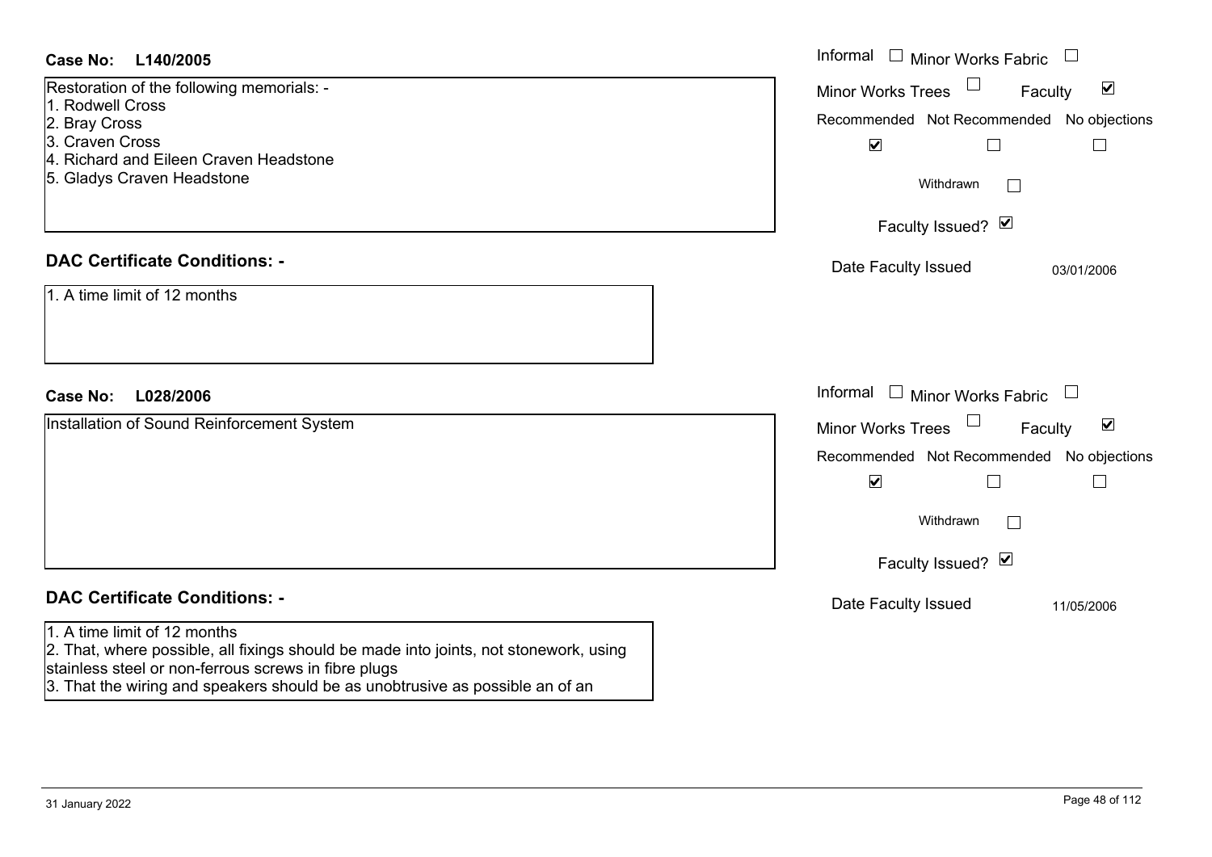**Case No: L140/2005**

Restoration of the following memorials: -
1. Rodwell Cross
2. Bray Cross
3. Craven Cross
4. Richard and Eileen Craven Headstone
5. Gladys Craven Headstone

Informal ☐ Minor Works Fabric ☐
Minor Works Trees ☐ Faculty ☑
Recommended ☑ Not Recommended ☐ No objections ☐
Withdrawn ☐
Faculty Issued? ☑
Date Faculty Issued 03/01/2006

**DAC Certificate Conditions: -**

1. A time limit of 12 months

**Case No: L028/2006**

Installation of Sound Reinforcement System

Informal ☐ Minor Works Fabric ☐
Minor Works Trees ☐ Faculty ☑
Recommended ☑ Not Recommended ☐ No objections ☐
Withdrawn ☐
Faculty Issued? ☑
Date Faculty Issued 11/05/2006

**DAC Certificate Conditions: -**

1. A time limit of 12 months
2. That, where possible, all fixings should be made into joints, not stonework, using stainless steel or non-ferrous screws in fibre plugs
3. That the wiring and speakers should be as unobtrusive as possible an of an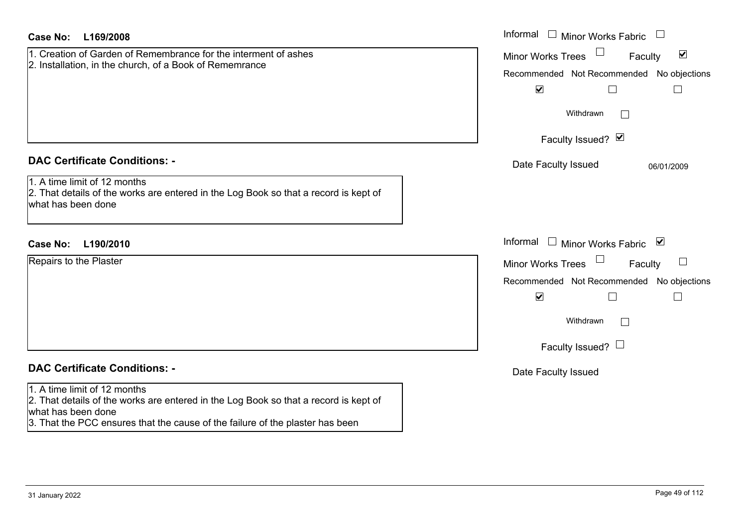**Case No: L169/2008**

1. Creation of Garden of Remembrance for the interment of ashes
2. Installation, in the church, of a Book of Rememrance

Informal ☐ Minor Works Fabric ☐
Minor Works Trees ☐ Faculty ☑

| Recommended | Not Recommended | No objections |
| --- | --- | --- |
| ☑ | ☐ | ☐ |

Withdrawn ☐

Faculty Issued? ☑

Date Faculty Issued 06/01/2009

## DAC Certificate Conditions: -

1. A time limit of 12 months
2. That details of the works are entered in the Log Book so that a record is kept of what has been done

**Case No: L190/2010**

Repairs to the Plaster

Informal ☐ Minor Works Fabric ☑
Minor Works Trees ☐ Faculty ☐

| Recommended | Not Recommended | No objections |
| --- | --- | --- |
| ☑ | ☐ | ☐ |

Withdrawn ☐

Faculty Issued? ☐

Date Faculty Issued

## DAC Certificate Conditions: -

1. A time limit of 12 months
2. That details of the works are entered in the Log Book so that a record is kept of what has been done
3. That the PCC ensures that the cause of the failure of the plaster has been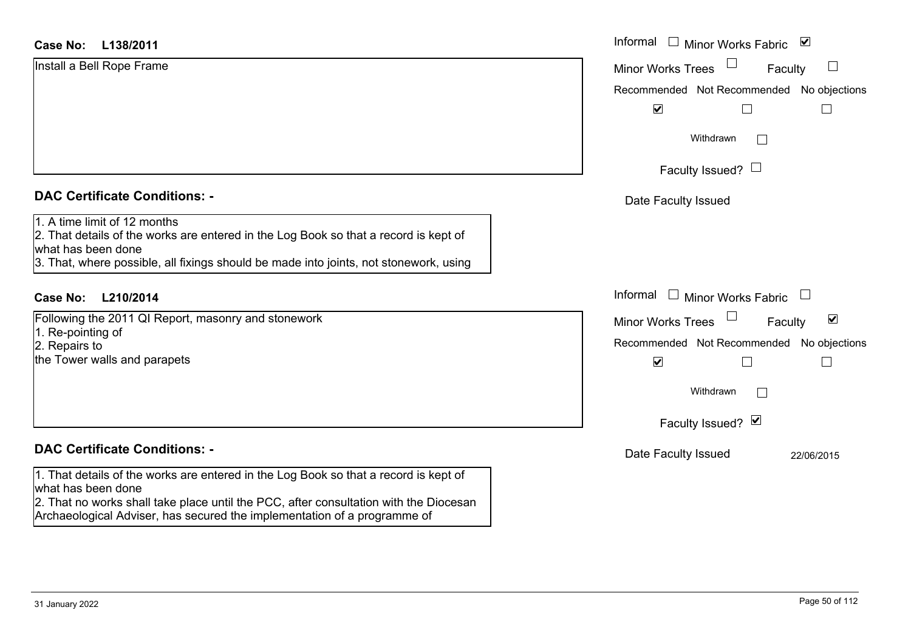**Case No: L138/2011**

Install a Bell Rope Frame

Informal ☐ Minor Works Fabric ☑

Minor Works Trees ☐ Faculty ☐

Recommended ☑ Not Recommended ☐ No objections ☐

Withdrawn ☐

Faculty Issued? ☐

Date Faculty Issued

**DAC Certificate Conditions: -**

1. A time limit of 12 months
2. That details of the works are entered in the Log Book so that a record is kept of what has been done
3. That, where possible, all fixings should be made into joints, not stonework, using

**Case No: L210/2014**

Following the 2011 QI Report, masonry and stonework
1. Re-pointing of
2. Repairs to
the Tower walls and parapets

Informal ☐ Minor Works Fabric ☐

Minor Works Trees ☐ Faculty ☑

Recommended ☑ Not Recommended ☐ No objections ☐

Withdrawn ☐

Faculty Issued? ☑

Date Faculty Issued 22/06/2015

**DAC Certificate Conditions: -**

1. That details of the works are entered in the Log Book so that a record is kept of what has been done
2. That no works shall take place until the PCC, after consultation with the Diocesan Archaeological Adviser, has secured the implementation of a programme of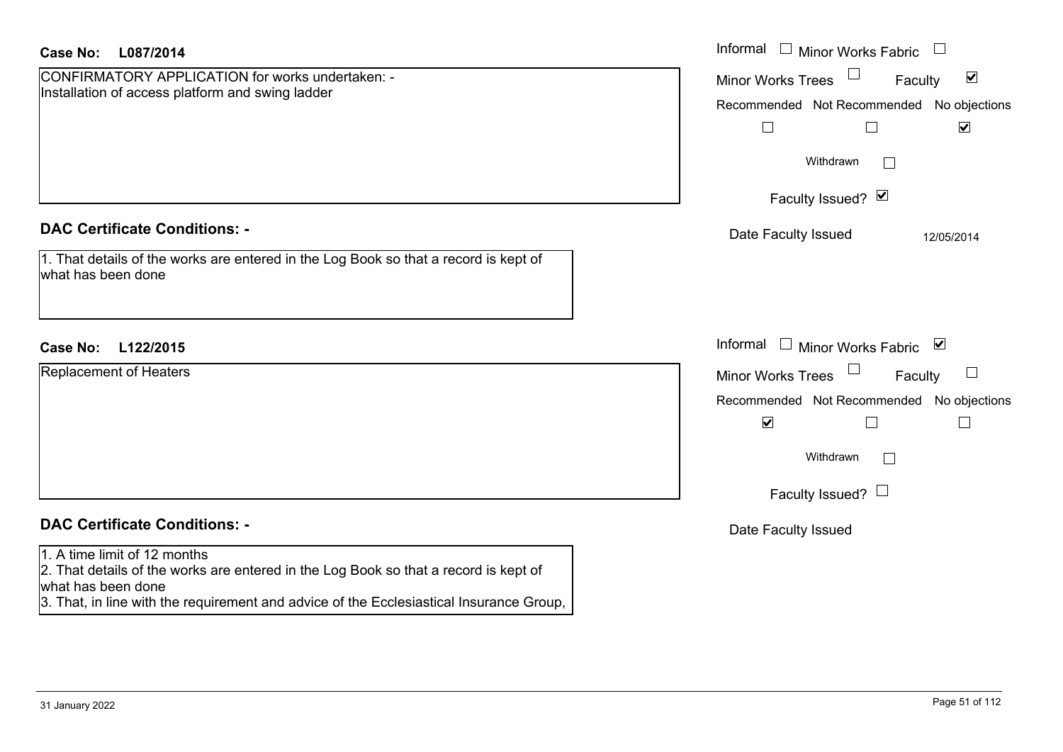**Case No: L087/2014**

CONFIRMATORY APPLICATION for works undertaken: -
Installation of access platform and swing ladder

Informal ☐ Minor Works Fabric ☐
Minor Works Trees ☐ Faculty ☑

| Recommended | Not Recommended | No objections |
|---|---|---|
| ☐ | ☐ | ☑ |

Withdrawn ☐

Faculty Issued? ☑

Date Faculty Issued 12/05/2014

**DAC Certificate Conditions: -**

1. That details of the works are entered in the Log Book so that a record is kept of what has been done

**Case No: L122/2015**

Replacement of Heaters

Informal ☐ Minor Works Fabric ☑
Minor Works Trees ☐ Faculty ☐

| Recommended | Not Recommended | No objections |
|---|---|---|
| ☑ | ☐ | ☐ |

Withdrawn ☐

Faculty Issued? ☐

Date Faculty Issued

**DAC Certificate Conditions: -**

1. A time limit of 12 months
2. That details of the works are entered in the Log Book so that a record is kept of what has been done
3. That, in line with the requirement and advice of the Ecclesiastical Insurance Group,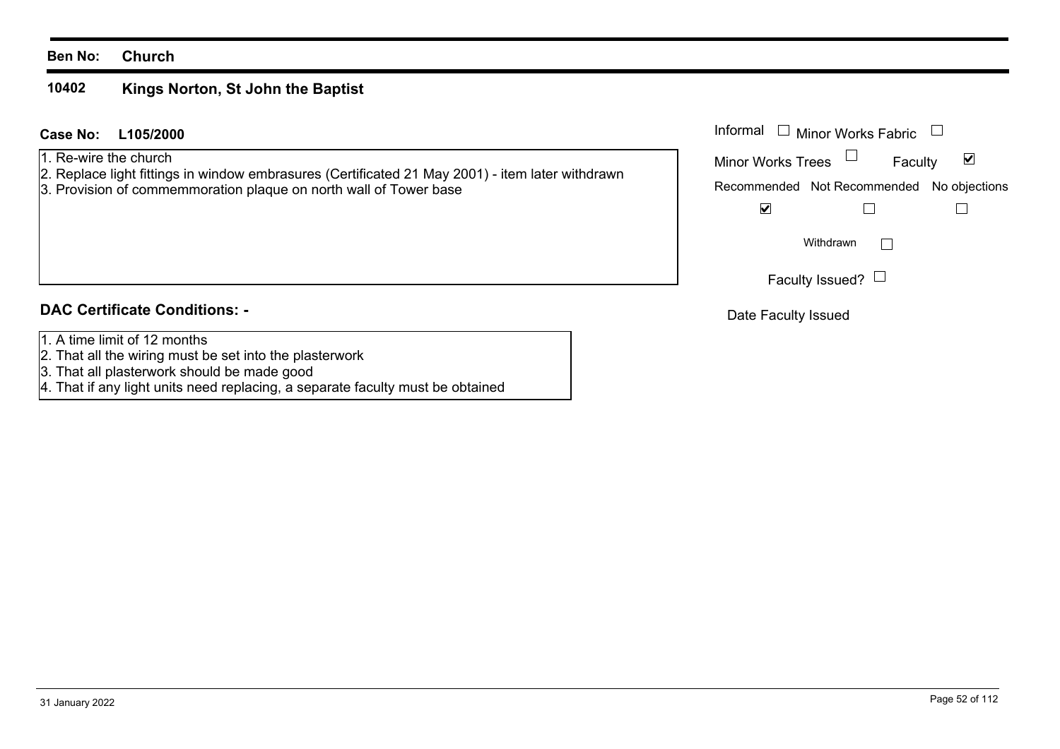**Ben No:** **Church**

## 10402 Kings Norton, St John the Baptist

**Case No:** **L105/2000**

1. Re-wire the church
2. Replace light fittings in window embrasures (Certificated 21 May 2001) - item later withdrawn
3. Provision of commemmoration plaque on north wall of Tower base

Informal ☐ Minor Works Fabric ☐

Minor Works Trees ☐ Faculty ☑

| Recommended | Not Recommended | No objections |
|---|---|---|
| ☑ | ☐ | ☐ |

Withdrawn ☐

Faculty Issued? ☐

Date Faculty Issued

### DAC Certificate Conditions: -

1. A time limit of 12 months
2. That all the wiring must be set into the plasterwork
3. That all plasterwork should be made good
4. That if any light units need replacing, a separate faculty must be obtained

31 January 2022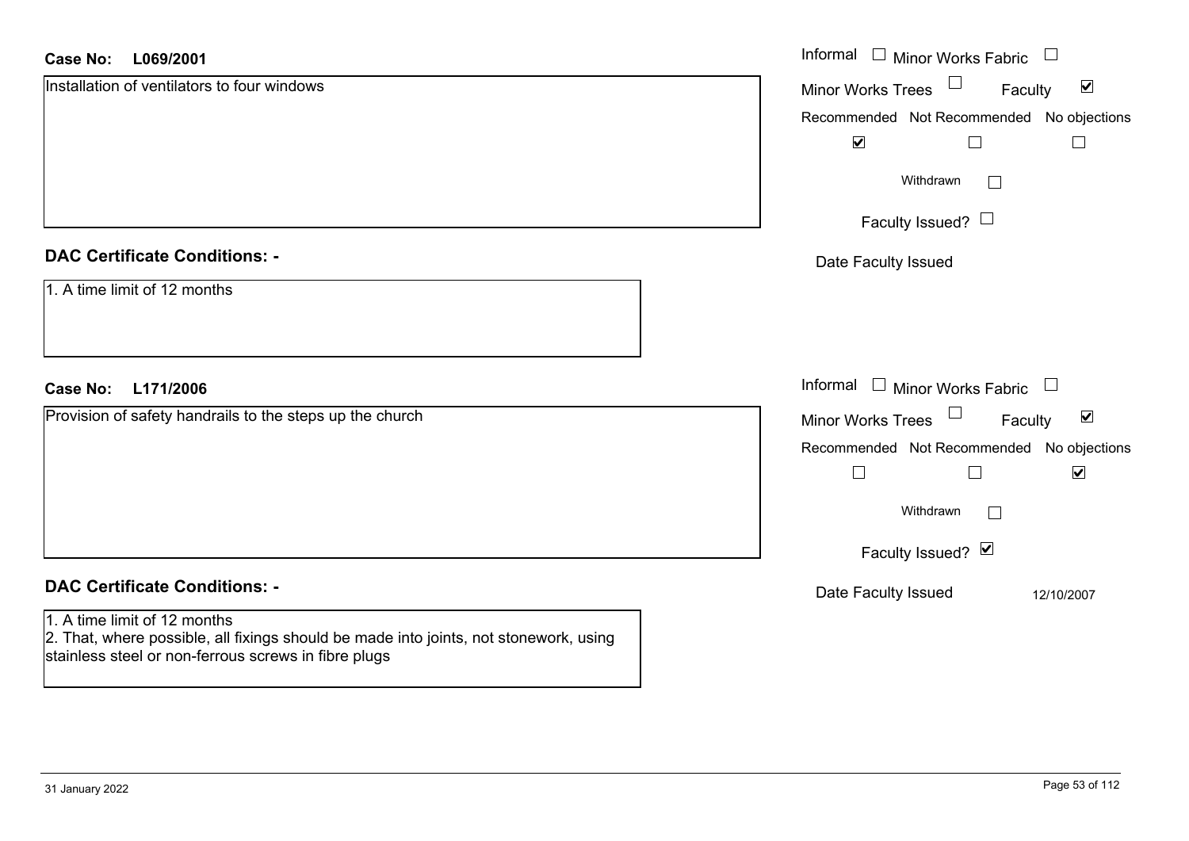**Case No:** **L069/2001**

Installation of ventilators to four windows

Informal ☐ Minor Works Fabric ☐

Minor Works Trees ☐ Faculty ☑

Recommended ☑ Not Recommended ☐ No objections ☐

Withdrawn ☐

Faculty Issued? ☐

Date Faculty Issued

## DAC Certificate Conditions: -

1. A time limit of 12 months

**Case No:** **L171/2006**

Provision of safety handrails to the steps up the church

Informal ☐ Minor Works Fabric ☐

Minor Works Trees ☐ Faculty ☑

Recommended ☐ Not Recommended ☐ No objections ☑

Withdrawn ☐

Faculty Issued? ☑

Date Faculty Issued 12/10/2007

## DAC Certificate Conditions: -

1. A time limit of 12 months
2. That, where possible, all fixings should be made into joints, not stonework, using stainless steel or non-ferrous screws in fibre plugs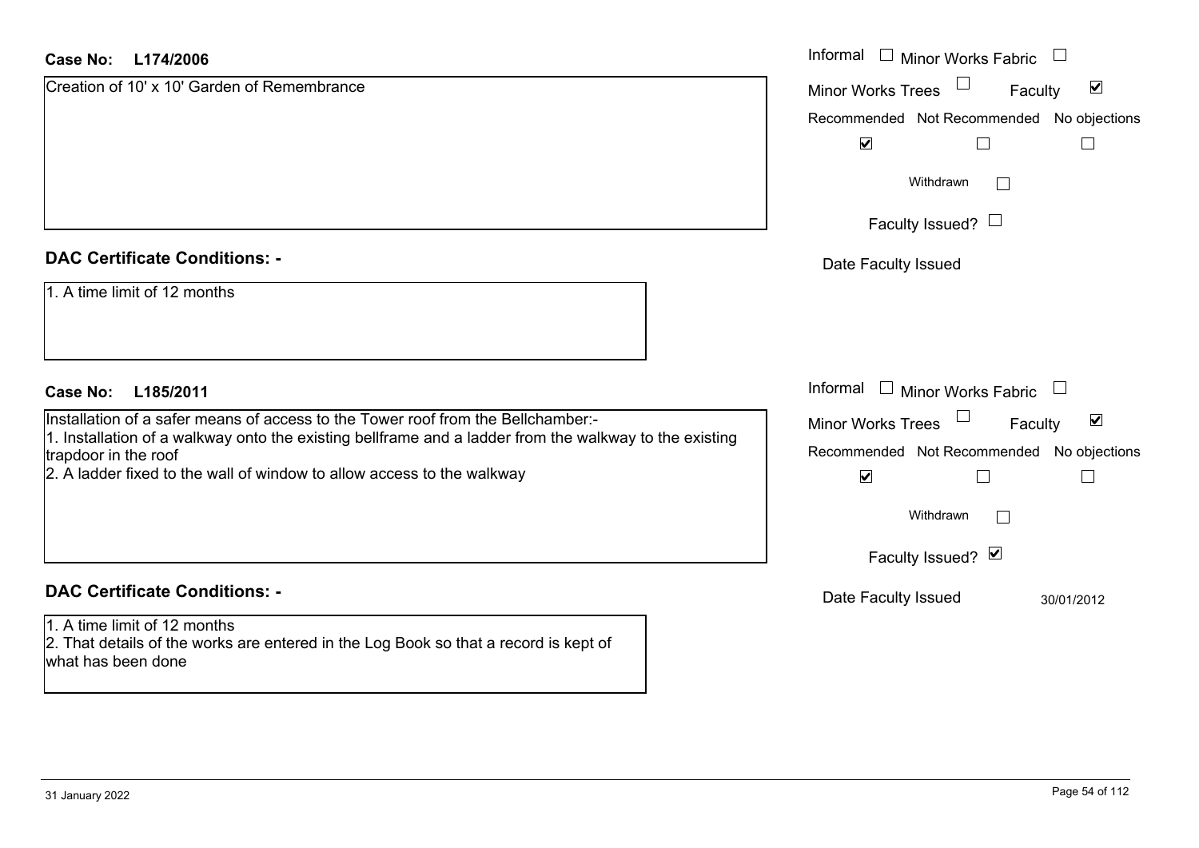**Case No: L174/2006**

Creation of 10' x 10' Garden of Remembrance

| Informal ☐ | Minor Works Fabric ☐ |
|---|---|
| Minor Works Trees ☐ | Faculty ☑ |

| Recommended | Not Recommended | No objections |
|---|---|---|
| ☑ | ☐ | ☐ |

Withdrawn ☐

Faculty Issued? ☐

Date Faculty Issued

**DAC Certificate Conditions: -**

1. A time limit of 12 months

**Case No: L185/2011**

Installation of a safer means of access to the Tower roof from the Bellchamber:-
1. Installation of a walkway onto the existing bellframe and a ladder from the walkway to the existing trapdoor in the roof
2. A ladder fixed to the wall of window to allow access to the walkway

| Informal ☐ | Minor Works Fabric ☐ |
|---|---|
| Minor Works Trees ☐ | Faculty ☑ |

| Recommended | Not Recommended | No objections |
|---|---|---|
| ☑ | ☐ | ☐ |

Withdrawn ☐

Faculty Issued? ☑

Date Faculty Issued 30/01/2012

**DAC Certificate Conditions: -**

1. A time limit of 12 months
2. That details of the works are entered in the Log Book so that a record is kept of what has been done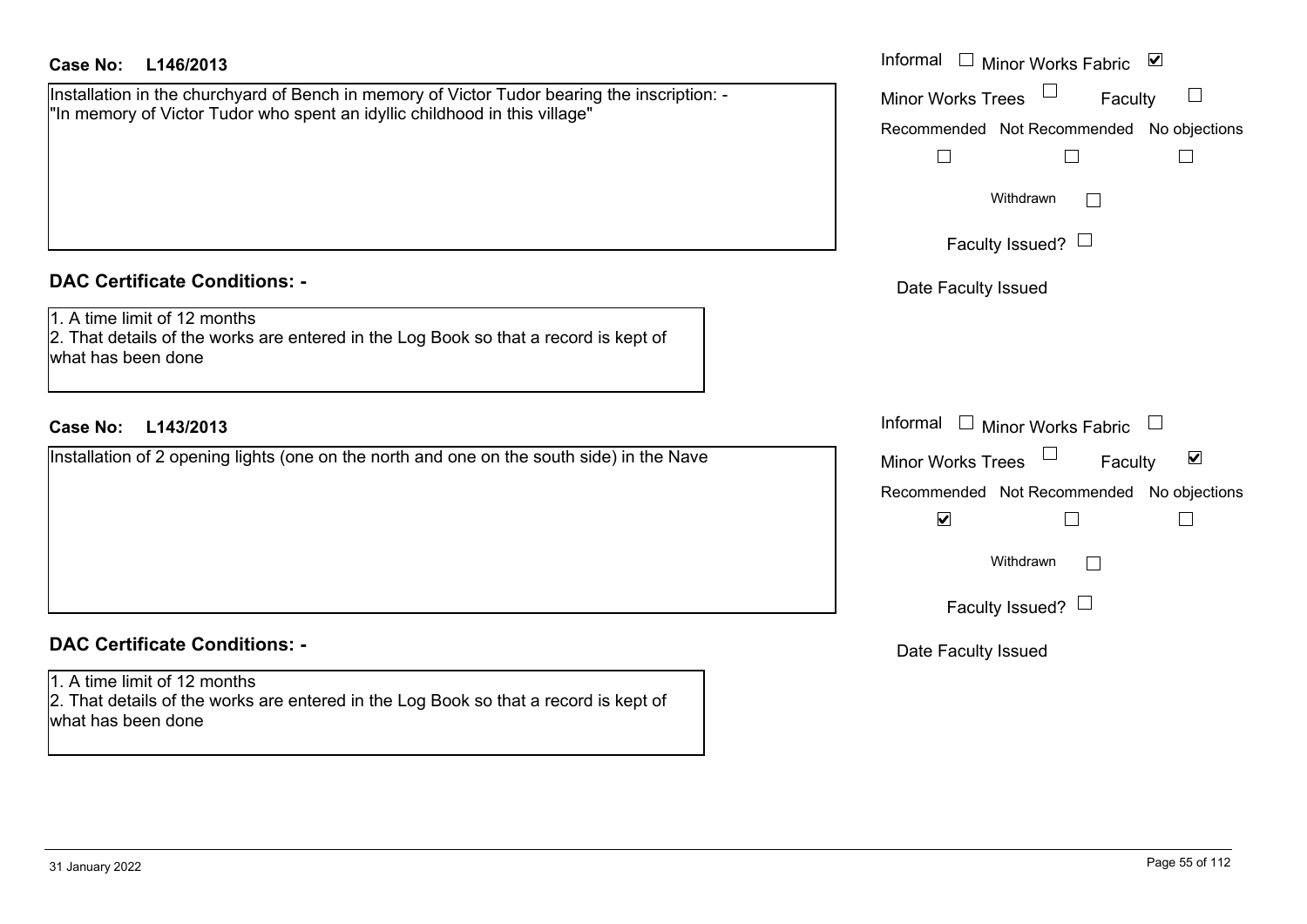**Case No: L146/2013**

Installation in the churchyard of Bench in memory of Victor Tudor bearing the inscription: - "In memory of Victor Tudor who spent an idyllic childhood in this village"

Informal ☐ Minor Works Fabric ☑
Minor Works Trees ☐ Faculty ☐
Recommended ☐ Not Recommended ☐ No objections ☐
Withdrawn ☐
Faculty Issued? ☐
Date Faculty Issued

**DAC Certificate Conditions: -**

1. A time limit of 12 months
2. That details of the works are entered in the Log Book so that a record is kept of what has been done

**Case No: L143/2013**

Installation of 2 opening lights (one on the north and one on the south side) in the Nave

Informal ☐ Minor Works Fabric ☐
Minor Works Trees ☐ Faculty ☑
Recommended ☑ Not Recommended ☐ No objections ☐
Withdrawn ☐
Faculty Issued? ☐
Date Faculty Issued

**DAC Certificate Conditions: -**

1. A time limit of 12 months
2. That details of the works are entered in the Log Book so that a record is kept of what has been done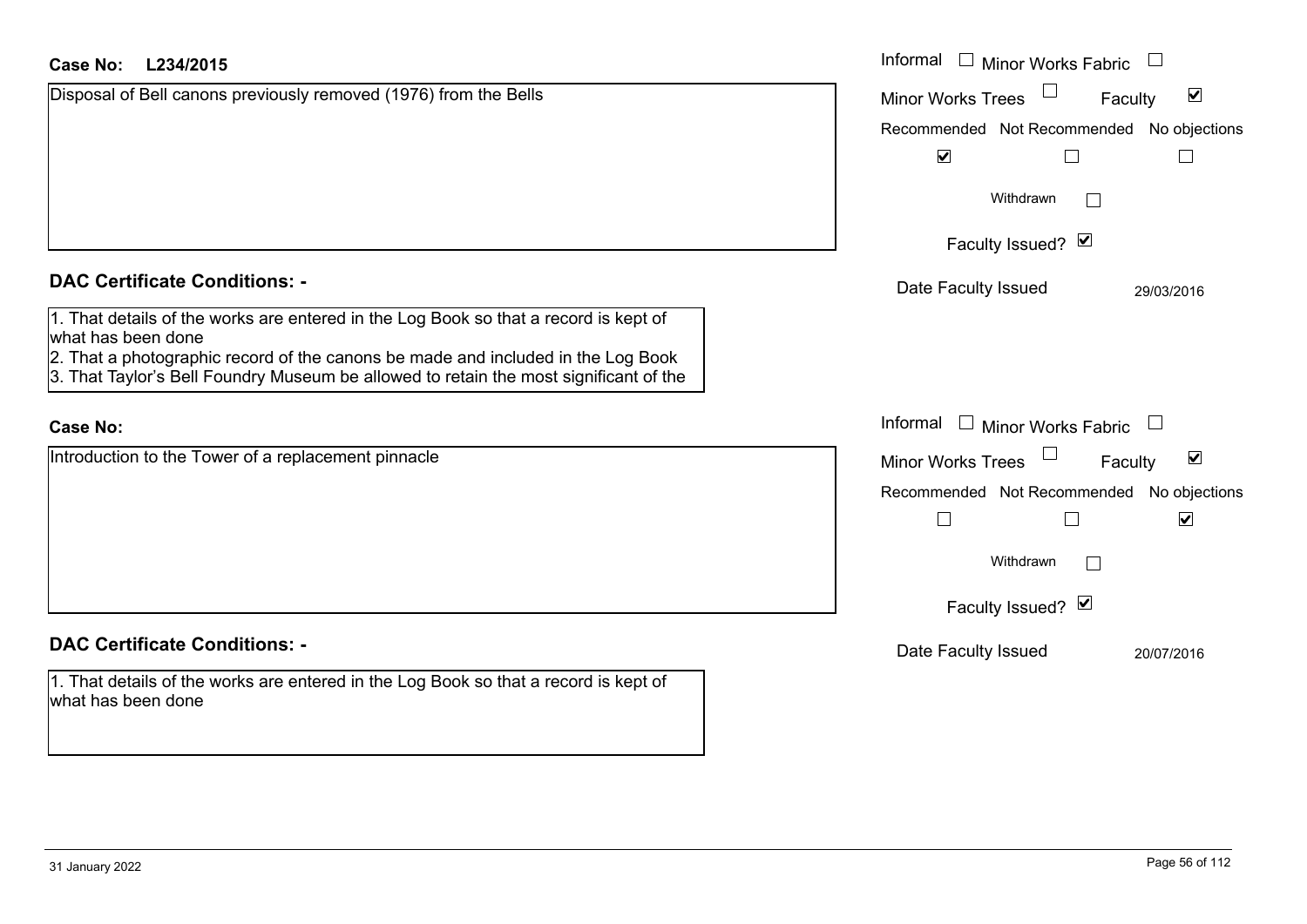**Case No: L234/2015**

Disposal of Bell canons previously removed (1976) from the Bells

Informal ☐ Minor Works Fabric ☐

Minor Works Trees ☐ Faculty ☑

Recommended ☑ Not Recommended ☐ No objections ☐

Withdrawn ☐

Faculty Issued? ☑

Date Faculty Issued 29/03/2016

### DAC Certificate Conditions: -

1. That details of the works are entered in the Log Book so that a record is kept of what has been done
2. That a photographic record of the canons be made and included in the Log Book
3. That Taylor's Bell Foundry Museum be allowed to retain the most significant of the

**Case No:**

Introduction to the Tower of a replacement pinnacle

Informal ☐ Minor Works Fabric ☐

Minor Works Trees ☐ Faculty ☑

Recommended ☐ Not Recommended ☐ No objections ☑

Withdrawn ☐

Faculty Issued? ☑

Date Faculty Issued 20/07/2016

### DAC Certificate Conditions: -

1. That details of the works are entered in the Log Book so that a record is kept of what has been done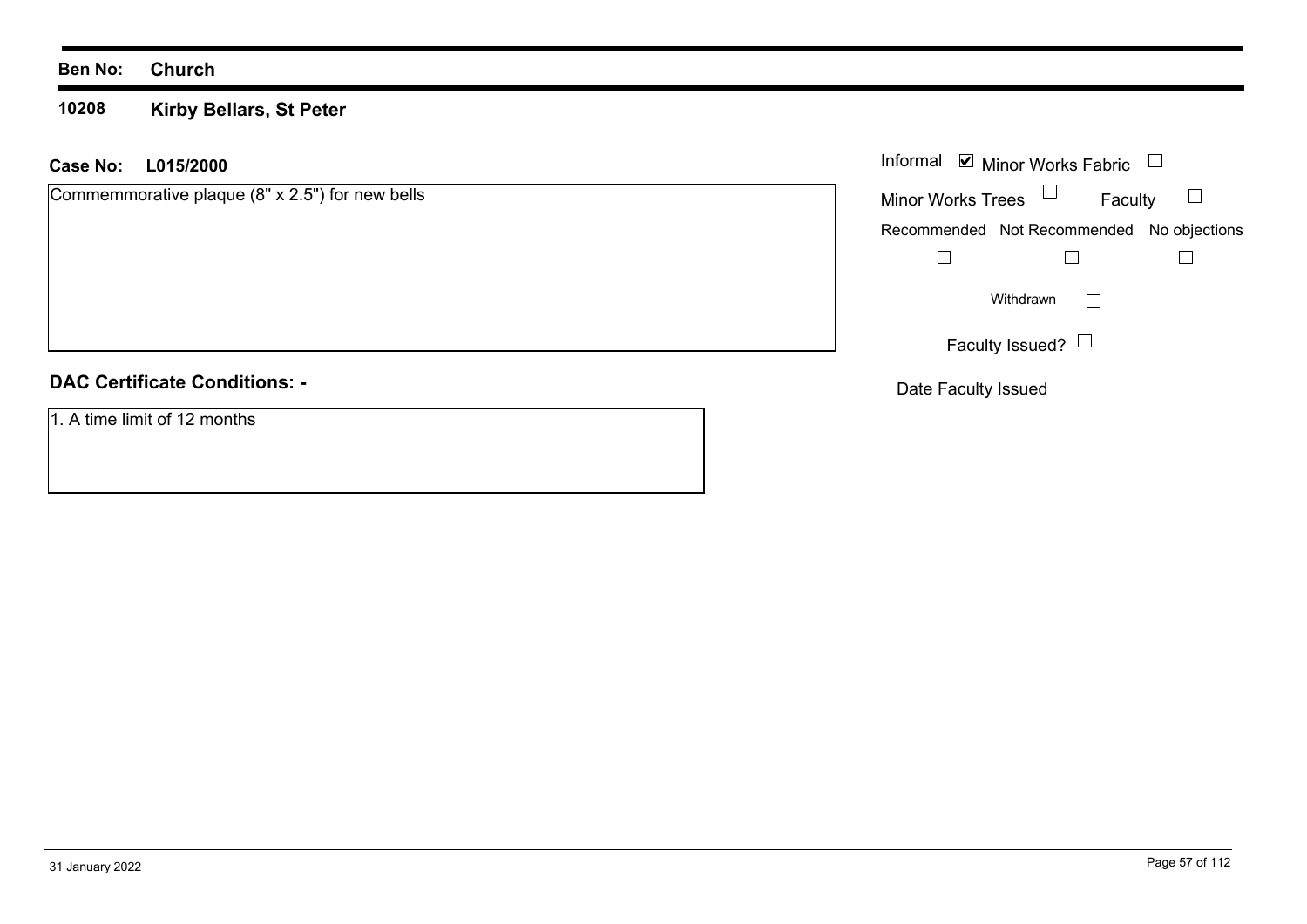**Ben No:** **Church**

**10208** **Kirby Bellars, St Peter**

**Case No:** **L015/2000**

Commemmorative plaque (8" x 2.5") for new bells

- Informal: ☑
- Minor Works Fabric: ☐
- Minor Works Trees: ☐
- Faculty: ☐

| Recommended | Not Recommended | No objections |
|---|---|---|
| ☐ | ☐ | ☐ |

Withdrawn ☐

Faculty Issued? ☐

Date Faculty Issued

**DAC Certificate Conditions: -**

1. A time limit of 12 months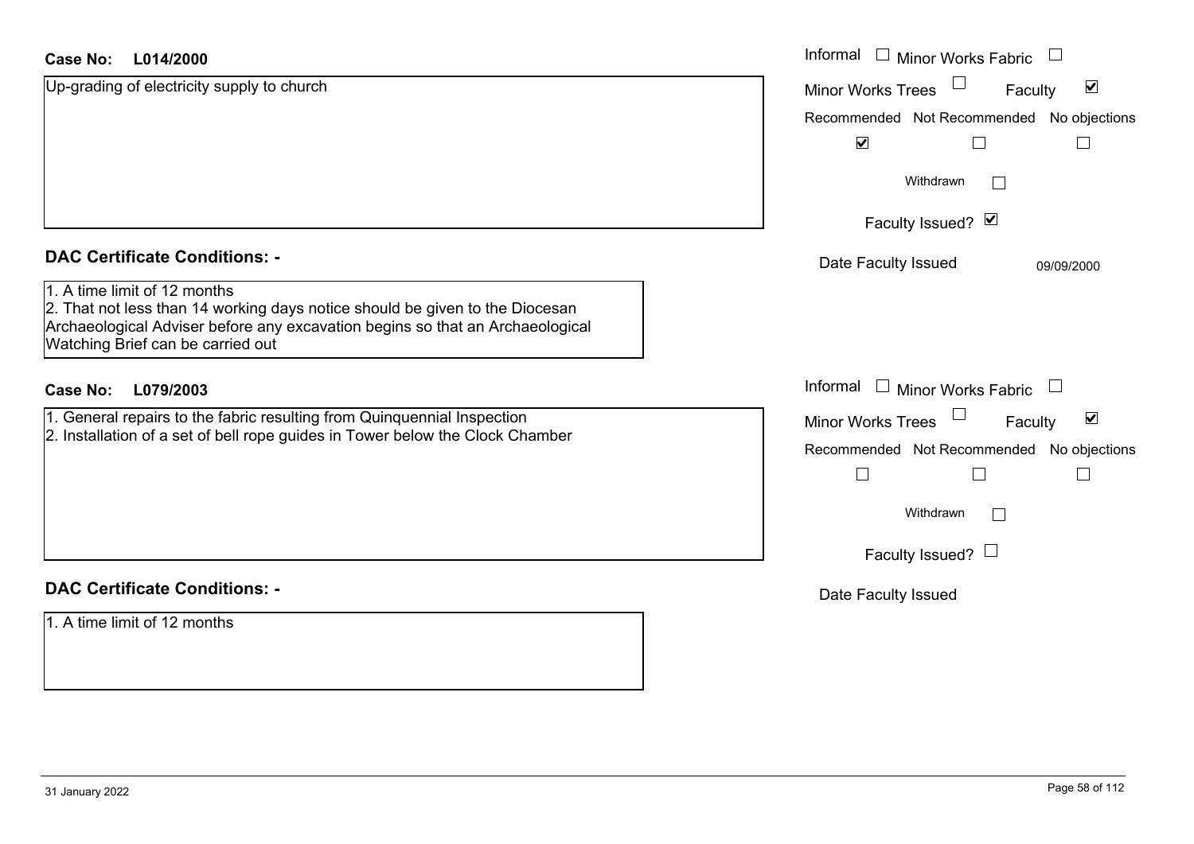**Case No: L014/2000**

Up-grading of electricity supply to church

Informal ☐ Minor Works Fabric ☐
Minor Works Trees ☐ Faculty ☑

| Recommended | Not Recommended | No objections |
| --- | --- | --- |
| ☑ | ☐ | ☐ |

Withdrawn ☐

Faculty Issued? ☑

Date Faculty Issued 09/09/2000

## DAC Certificate Conditions: -

1. A time limit of 12 months
2. That not less than 14 working days notice should be given to the Diocesan Archaeological Adviser before any excavation begins so that an Archaeological Watching Brief can be carried out

**Case No: L079/2003**

1. General repairs to the fabric resulting from Quinquennial Inspection
2. Installation of a set of bell rope guides in Tower below the Clock Chamber

Informal ☐ Minor Works Fabric ☐
Minor Works Trees ☐ Faculty ☑

| Recommended | Not Recommended | No objections |
| --- | --- | --- |
| ☐ | ☐ | ☐ |

Withdrawn ☐

Faculty Issued? ☐

Date Faculty Issued

## DAC Certificate Conditions: -

1. A time limit of 12 months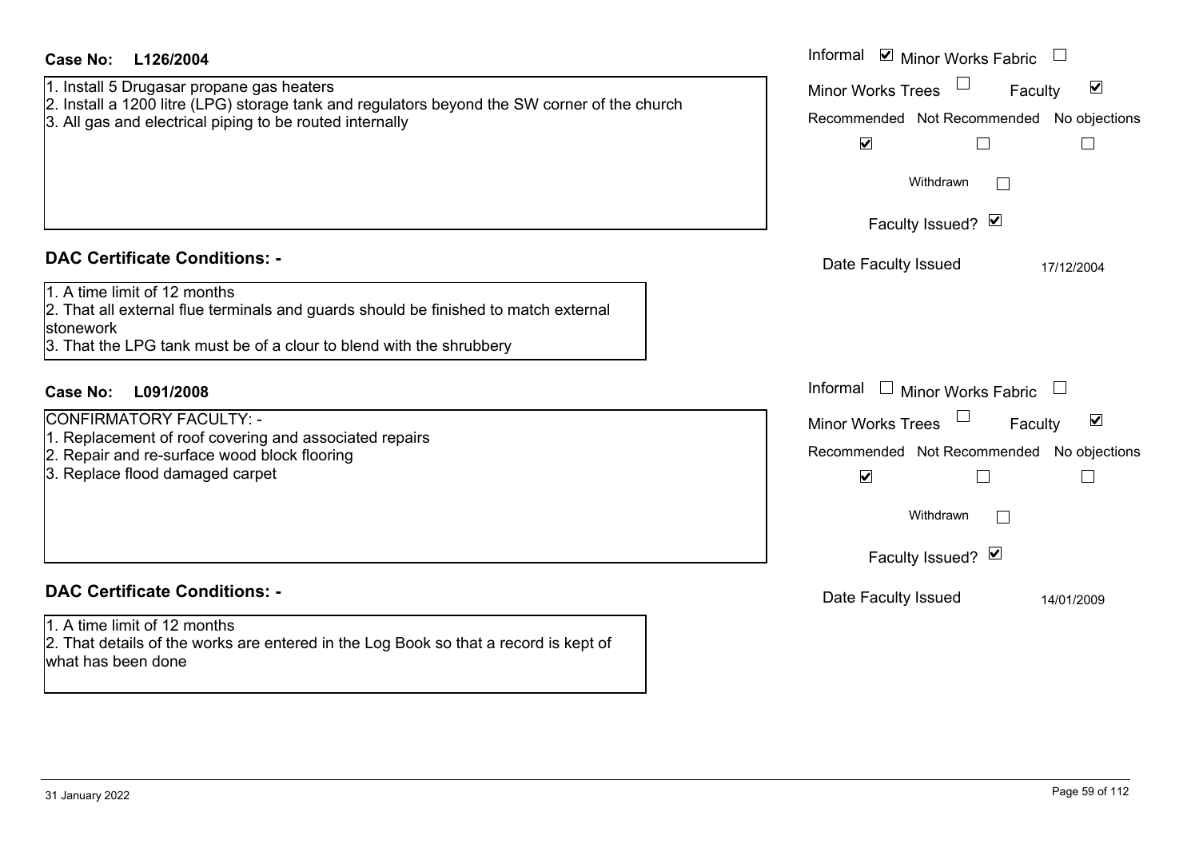**Case No: L126/2004**

1. Install 5 Drugasar propane gas heaters
2. Install a 1200 litre (LPG) storage tank and regulators beyond the SW corner of the church
3. All gas and electrical piping to be routed internally

Informal ☑ Minor Works Fabric ☐

Minor Works Trees ☐ Faculty ☑

| Recommended | Not Recommended | No objections |
|---|---|---|
| ☑ | ☐ | ☐ |

Withdrawn ☐

Faculty Issued? ☑

Date Faculty Issued 17/12/2004

## DAC Certificate Conditions: -

1. A time limit of 12 months
2. That all external flue terminals and guards should be finished to match external stonework
3. That the LPG tank must be of a clour to blend with the shrubbery

**Case No: L091/2008**

CONFIRMATORY FACULTY: -
1. Replacement of roof covering and associated repairs
2. Repair and re-surface wood block flooring
3. Replace flood damaged carpet

Informal ☐ Minor Works Fabric ☐

Minor Works Trees ☐ Faculty ☑

| Recommended | Not Recommended | No objections |
|---|---|---|
| ☑ | ☐ | ☐ |

Withdrawn ☐

Faculty Issued? ☑

Date Faculty Issued 14/01/2009

## DAC Certificate Conditions: -

1. A time limit of 12 months
2. That details of the works are entered in the Log Book so that a record is kept of what has been done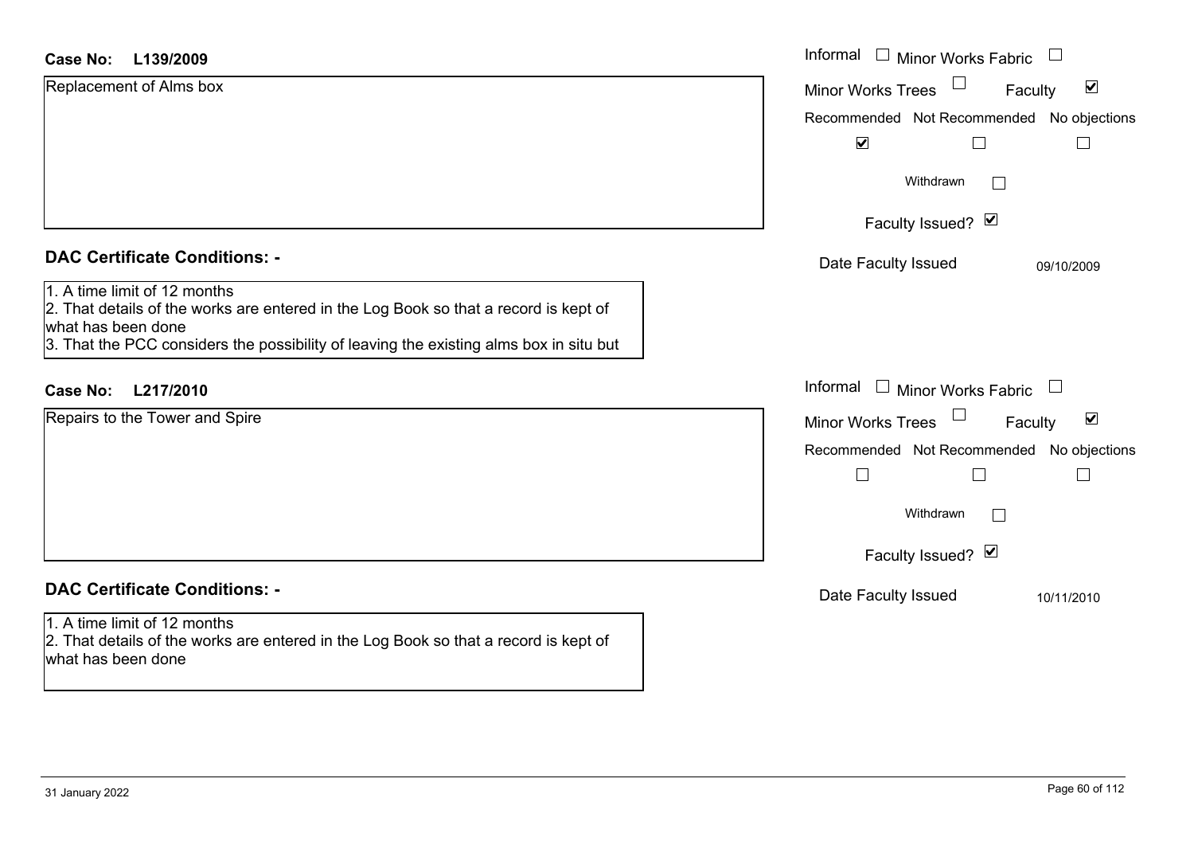**Case No: L139/2009**

Replacement of Alms box

Informal ☐ Minor Works Fabric ☐
Minor Works Trees ☐ Faculty ☑

| Recommended | Not Recommended | No objections |
| --- | --- | --- |
| ☑ | ☐ | ☐ |

Withdrawn ☐

Faculty Issued? ☑

Date Faculty Issued 09/10/2009

## DAC Certificate Conditions: -

1. A time limit of 12 months
2. That details of the works are entered in the Log Book so that a record is kept of what has been done
3. That the PCC considers the possibility of leaving the existing alms box in situ but

**Case No: L217/2010**

Repairs to the Tower and Spire

Informal ☐ Minor Works Fabric ☐
Minor Works Trees ☐ Faculty ☑

| Recommended | Not Recommended | No objections |
| --- | --- | --- |
| ☐ | ☐ | ☐ |

Withdrawn ☐

Faculty Issued? ☑

Date Faculty Issued 10/11/2010

## DAC Certificate Conditions: -

1. A time limit of 12 months
2. That details of the works are entered in the Log Book so that a record is kept of what has been done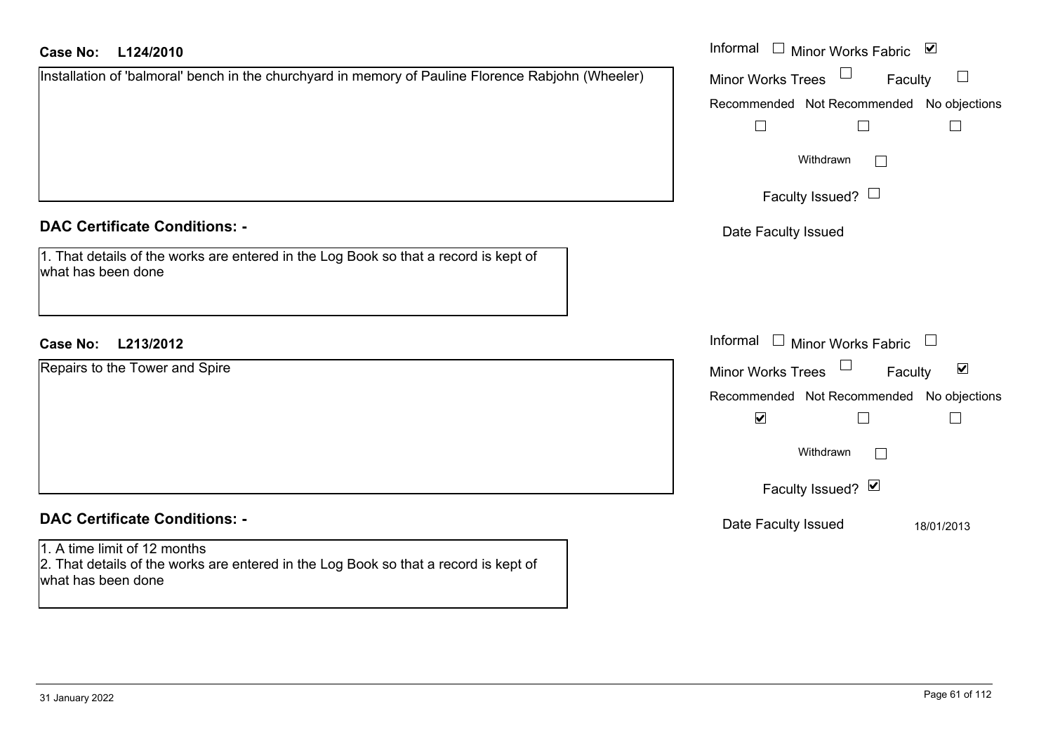**Case No: L124/2010**

Installation of 'balmoral' bench in the churchyard in memory of Pauline Florence Rabjohn (Wheeler)

Informal ☐ Minor Works Fabric ☑

Minor Works Trees ☐ Faculty ☐

Recommended ☐ Not Recommended ☐ No objections ☐

Withdrawn ☐

Faculty Issued? ☐

Date Faculty Issued

**DAC Certificate Conditions: -**

1. That details of the works are entered in the Log Book so that a record is kept of what has been done

**Case No: L213/2012**

Repairs to the Tower and Spire

Informal ☐ Minor Works Fabric ☐

Minor Works Trees ☐ Faculty ☑

Recommended ☑ Not Recommended ☐ No objections ☐

Withdrawn ☐

Faculty Issued? ☑

Date Faculty Issued 18/01/2013

**DAC Certificate Conditions: -**

1. A time limit of 12 months
2. That details of the works are entered in the Log Book so that a record is kept of what has been done

31 January 2022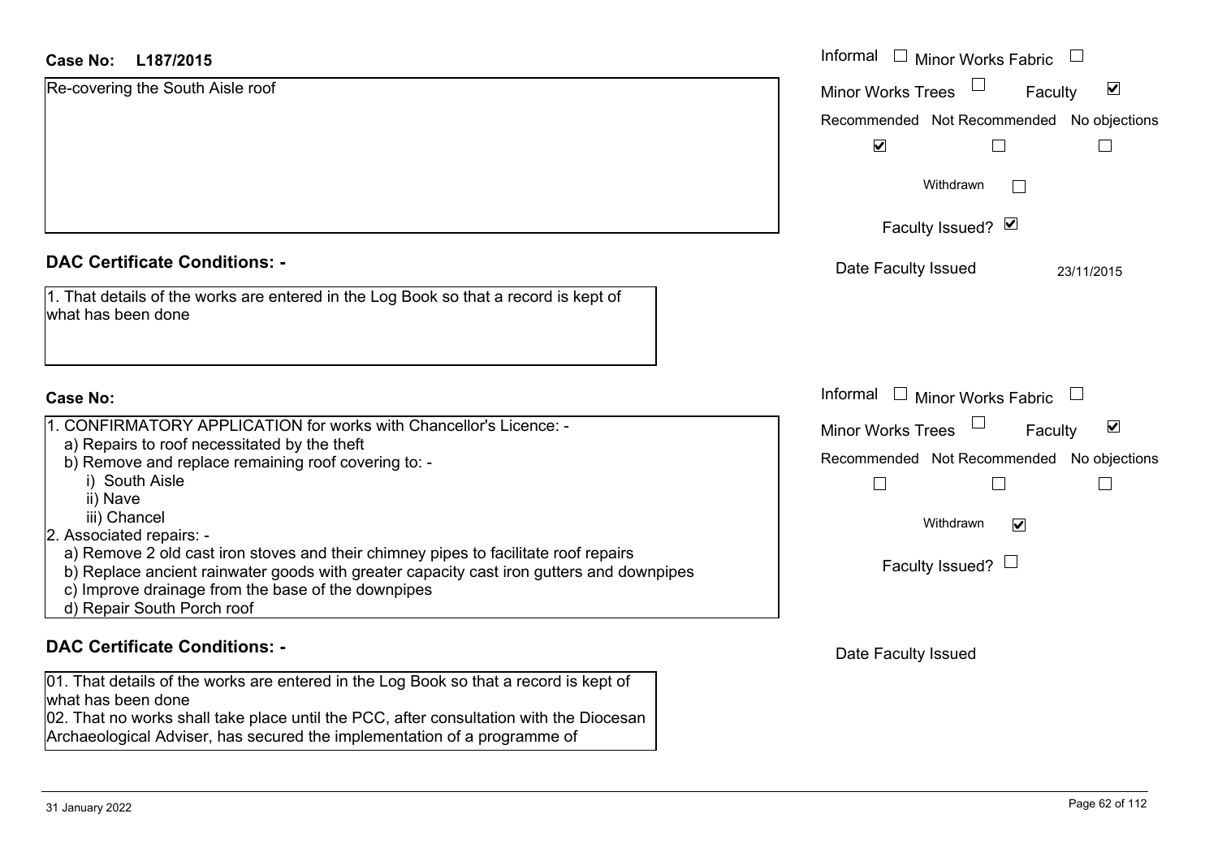**Case No: L187/2015**

Re-covering the South Aisle roof

Informal ☐ Minor Works Fabric ☐
Minor Works Trees ☐ Faculty ☑

Recommended ☑ Not Recommended ☐ No objections ☐

Withdrawn ☐

Faculty Issued? ☑

Date Faculty Issued 23/11/2015

## DAC Certificate Conditions: -

1. That details of the works are entered in the Log Book so that a record is kept of what has been done

**Case No:**

1. CONFIRMATORY APPLICATION for works with Chancellor's Licence: -
   a) Repairs to roof necessitated by the theft
   b) Remove and replace remaining roof covering to: -
      i) South Aisle
      ii) Nave
      iii) Chancel
2. Associated repairs: -
   a) Remove 2 old cast iron stoves and their chimney pipes to facilitate roof repairs
   b) Replace ancient rainwater goods with greater capacity cast iron gutters and downpipes
   c) Improve drainage from the base of the downpipes
   d) Repair South Porch roof

Informal ☐ Minor Works Fabric ☐
Minor Works Trees ☐ Faculty ☑

Recommended ☐ Not Recommended ☐ No objections ☐

Withdrawn ☑

Faculty Issued? ☐

Date Faculty Issued

## DAC Certificate Conditions: -

01. That details of the works are entered in the Log Book so that a record is kept of what has been done
02. That no works shall take place until the PCC, after consultation with the Diocesan Archaeological Adviser, has secured the implementation of a programme of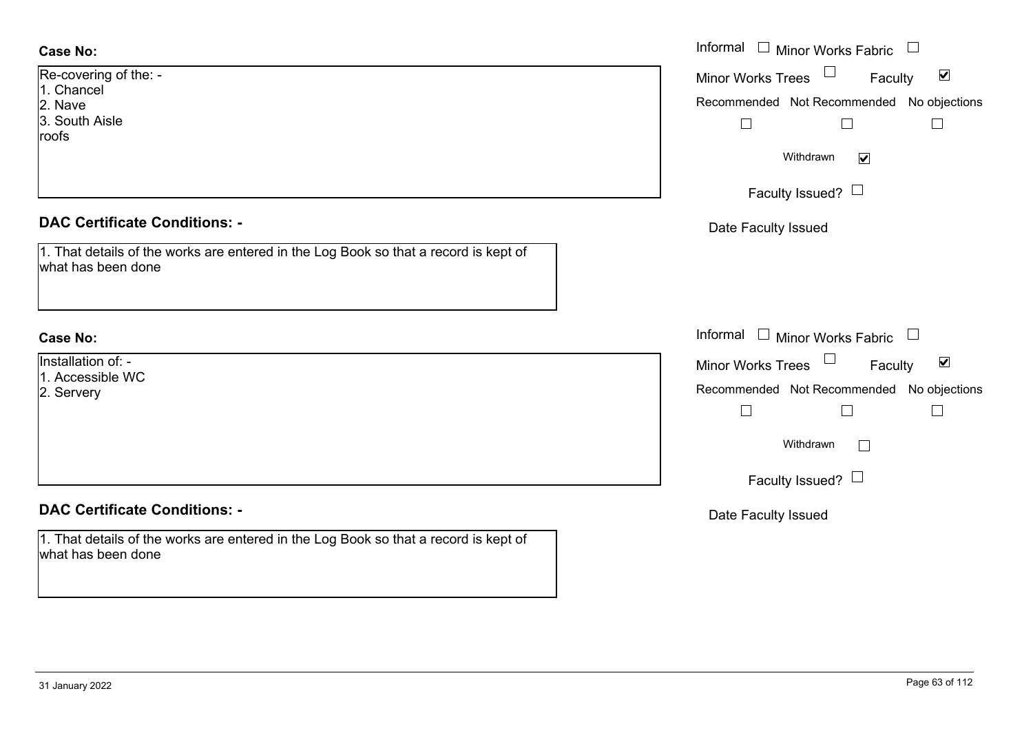**Case No:**

Re-covering of the: -
1. Chancel
2. Nave
3. South Aisle
roofs

Informal ☐ Minor Works Fabric ☐
Minor Works Trees ☐ Faculty ☑
Recommended ☐ Not Recommended ☐ No objections ☐
Withdrawn ☑
Faculty Issued? ☐
Date Faculty Issued

**DAC Certificate Conditions: -**

1. That details of the works are entered in the Log Book so that a record is kept of what has been done

**Case No:**

Installation of: -
1. Accessible WC
2. Servery

Informal ☐ Minor Works Fabric ☐
Minor Works Trees ☐ Faculty ☑
Recommended ☐ Not Recommended ☐ No objections ☐
Withdrawn ☐
Faculty Issued? ☐
Date Faculty Issued

**DAC Certificate Conditions: -**

1. That details of the works are entered in the Log Book so that a record is kept of what has been done

31 January 2022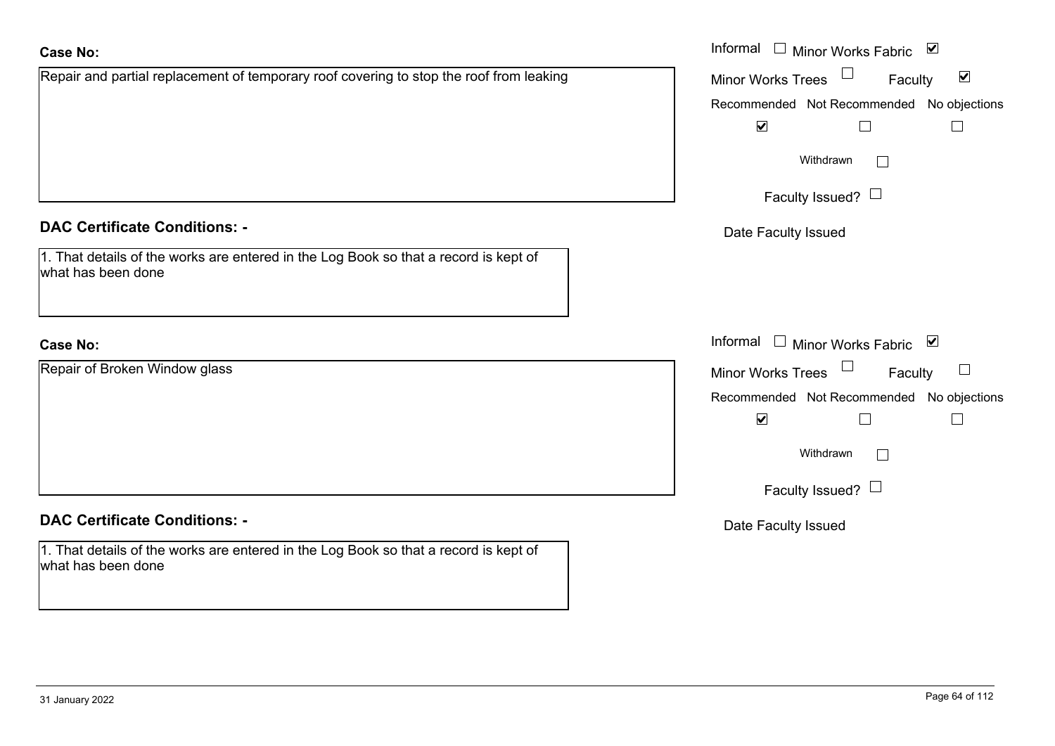**Case No:**

Repair and partial replacement of temporary roof covering to stop the roof from leaking

Informal ☐ Minor Works Fabric ☑

Minor Works Trees ☐ Faculty ☑

| Recommended | Not Recommended | No objections |
|---|---|---|
| ☑ | ☐ | ☐ |

Withdrawn ☐

Faculty Issued? ☐

Date Faculty Issued

**DAC Certificate Conditions: -**

1. That details of the works are entered in the Log Book so that a record is kept of what has been done

**Case No:**

Repair of Broken Window glass

Informal ☐ Minor Works Fabric ☑

Minor Works Trees ☐ Faculty ☐

| Recommended | Not Recommended | No objections |
|---|---|---|
| ☑ | ☐ | ☐ |

Withdrawn ☐

Faculty Issued? ☐

Date Faculty Issued

**DAC Certificate Conditions: -**

1. That details of the works are entered in the Log Book so that a record is kept of what has been done

31 January 2022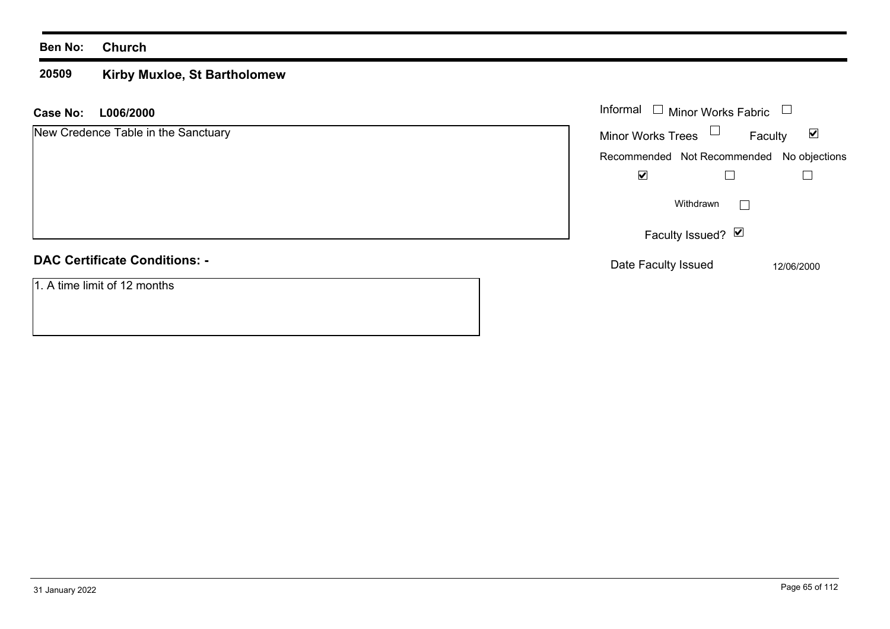**Ben No:** **Church**

## 20509 Kirby Muxloe, St Bartholomew

**Case No:** **L006/2000**

New Credence Table in the Sanctuary

Informal ☐ Minor Works Fabric ☐

Minor Works Trees ☐ Faculty ☑

| Recommended | Not Recommended | No objections |
|---|---|---|
| ☑ | ☐ | ☐ |

Withdrawn ☐

Faculty Issued? ☑

Date Faculty Issued 12/06/2000

### DAC Certificate Conditions: -

1. A time limit of 12 months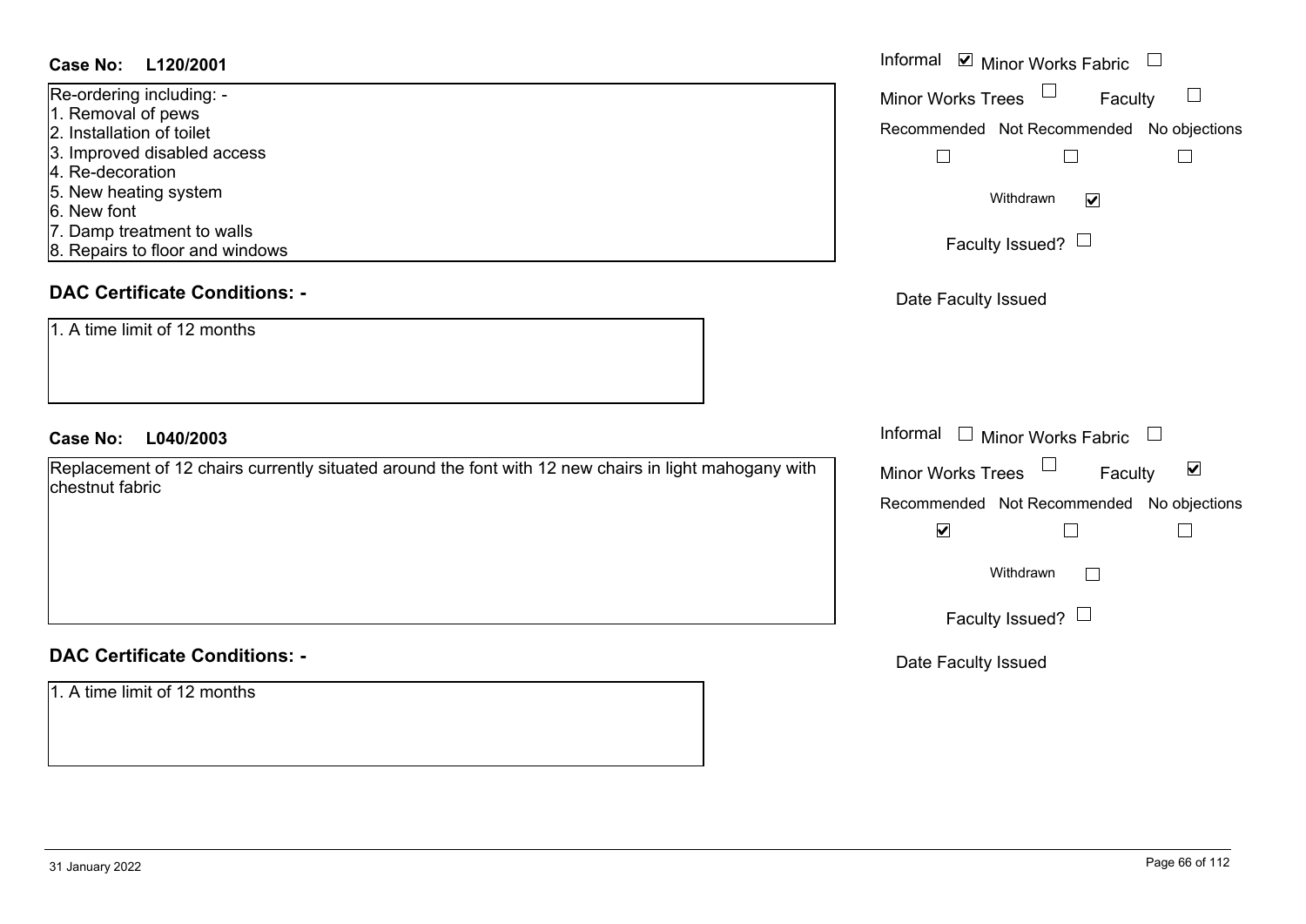**Case No: L120/2001**

Re-ordering including: -
1. Removal of pews
2. Installation of toilet
3. Improved disabled access
4. Re-decoration
5. New heating system
6. New font
7. Damp treatment to walls
8. Repairs to floor and windows

Informal ☑ Minor Works Fabric ☐
Minor Works Trees ☐ Faculty ☐
Recommended ☐ Not Recommended ☐ No objections ☐
Withdrawn ☑
Faculty Issued? ☐
Date Faculty Issued

**DAC Certificate Conditions: -**

1. A time limit of 12 months

**Case No: L040/2003**

Replacement of 12 chairs currently situated around the font with 12 new chairs in light mahogany with chestnut fabric

Informal ☐ Minor Works Fabric ☐
Minor Works Trees ☐ Faculty ☑
Recommended ☑ Not Recommended ☐ No objections ☐
Withdrawn ☐
Faculty Issued? ☐
Date Faculty Issued

**DAC Certificate Conditions: -**

1. A time limit of 12 months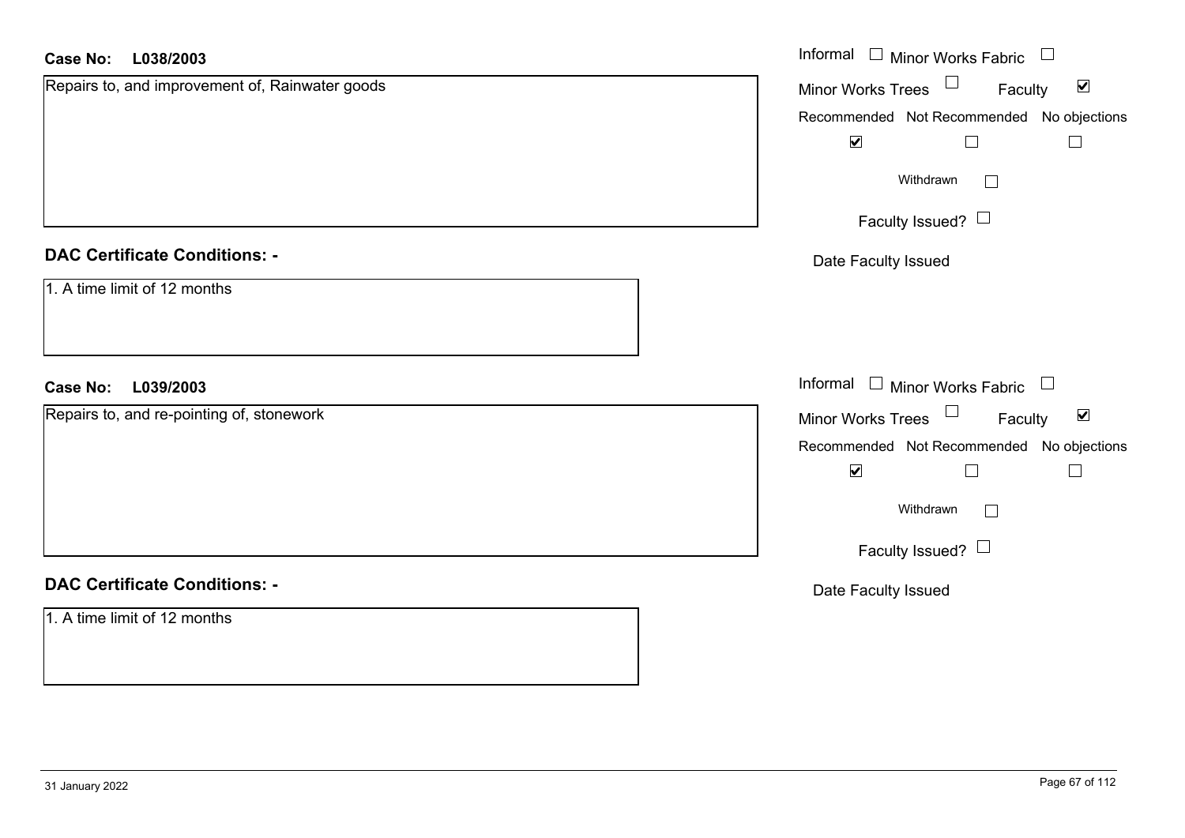**Case No: L038/2003**

Repairs to, and improvement of, Rainwater goods

Informal ☐ Minor Works Fabric ☐

Minor Works Trees ☐ Faculty ☑

Recommended ☑ Not Recommended ☐ No objections ☐

Withdrawn ☐

Faculty Issued? ☐

Date Faculty Issued

**DAC Certificate Conditions: -**

1. A time limit of 12 months

**Case No: L039/2003**

Repairs to, and re-pointing of, stonework

Informal ☐ Minor Works Fabric ☐

Minor Works Trees ☐ Faculty ☑

Recommended ☑ Not Recommended ☐ No objections ☐

Withdrawn ☐

Faculty Issued? ☐

Date Faculty Issued

**DAC Certificate Conditions: -**

1. A time limit of 12 months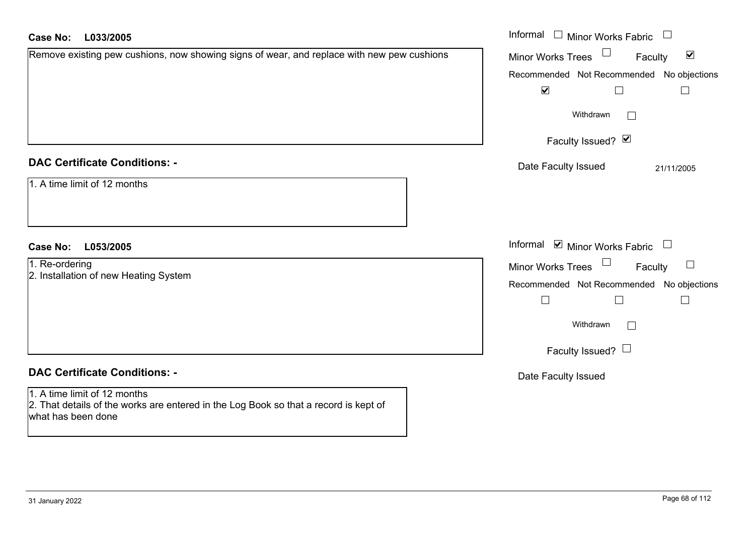**Case No: L033/2005**

Remove existing pew cushions, now showing signs of wear, and replace with new pew cushions

- Informal ☐
- Minor Works Fabric ☐
- Minor Works Trees ☐
- Faculty ☑

| Recommended | Not Recommended | No objections |
|---|---|---|
| ☑ | ☐ | ☐ |

Withdrawn ☐

Faculty Issued? ☑

Date Faculty Issued: 21/11/2005

**DAC Certificate Conditions: -**

1. A time limit of 12 months

**Case No: L053/2005**

1. Re-ordering
2. Installation of new Heating System

- Informal ☑
- Minor Works Fabric ☐
- Minor Works Trees ☐
- Faculty ☐

| Recommended | Not Recommended | No objections |
|---|---|---|
| ☐ | ☐ | ☐ |

Withdrawn ☐

Faculty Issued? ☐

Date Faculty Issued:

**DAC Certificate Conditions: -**

1. A time limit of 12 months
2. That details of the works are entered in the Log Book so that a record is kept of what has been done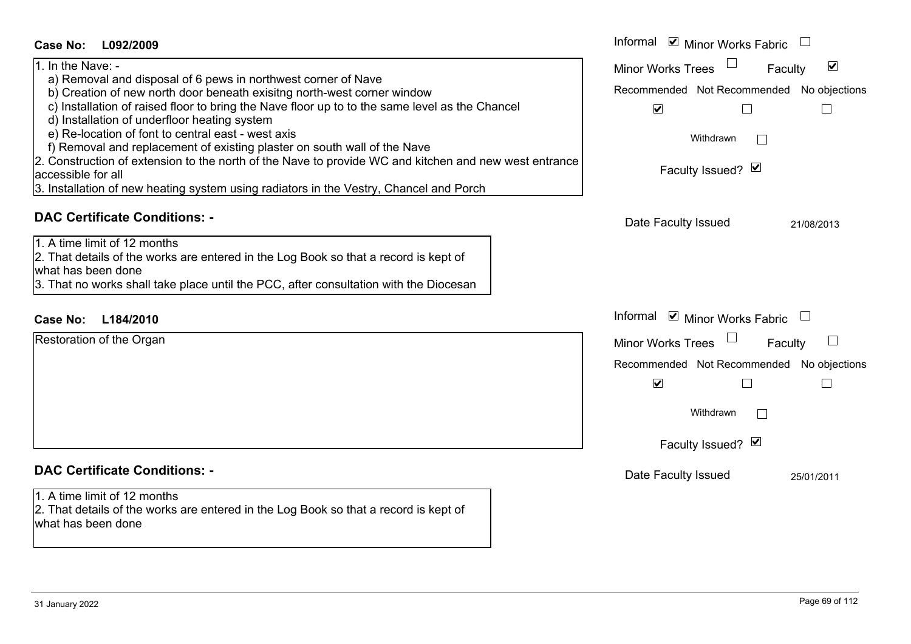**Case No: L092/2009**

Informal ☑ Minor Works Fabric ☐
Minor Works Trees ☐ Faculty ☑
Recommended ☑ Not Recommended ☐ No objections ☐
Withdrawn ☐
Faculty Issued? ☑
Date Faculty Issued 21/08/2013

1. In the Nave: -
   a) Removal and disposal of 6 pews in northwest corner of Nave
   b) Creation of new north door beneath exisitng north-west corner window
   c) Installation of raised floor to bring the Nave floor up to to the same level as the Chancel
   d) Installation of underfloor heating system
   e) Re-location of font to central east - west axis
   f) Removal and replacement of existing plaster on south wall of the Nave
2. Construction of extension to the north of the Nave to provide WC and kitchen and new west entrance accessible for all
3. Installation of new heating system using radiators in the Vestry, Chancel and Porch

**DAC Certificate Conditions: -**

1. A time limit of 12 months
2. That details of the works are entered in the Log Book so that a record is kept of what has been done
3. That no works shall take place until the PCC, after consultation with the Diocesan

**Case No: L184/2010**

Informal ☑ Minor Works Fabric ☐
Minor Works Trees ☐ Faculty ☐
Recommended ☑ Not Recommended ☐ No objections ☐
Withdrawn ☐
Faculty Issued? ☑
Date Faculty Issued 25/01/2011

Restoration of the Organ

**DAC Certificate Conditions: -**

1. A time limit of 12 months
2. That details of the works are entered in the Log Book so that a record is kept of what has been done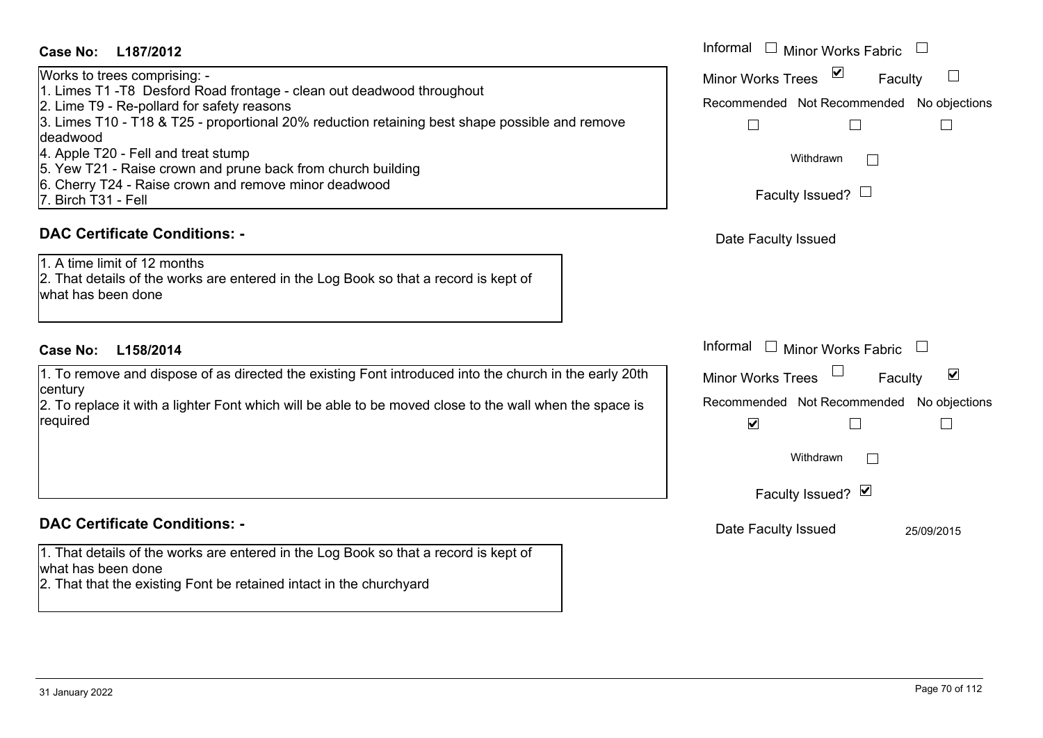**Case No: L187/2012**

Works to trees comprising: -
1. Limes T1 -T8 Desford Road frontage - clean out deadwood throughout
2. Lime T9 - Re-pollard for safety reasons
3. Limes T10 - T18 & T25 - proportional 20% reduction retaining best shape possible and remove deadwood
4. Apple T20 - Fell and treat stump
5. Yew T21 - Raise crown and prune back from church building
6. Cherry T24 - Raise crown and remove minor deadwood
7. Birch T31 - Fell

Informal ☐ Minor Works Fabric ☐
Minor Works Trees ☑ Faculty ☐
Recommended ☐ Not Recommended ☐ No objections ☐
Withdrawn ☐
Faculty Issued? ☐
Date Faculty Issued

**DAC Certificate Conditions: -**

1. A time limit of 12 months
2. That details of the works are entered in the Log Book so that a record is kept of what has been done

**Case No: L158/2014**

1. To remove and dispose of as directed the existing Font introduced into the church in the early 20th century
2. To replace it with a lighter Font which will be able to be moved close to the wall when the space is required

Informal ☐ Minor Works Fabric ☐
Minor Works Trees ☐ Faculty ☑
Recommended ☑ Not Recommended ☐ No objections ☐
Withdrawn ☐
Faculty Issued? ☑
Date Faculty Issued 25/09/2015

**DAC Certificate Conditions: -**

1. That details of the works are entered in the Log Book so that a record is kept of what has been done
2. That that the existing Font be retained intact in the churchyard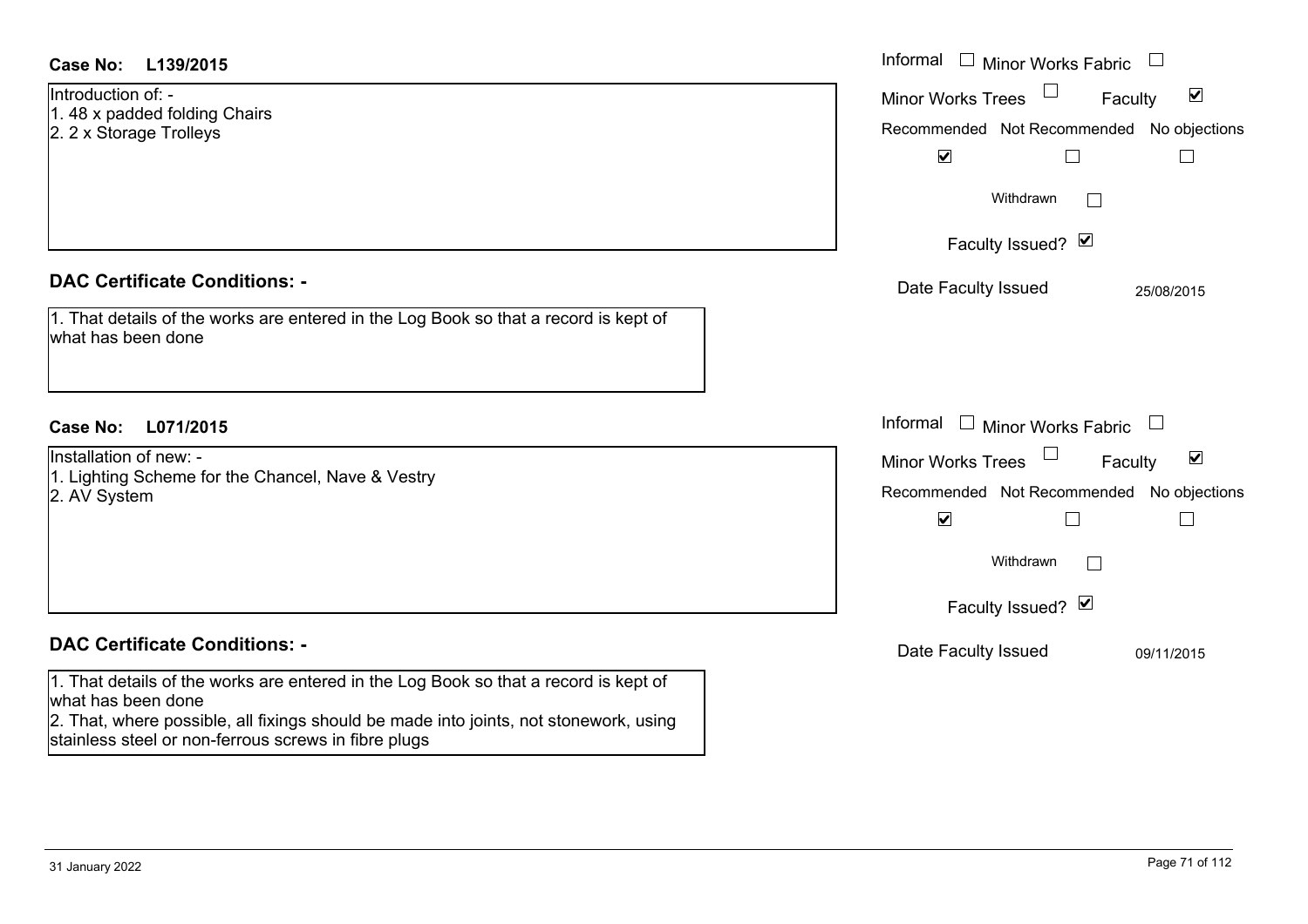**Case No: L139/2015**

Introduction of: -
1. 48 x padded folding Chairs
2. 2 x Storage Trolleys

| Informal ☐ | Minor Works Fabric ☐ |
|---|---|
| Minor Works Trees ☐ | Faculty ☑ |

| Recommended | Not Recommended | No objections |
|---|---|---|
| ☑ | ☐ | ☐ |

Withdrawn ☐

Faculty Issued? ☑

Date Faculty Issued: 25/08/2015

**DAC Certificate Conditions: -**

1. That details of the works are entered in the Log Book so that a record is kept of what has been done

**Case No: L071/2015**

Installation of new: -
1. Lighting Scheme for the Chancel, Nave & Vestry
2. AV System

| Informal ☐ | Minor Works Fabric ☐ |
|---|---|
| Minor Works Trees ☐ | Faculty ☑ |

| Recommended | Not Recommended | No objections |
|---|---|---|
| ☑ | ☐ | ☐ |

Withdrawn ☐

Faculty Issued? ☑

Date Faculty Issued: 09/11/2015

**DAC Certificate Conditions: -**

1. That details of the works are entered in the Log Book so that a record is kept of what has been done
2. That, where possible, all fixings should be made into joints, not stonework, using stainless steel or non-ferrous screws in fibre plugs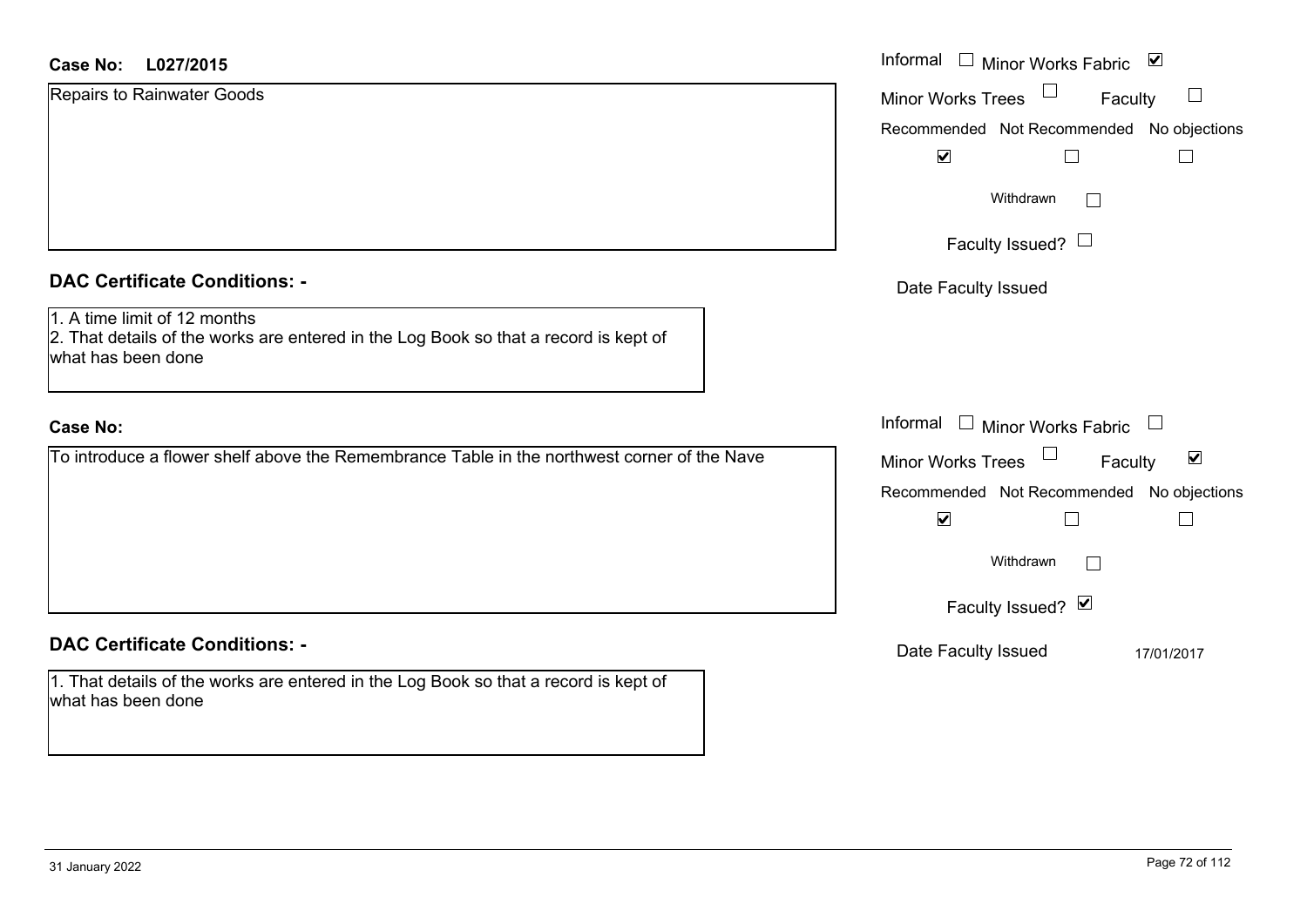**Case No:** L027/2015

Repairs to Rainwater Goods

Informal ☐ Minor Works Fabric ☑
Minor Works Trees ☐ Faculty ☐

| Recommended | Not Recommended | No objections |
|---|---|---|
| ☑ | ☐ | ☐ |

Withdrawn ☐

Faculty Issued? ☐

Date Faculty Issued

**DAC Certificate Conditions: -**

1. A time limit of 12 months
2. That details of the works are entered in the Log Book so that a record is kept of what has been done

**Case No:**

To introduce a flower shelf above the Remembrance Table in the northwest corner of the Nave

Informal ☐ Minor Works Fabric ☐
Minor Works Trees ☐ Faculty ☑

| Recommended | Not Recommended | No objections |
|---|---|---|
| ☑ | ☐ | ☐ |

Withdrawn ☐

Faculty Issued? ☑

Date Faculty Issued 17/01/2017

**DAC Certificate Conditions: -**

1. That details of the works are entered in the Log Book so that a record is kept of what has been done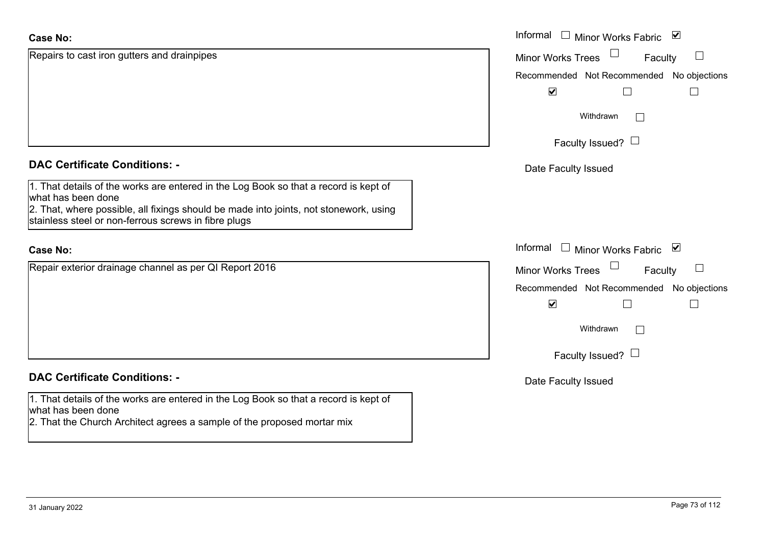**Case No:**

Repairs to cast iron gutters and drainpipes

Informal ☐ Minor Works Fabric ☑

Minor Works Trees ☐ Faculty ☐

Recommended ☑ Not Recommended ☐ No objections ☐

Withdrawn ☐

Faculty Issued? ☐

Date Faculty Issued

**DAC Certificate Conditions: -**

1. That details of the works are entered in the Log Book so that a record is kept of what has been done
2. That, where possible, all fixings should be made into joints, not stonework, using stainless steel or non-ferrous screws in fibre plugs

**Case No:**

Repair exterior drainage channel as per QI Report 2016

Informal ☐ Minor Works Fabric ☑

Minor Works Trees ☐ Faculty ☐

Recommended ☑ Not Recommended ☐ No objections ☐

Withdrawn ☐

Faculty Issued? ☐

Date Faculty Issued

**DAC Certificate Conditions: -**

1. That details of the works are entered in the Log Book so that a record is kept of what has been done
2. That the Church Architect agrees a sample of the proposed mortar mix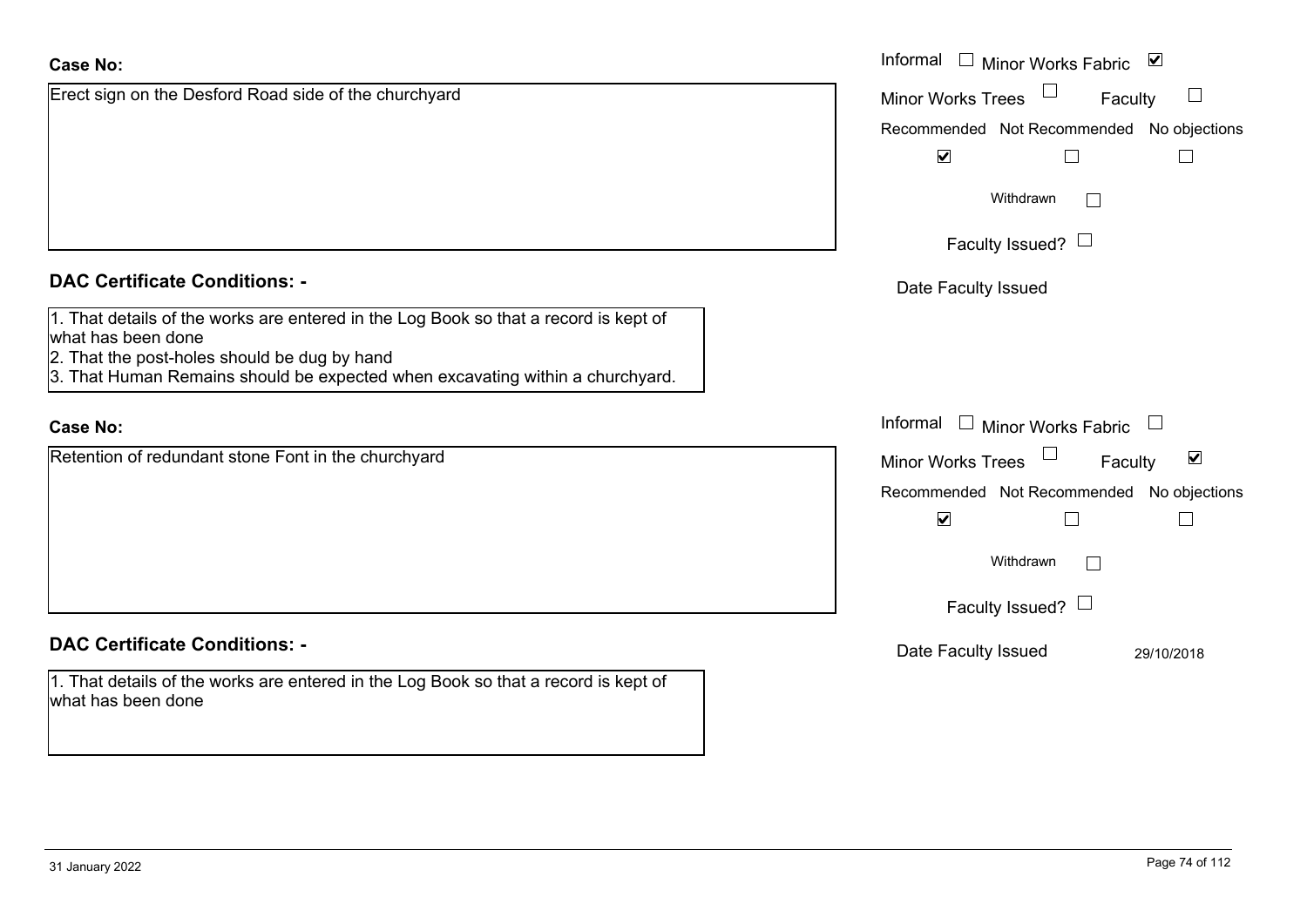**Case No:**

Erect sign on the Desford Road side of the churchyard

Informal ☐ Minor Works Fabric ☑

Minor Works Trees ☐ Faculty ☐

Recommended ☑ Not Recommended ☐ No objections ☐

Withdrawn ☐

Faculty Issued? ☐

Date Faculty Issued

**DAC Certificate Conditions: -**

1. That details of the works are entered in the Log Book so that a record is kept of what has been done
2. That the post-holes should be dug by hand
3. That Human Remains should be expected when excavating within a churchyard.

**Case No:**

Retention of redundant stone Font in the churchyard

Informal ☐ Minor Works Fabric ☐

Minor Works Trees ☐ Faculty ☑

Recommended ☑ Not Recommended ☐ No objections ☐

Withdrawn ☐

Faculty Issued? ☐

Date Faculty Issued 29/10/2018

**DAC Certificate Conditions: -**

1. That details of the works are entered in the Log Book so that a record is kept of what has been done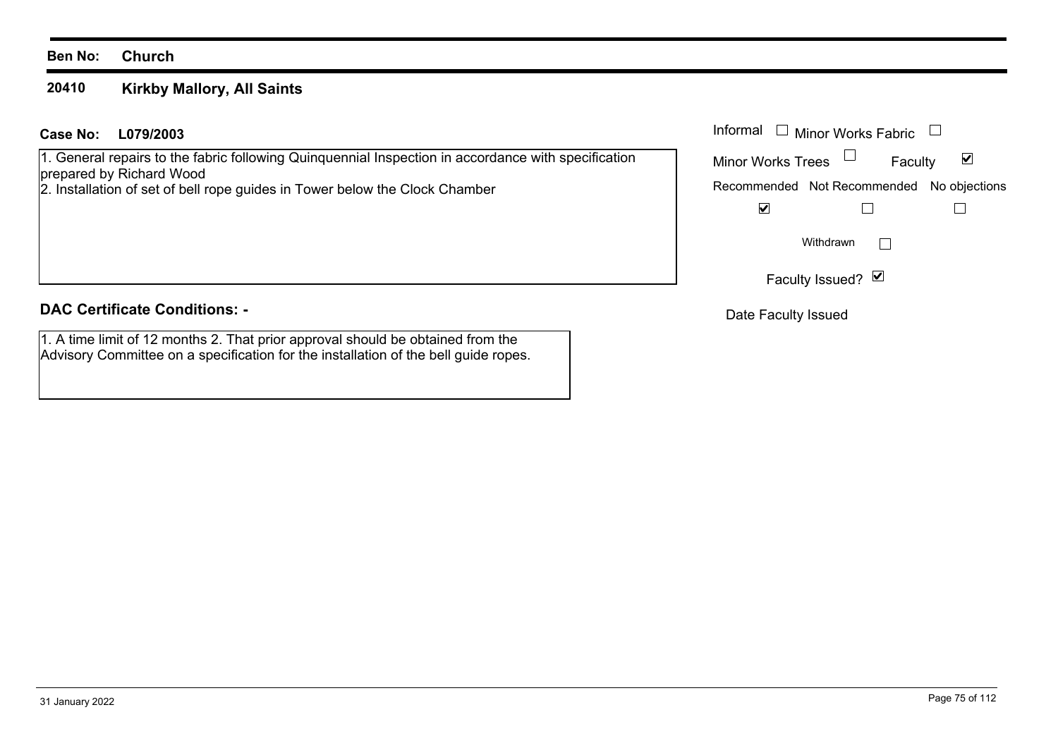**Ben No:** **Church**

## 20410 Kirkby Mallory, All Saints

**Case No:** **L079/2003**

1. General repairs to the fabric following Quinquennial Inspection in accordance with specification prepared by Richard Wood
2. Installation of set of bell rope guides in Tower below the Clock Chamber

Informal ☐ Minor Works Fabric ☐
Minor Works Trees ☐ Faculty ☑

| Recommended | Not Recommended | No objections |
|---|---|---|
| ☑ | ☐ | ☐ |

Withdrawn ☐

Faculty Issued? ☑

Date Faculty Issued

### DAC Certificate Conditions: -

1. A time limit of 12 months 2. That prior approval should be obtained from the Advisory Committee on a specification for the installation of the bell guide ropes.

31 January 2022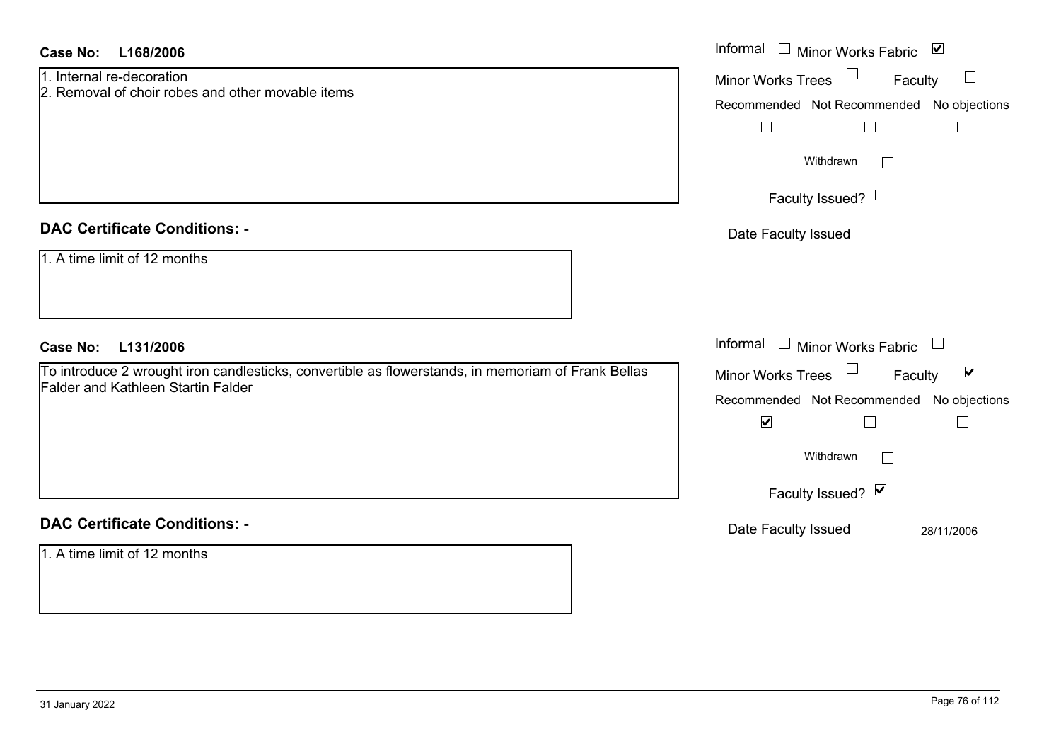**Case No: L168/2006**

1. Internal re-decoration
2. Removal of choir robes and other movable items

Informal ☐ Minor Works Fabric ☑

Minor Works Trees ☐ Faculty ☐

Recommended ☐ Not Recommended ☐ No objections ☐

Withdrawn ☐

Faculty Issued? ☐

Date Faculty Issued

**DAC Certificate Conditions: -**

1. A time limit of 12 months

**Case No: L131/2006**

To introduce 2 wrought iron candlesticks, convertible as flowerstands, in memoriam of Frank Bellas Falder and Kathleen Startin Falder

Informal ☐ Minor Works Fabric ☐

Minor Works Trees ☐ Faculty ☑

Recommended ☑ Not Recommended ☐ No objections ☐

Withdrawn ☐

Faculty Issued? ☑

Date Faculty Issued 28/11/2006

**DAC Certificate Conditions: -**

1. A time limit of 12 months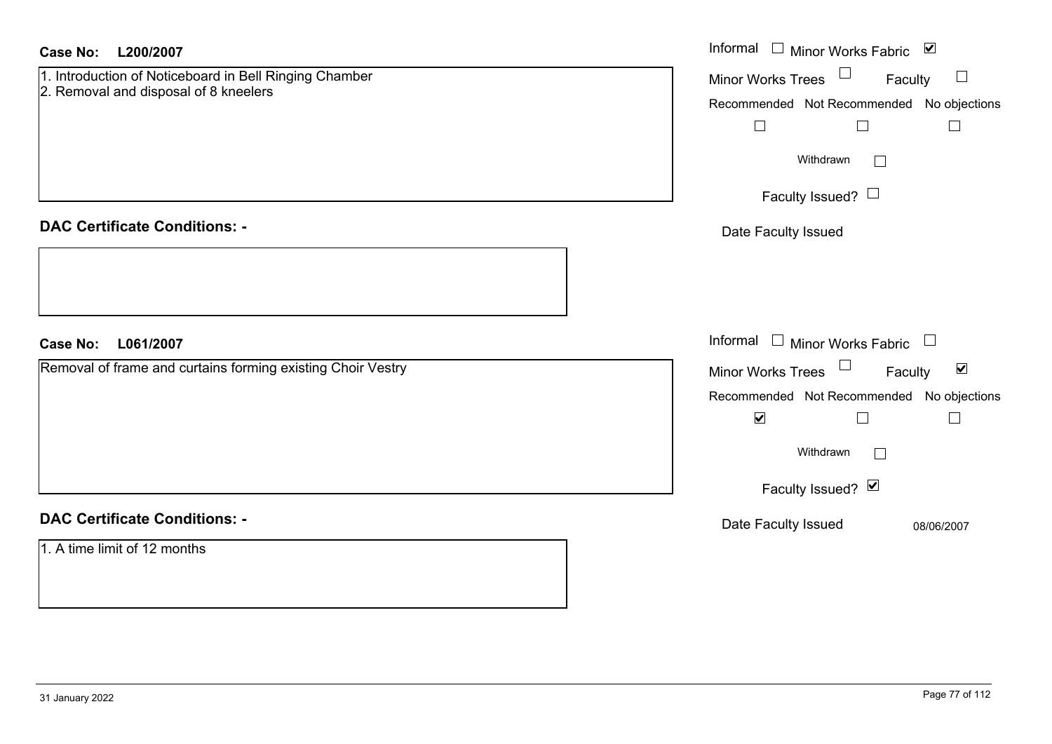**Case No:** **L200/2007**

1. Introduction of Noticeboard in Bell Ringing Chamber
2. Removal and disposal of 8 kneelers

Informal ☐ Minor Works Fabric ☑

Minor Works Trees ☐ Faculty ☐

Recommended ☐ Not Recommended ☐ No objections ☐

Withdrawn ☐

Faculty Issued? ☐

Date Faculty Issued

**DAC Certificate Conditions: -**

**Case No:** **L061/2007**

Removal of frame and curtains forming existing Choir Vestry

Informal ☐ Minor Works Fabric ☐

Minor Works Trees ☐ Faculty ☑

Recommended ☑ Not Recommended ☐ No objections ☐

Withdrawn ☐

Faculty Issued? ☑

Date Faculty Issued 08/06/2007

**DAC Certificate Conditions: -**

1. A time limit of 12 months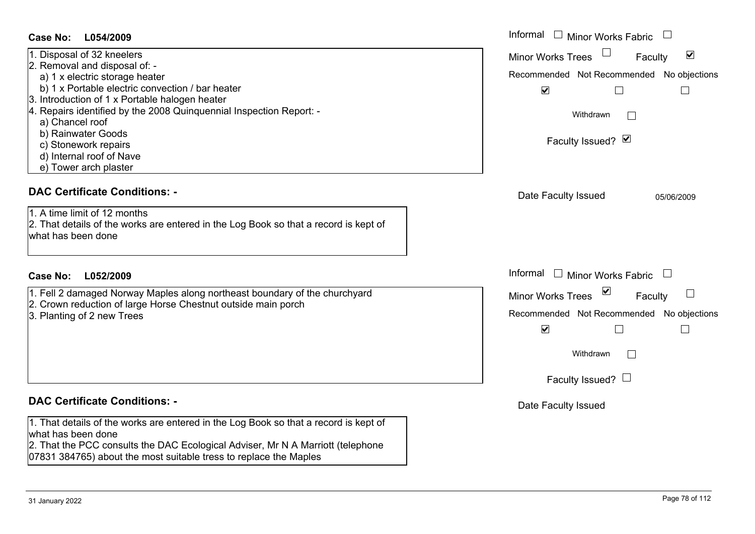**Case No: L054/2009**

1. Disposal of 32 kneelers
2. Removal and disposal of: -
   a) 1 x electric storage heater
   b) 1 x Portable electric convection / bar heater
3. Introduction of 1 x Portable halogen heater
4. Repairs identified by the 2008 Quinquennial Inspection Report: -
   a) Chancel roof
   b) Rainwater Goods
   c) Stonework repairs
   d) Internal roof of Nave
   e) Tower arch plaster

Informal ☐ Minor Works Fabric ☐
Minor Works Trees ☐ Faculty ☑
Recommended ☑ Not Recommended ☐ No objections ☐
Withdrawn ☐
Faculty Issued? ☑
Date Faculty Issued 05/06/2009

## DAC Certificate Conditions: -

1. A time limit of 12 months
2. That details of the works are entered in the Log Book so that a record is kept of what has been done

**Case No: L052/2009**

1. Fell 2 damaged Norway Maples along northeast boundary of the churchyard
2. Crown reduction of large Horse Chestnut outside main porch
3. Planting of 2 new Trees

Informal ☐ Minor Works Fabric ☐
Minor Works Trees ☑ Faculty ☐
Recommended ☑ Not Recommended ☐ No objections ☐
Withdrawn ☐
Faculty Issued? ☐
Date Faculty Issued

## DAC Certificate Conditions: -

1. That details of the works are entered in the Log Book so that a record is kept of what has been done
2. That the PCC consults the DAC Ecological Adviser, Mr N A Marriott (telephone 07831 384765) about the most suitable tress to replace the Maples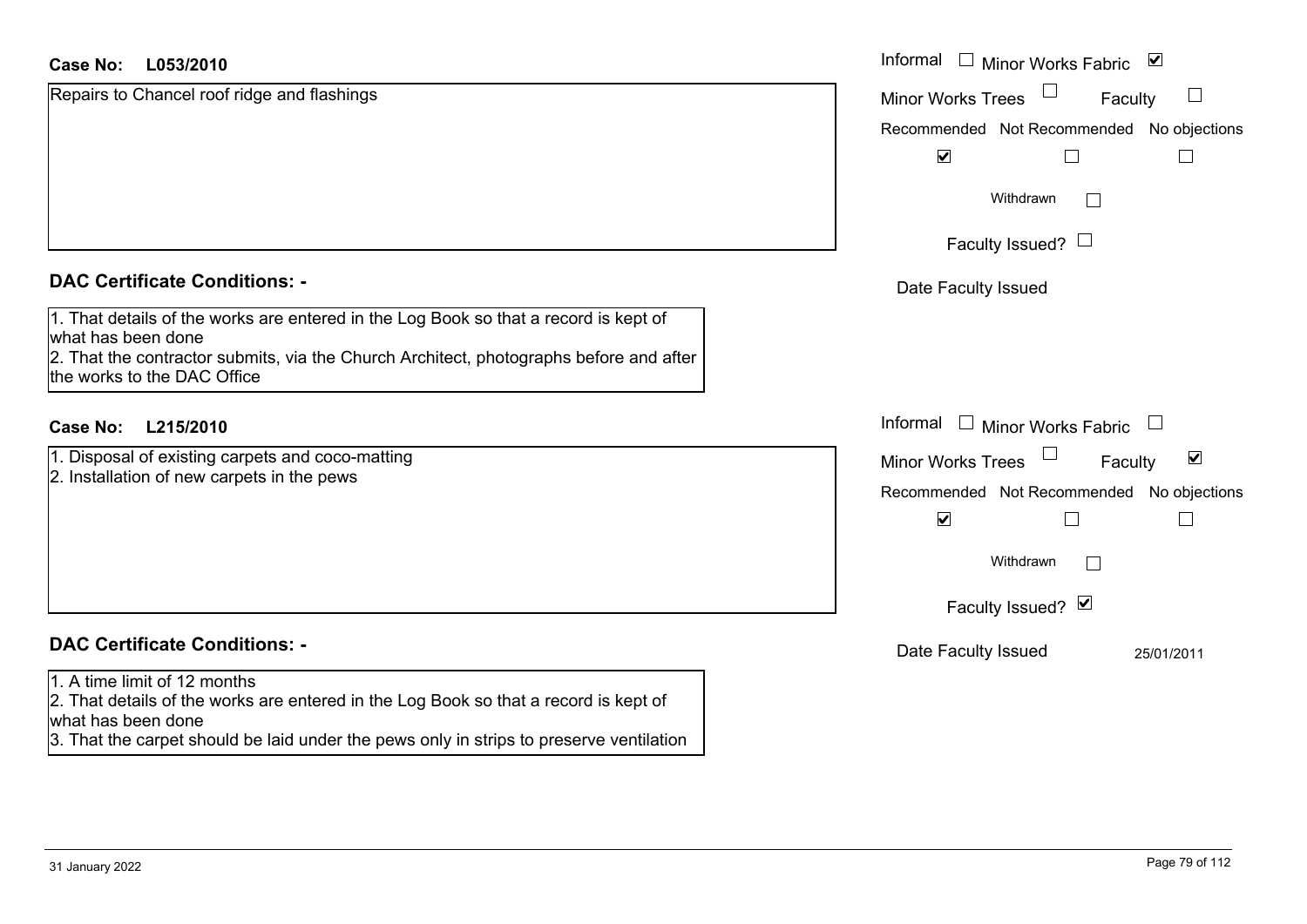**Case No:** **L053/2010**

Repairs to Chancel roof ridge and flashings

Informal ☐ Minor Works Fabric ☑

Minor Works Trees ☐ Faculty ☐

| Recommended | Not Recommended | No objections |
|---|---|---|
| ☑ | ☐ | ☐ |

Withdrawn ☐

Faculty Issued? ☐

Date Faculty Issued

## DAC Certificate Conditions: -

1. That details of the works are entered in the Log Book so that a record is kept of what has been done
2. That the contractor submits, via the Church Architect, photographs before and after the works to the DAC Office

**Case No:** **L215/2010**

1. Disposal of existing carpets and coco-matting
2. Installation of new carpets in the pews

Informal ☐ Minor Works Fabric ☐

Minor Works Trees ☐ Faculty ☑

| Recommended | Not Recommended | No objections |
|---|---|---|
| ☑ | ☐ | ☐ |

Withdrawn ☐

Faculty Issued? ☑

Date Faculty Issued 25/01/2011

## DAC Certificate Conditions: -

1. A time limit of 12 months
2. That details of the works are entered in the Log Book so that a record is kept of what has been done
3. That the carpet should be laid under the pews only in strips to preserve ventilation

31 January 2022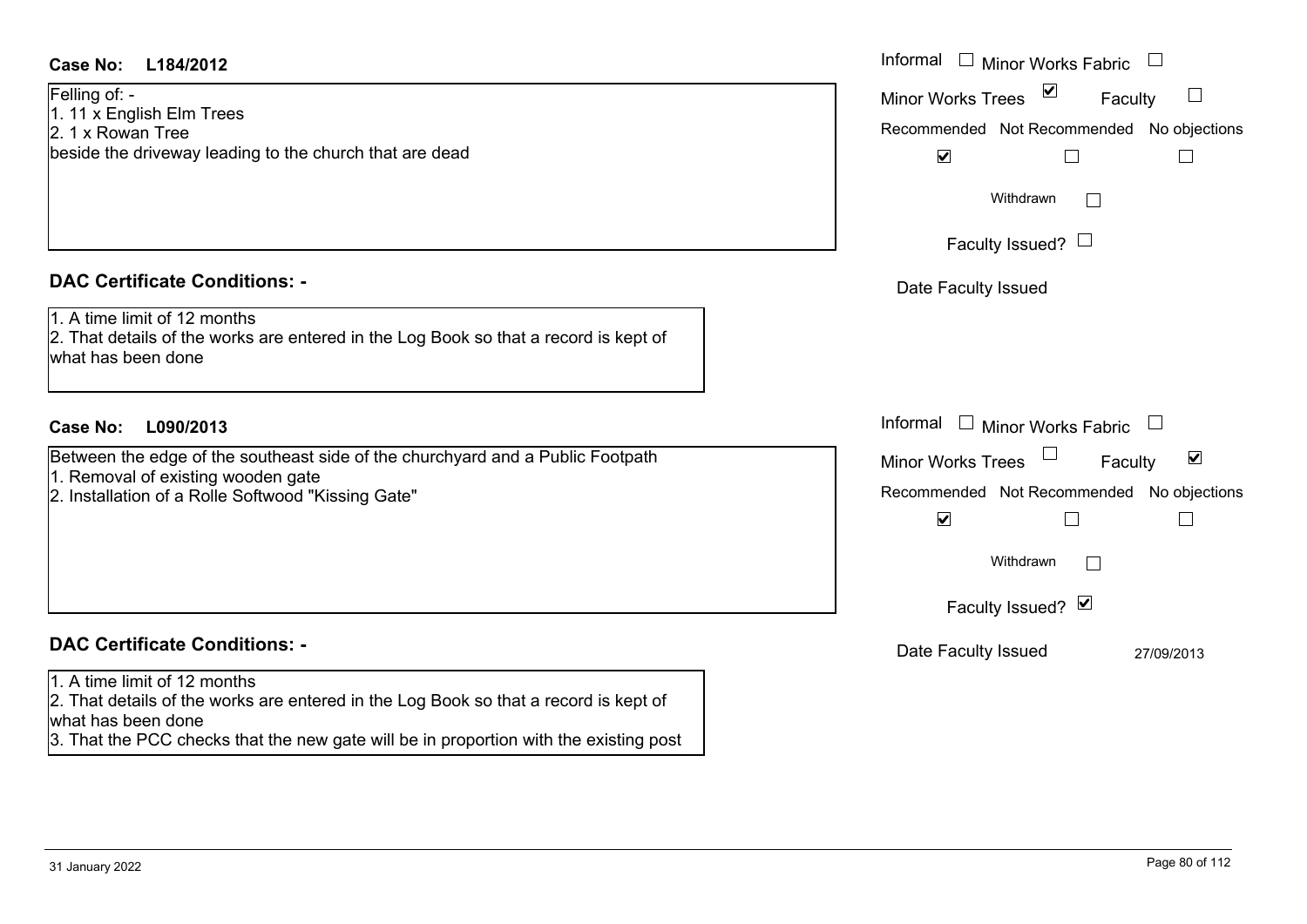**Case No: L184/2012**

Felling of: -
1. 11 x English Elm Trees
2. 1 x Rowan Tree
beside the driveway leading to the church that are dead

Informal ☐ Minor Works Fabric ☐
Minor Works Trees ☑ Faculty ☐

| Recommended | Not Recommended | No objections |
|---|---|---|
| ☑ | ☐ | ☐ |

Withdrawn ☐

Faculty Issued? ☐

Date Faculty Issued

## DAC Certificate Conditions: -

1. A time limit of 12 months
2. That details of the works are entered in the Log Book so that a record is kept of what has been done

**Case No: L090/2013**

Between the edge of the southeast side of the churchyard and a Public Footpath
1. Removal of existing wooden gate
2. Installation of a Rolle Softwood "Kissing Gate"

Informal ☐ Minor Works Fabric ☐
Minor Works Trees ☐ Faculty ☑

| Recommended | Not Recommended | No objections |
|---|---|---|
| ☑ | ☐ | ☐ |

Withdrawn ☐

Faculty Issued? ☑

Date Faculty Issued 27/09/2013

## DAC Certificate Conditions: -

1. A time limit of 12 months
2. That details of the works are entered in the Log Book so that a record is kept of what has been done
3. That the PCC checks that the new gate will be in proportion with the existing post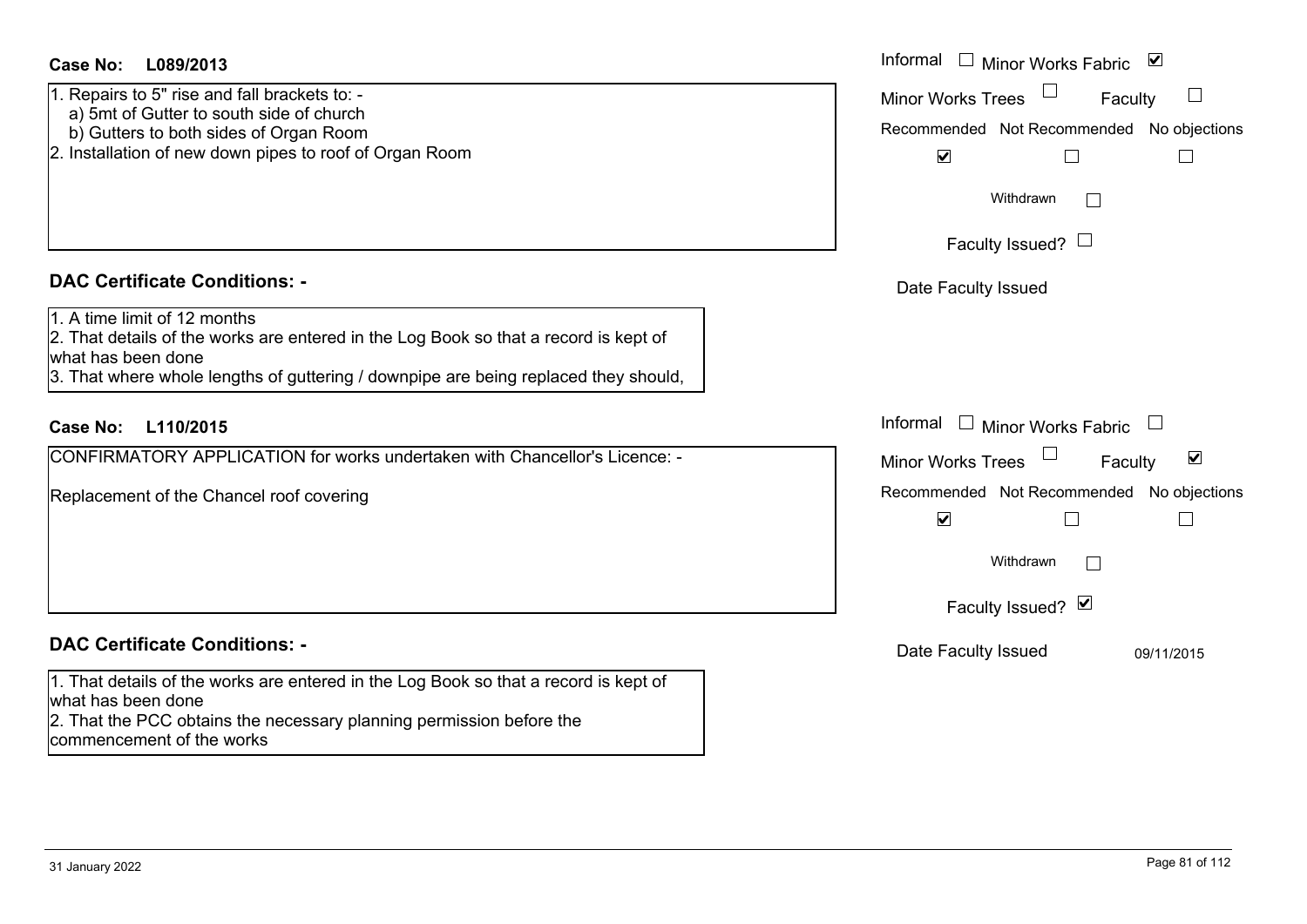**Case No:** **L089/2013**

Informal ☐ Minor Works Fabric ☑

Minor Works Trees ☐ Faculty ☐

Recommended ☑ Not Recommended ☐ No objections ☐

Withdrawn ☐

Faculty Issued? ☐

Date Faculty Issued

1. Repairs to 5" rise and fall brackets to: -
   a) 5mt of Gutter to south side of church
   b) Gutters to both sides of Organ Room
2. Installation of new down pipes to roof of Organ Room

## DAC Certificate Conditions: -

1. A time limit of 12 months
2. That details of the works are entered in the Log Book so that a record is kept of what has been done
3. That where whole lengths of guttering / downpipe are being replaced they should,

**Case No:** **L110/2015**

Informal ☐ Minor Works Fabric ☐

Minor Works Trees ☐ Faculty ☑

Recommended ☑ Not Recommended ☐ No objections ☐

Withdrawn ☐

Faculty Issued? ☑

Date Faculty Issued 09/11/2015

CONFIRMATORY APPLICATION for works undertaken with Chancellor's Licence: -

Replacement of the Chancel roof covering

## DAC Certificate Conditions: -

1. That details of the works are entered in the Log Book so that a record is kept of what has been done
2. That the PCC obtains the necessary planning permission before the commencement of the works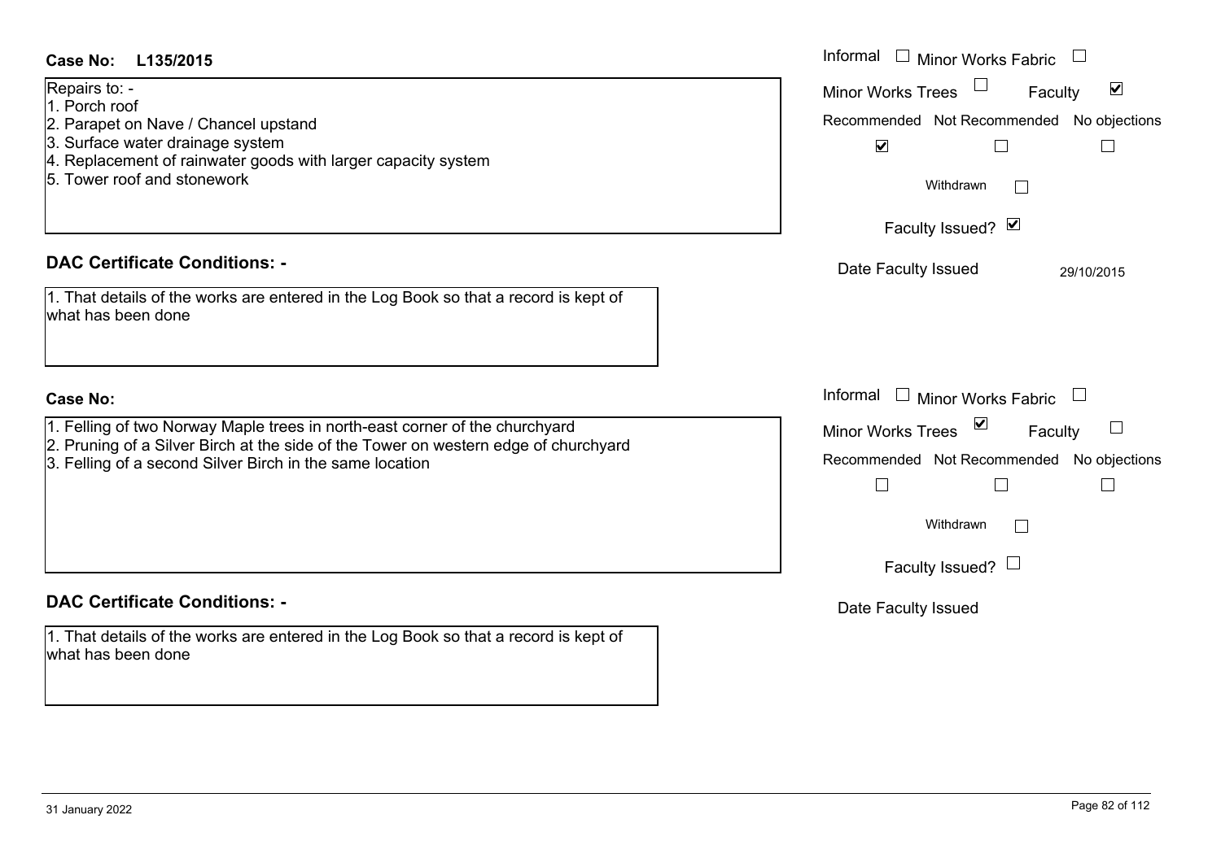**Case No: L135/2015**

Repairs to: -
1. Porch roof
2. Parapet on Nave / Chancel upstand
3. Surface water drainage system
4. Replacement of rainwater goods with larger capacity system
5. Tower roof and stonework

Informal ☐ Minor Works Fabric ☐
Minor Works Trees ☐ Faculty ☑
Recommended ☑ Not Recommended ☐ No objections ☐
Withdrawn ☐
Faculty Issued? ☑
Date Faculty Issued 29/10/2015

**DAC Certificate Conditions: -**

1. That details of the works are entered in the Log Book so that a record is kept of what has been done

**Case No:**

1. Felling of two Norway Maple trees in north-east corner of the churchyard
2. Pruning of a Silver Birch at the side of the Tower on western edge of churchyard
3. Felling of a second Silver Birch in the same location

Informal ☐ Minor Works Fabric ☐
Minor Works Trees ☑ Faculty ☐
Recommended ☐ Not Recommended ☐ No objections ☐
Withdrawn ☐
Faculty Issued? ☐
Date Faculty Issued

**DAC Certificate Conditions: -**

1. That details of the works are entered in the Log Book so that a record is kept of what has been done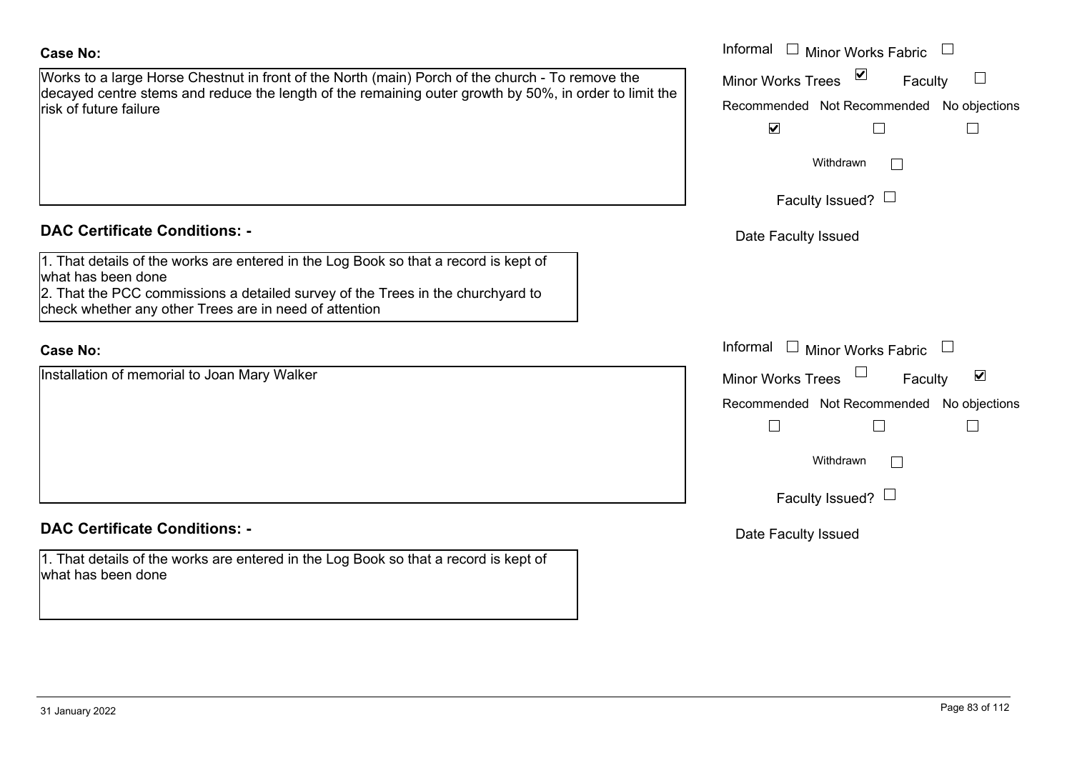**Case No:**

Works to a large Horse Chestnut in front of the North (main) Porch of the church - To remove the decayed centre stems and reduce the length of the remaining outer growth by 50%, in order to limit the risk of future failure

- [ ] Informal
- [ ] Minor Works Fabric
- [x] Minor Works Trees
- [ ] Faculty

- [x] Recommended
- [ ] Not Recommended
- [ ] No objections
- [ ] Withdrawn
- [ ] Faculty Issued?

Date Faculty Issued

**DAC Certificate Conditions: -**

1. That details of the works are entered in the Log Book so that a record is kept of what has been done
2. That the PCC commissions a detailed survey of the Trees in the churchyard to check whether any other Trees are in need of attention

**Case No:**

Installation of memorial to Joan Mary Walker

- [ ] Informal
- [ ] Minor Works Fabric
- [ ] Minor Works Trees
- [x] Faculty

- [ ] Recommended
- [ ] Not Recommended
- [ ] No objections
- [ ] Withdrawn
- [ ] Faculty Issued?

Date Faculty Issued

**DAC Certificate Conditions: -**

1. That details of the works are entered in the Log Book so that a record is kept of what has been done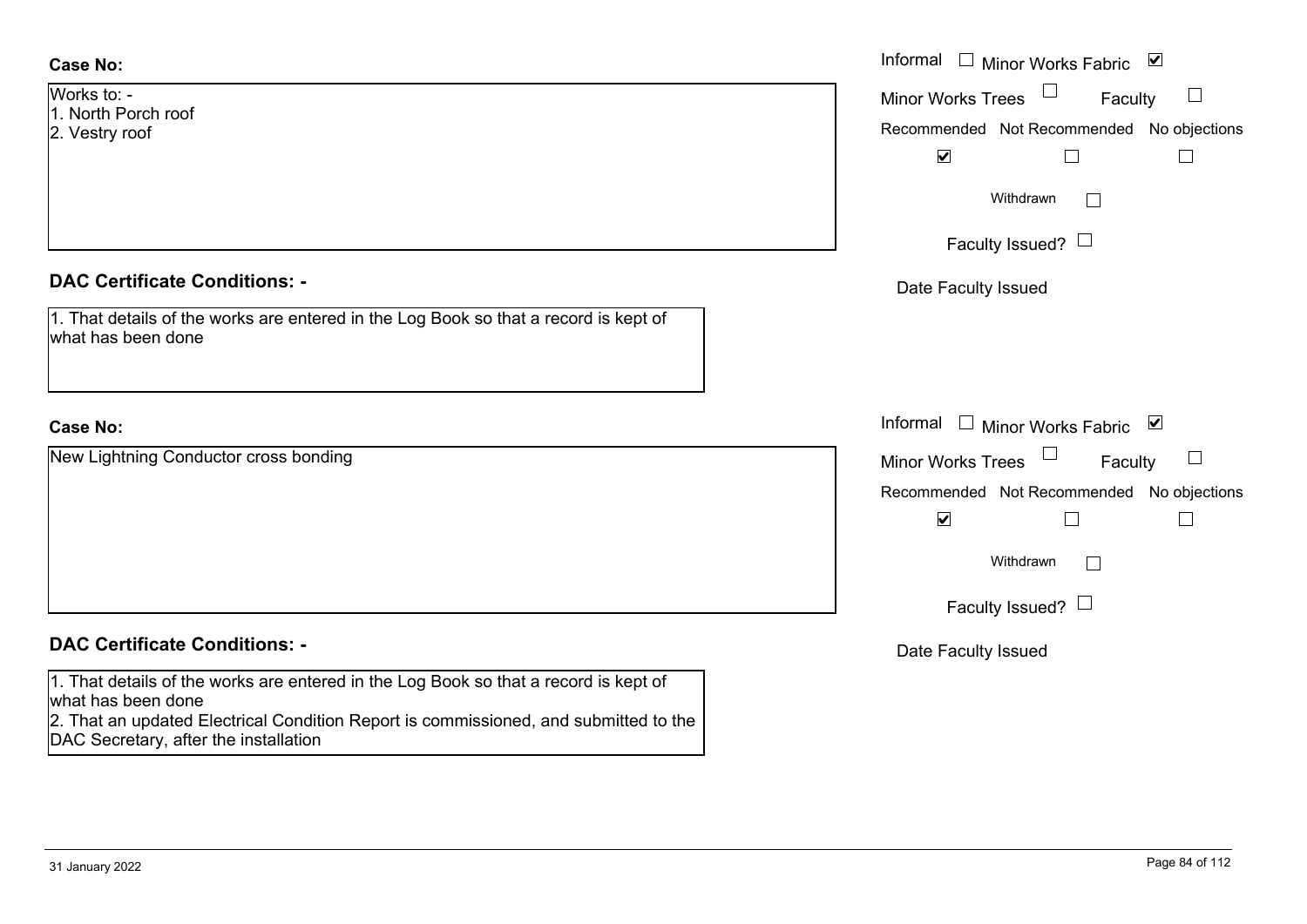**Case No:**

Works to: -
1. North Porch roof
2. Vestry roof

Informal ☐ Minor Works Fabric ☑

Minor Works Trees ☐ Faculty ☐

| Recommended | Not Recommended | No objections |
| --- | --- | --- |
| ☑ | ☐ | ☐ |

Withdrawn ☐

Faculty Issued? ☐

Date Faculty Issued

**DAC Certificate Conditions: -**

1. That details of the works are entered in the Log Book so that a record is kept of what has been done

**Case No:**

New Lightning Conductor cross bonding

Informal ☐ Minor Works Fabric ☑

Minor Works Trees ☐ Faculty ☐

| Recommended | Not Recommended | No objections |
| --- | --- | --- |
| ☑ | ☐ | ☐ |

Withdrawn ☐

Faculty Issued? ☐

Date Faculty Issued

**DAC Certificate Conditions: -**

1. That details of the works are entered in the Log Book so that a record is kept of what has been done
2. That an updated Electrical Condition Report is commissioned, and submitted to the DAC Secretary, after the installation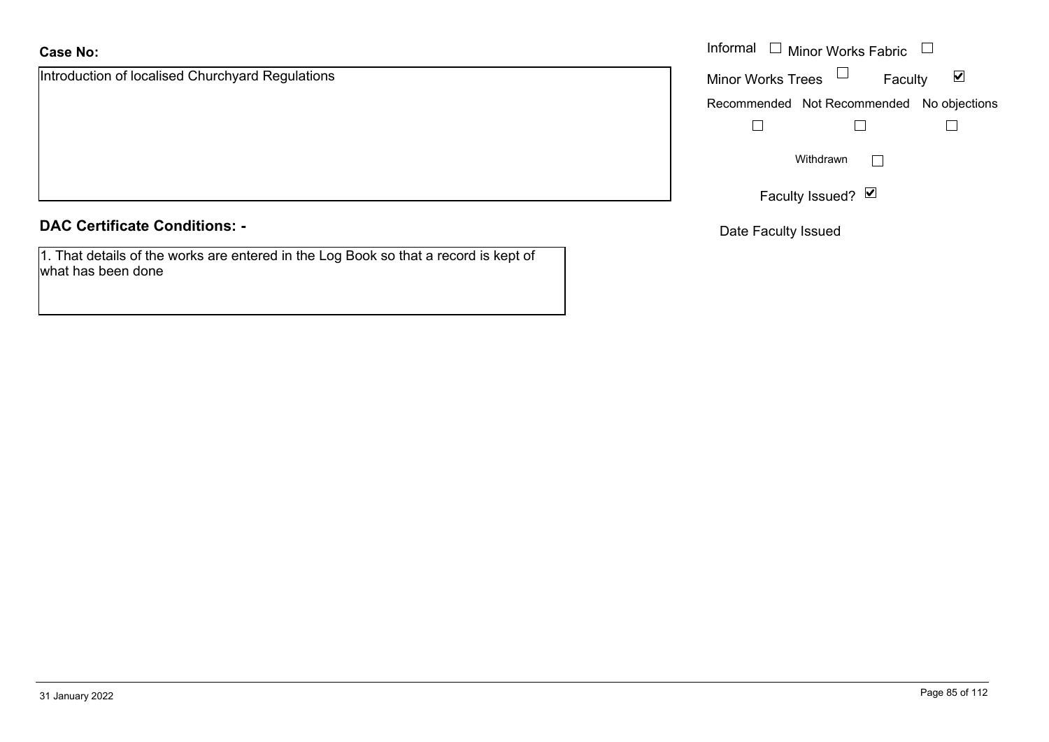**Case No:**

Introduction of localised Churchyard Regulations

Informal ☐ Minor Works Fabric ☐

Minor Works Trees ☐ Faculty ☑

Recommended ☐ Not Recommended ☐ No objections ☐

Withdrawn ☐

Faculty Issued? ☑

Date Faculty Issued

**DAC Certificate Conditions: -**

1. That details of the works are entered in the Log Book so that a record is kept of what has been done

31 January 2022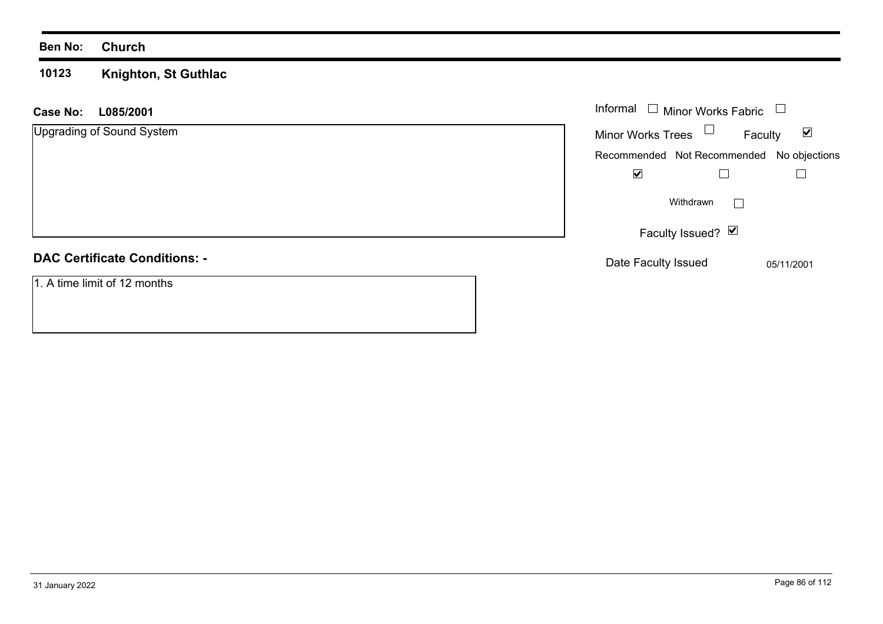**Ben No:** **Church**

**10123** **Knighton, St Guthlac**

**Case No:** **L085/2001**

Upgrading of Sound System

Informal ☐ Minor Works Fabric ☐

Minor Works Trees ☐ Faculty ☑

| Recommended | Not Recommended | No objections |
|---|---|---|
| ☑ | ☐ | ☐ |

Withdrawn ☐

Faculty Issued? ☑

Date Faculty Issued 05/11/2001

**DAC Certificate Conditions: -**

1. A time limit of 12 months

31 January 2022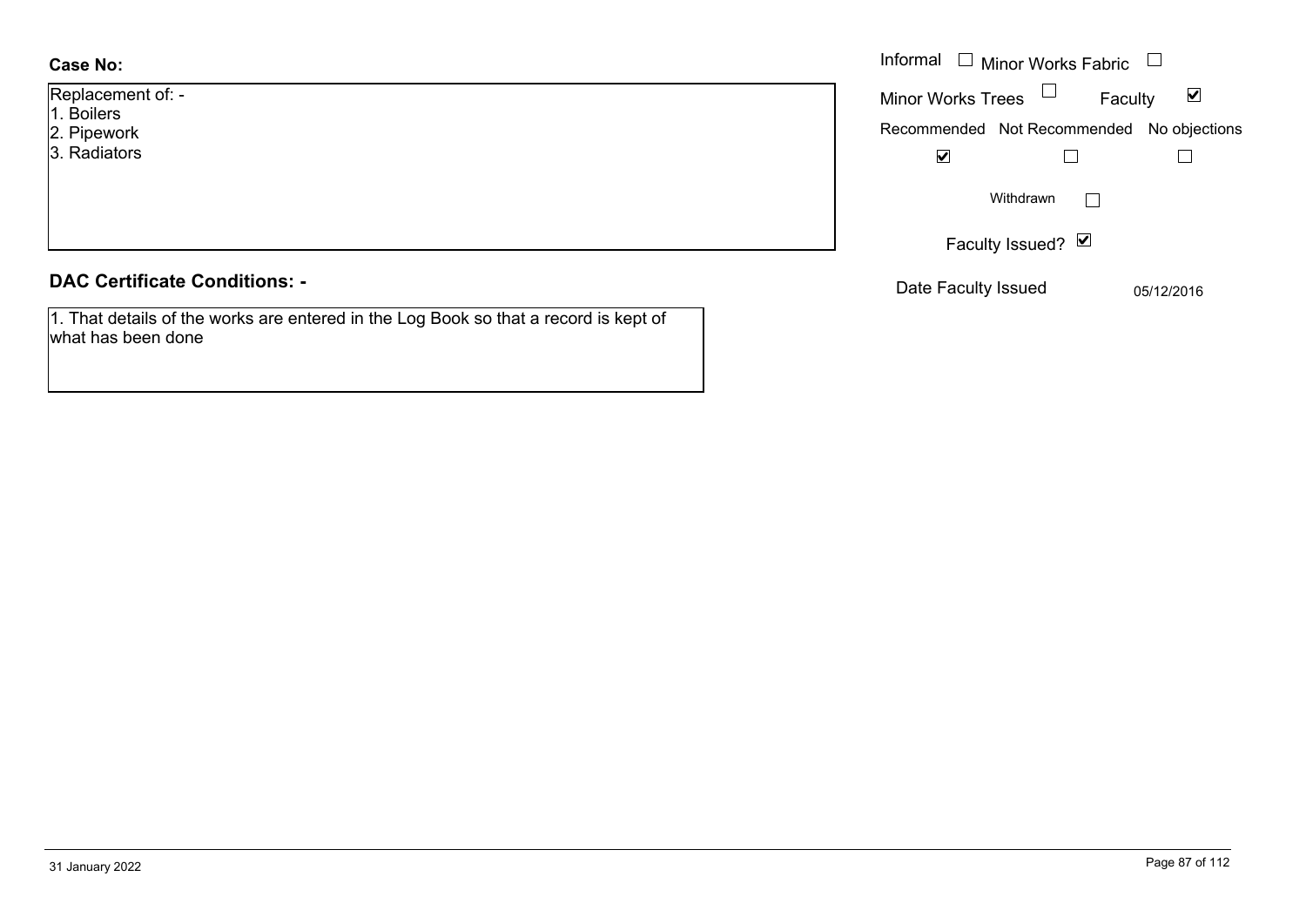**Case No:**

Replacement of: -
1. Boilers
2. Pipework
3. Radiators

Informal ☐ Minor Works Fabric ☐

Minor Works Trees ☐ Faculty ☑

| Recommended | Not Recommended | No objections |
| --- | --- | --- |
| ☑ | ☐ | ☐ |

Withdrawn ☐

Faculty Issued? ☑

Date Faculty Issued 05/12/2016

## DAC Certificate Conditions: -

1. That details of the works are entered in the Log Book so that a record is kept of what has been done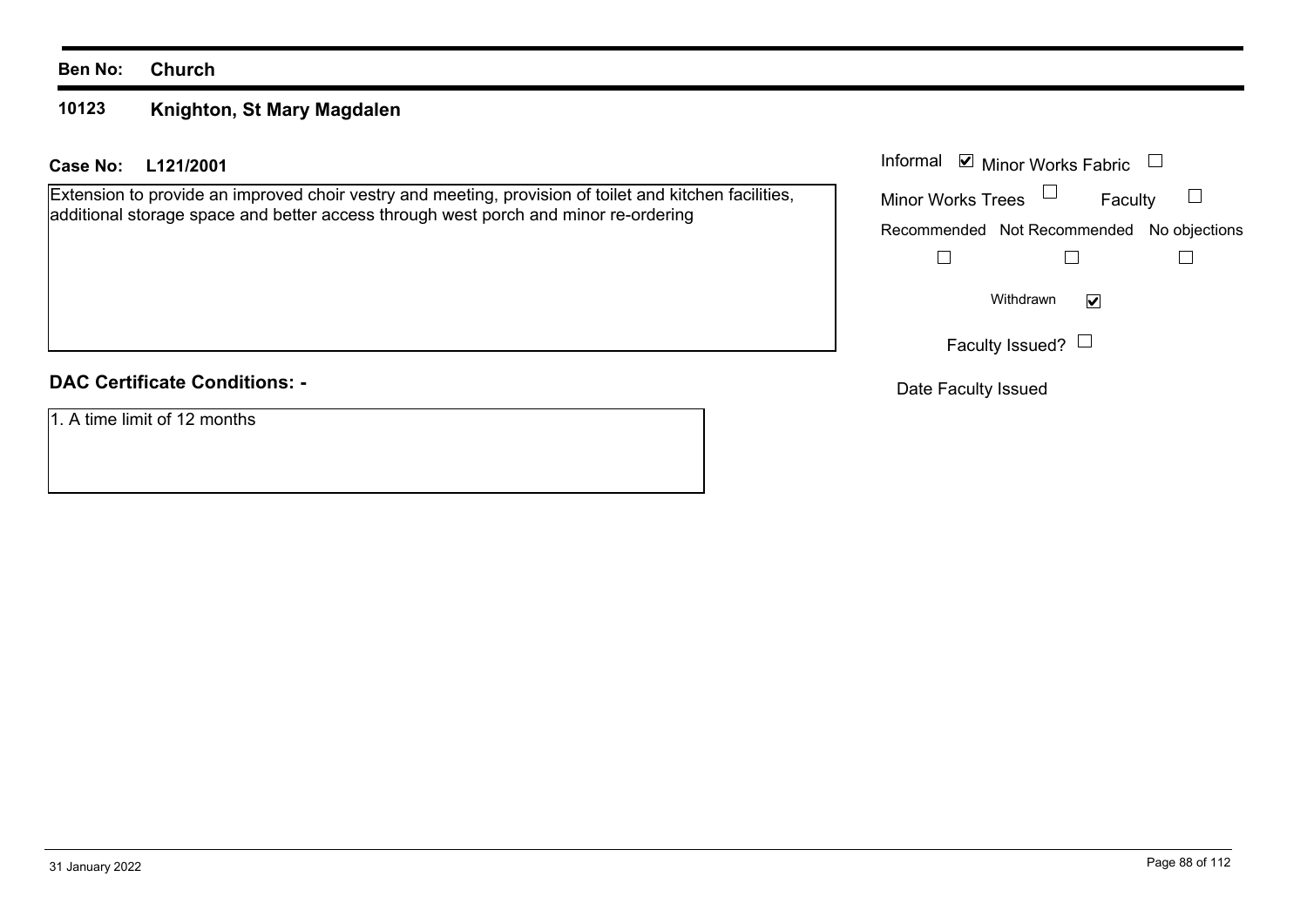**Ben No:** **Church**

## 10123 Knighton, St Mary Magdalen

**Case No:** **L121/2001**

Extension to provide an improved choir vestry and meeting, provision of toilet and kitchen facilities, additional storage space and better access through west porch and minor re-ordering

Informal ☑ Minor Works Fabric ☐

Minor Works Trees ☐ Faculty ☐

Recommended ☐ Not Recommended ☐ No objections ☐

Withdrawn ☑

Faculty Issued? ☐

Date Faculty Issued

### DAC Certificate Conditions: -

1. A time limit of 12 months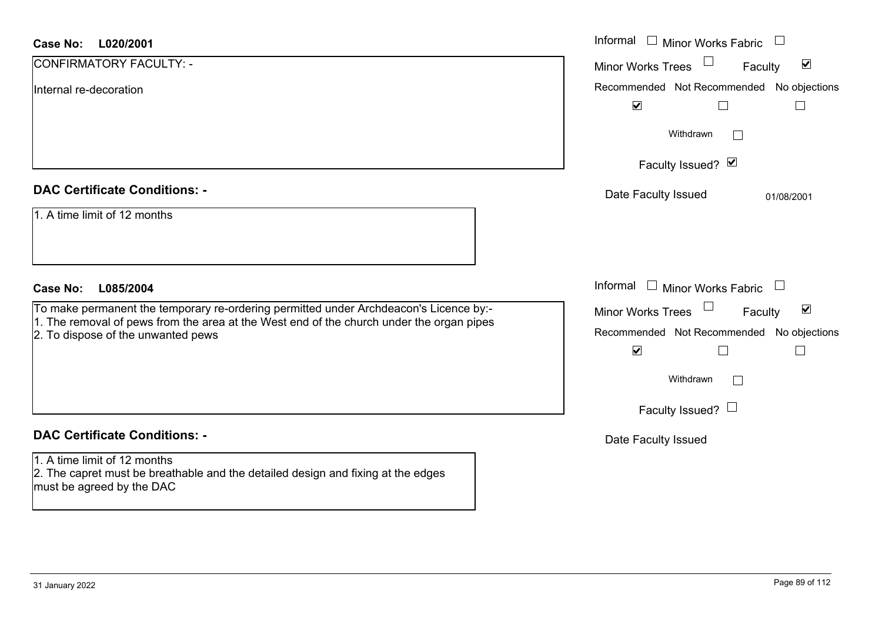**Case No: L020/2001**

CONFIRMATORY FACULTY: -

Internal re-decoration

Informal ☐ Minor Works Fabric ☐
Minor Works Trees ☐ Faculty ☑

| Recommended | Not Recommended | No objections |
|---|---|---|
| ☑ | ☐ | ☐ |

Withdrawn ☐

Faculty Issued? ☑

Date Faculty Issued 01/08/2001

**DAC Certificate Conditions: -**

1. A time limit of 12 months

**Case No: L085/2004**

To make permanent the temporary re-ordering permitted under Archdeacon's Licence by:-
1. The removal of pews from the area at the West end of the church under the organ pipes
2. To dispose of the unwanted pews

Informal ☐ Minor Works Fabric ☐
Minor Works Trees ☐ Faculty ☑

| Recommended | Not Recommended | No objections |
|---|---|---|
| ☑ | ☐ | ☐ |

Withdrawn ☐

Faculty Issued? ☐

Date Faculty Issued

**DAC Certificate Conditions: -**

1. A time limit of 12 months
2. The capret must be breathable and the detailed design and fixing at the edges must be agreed by the DAC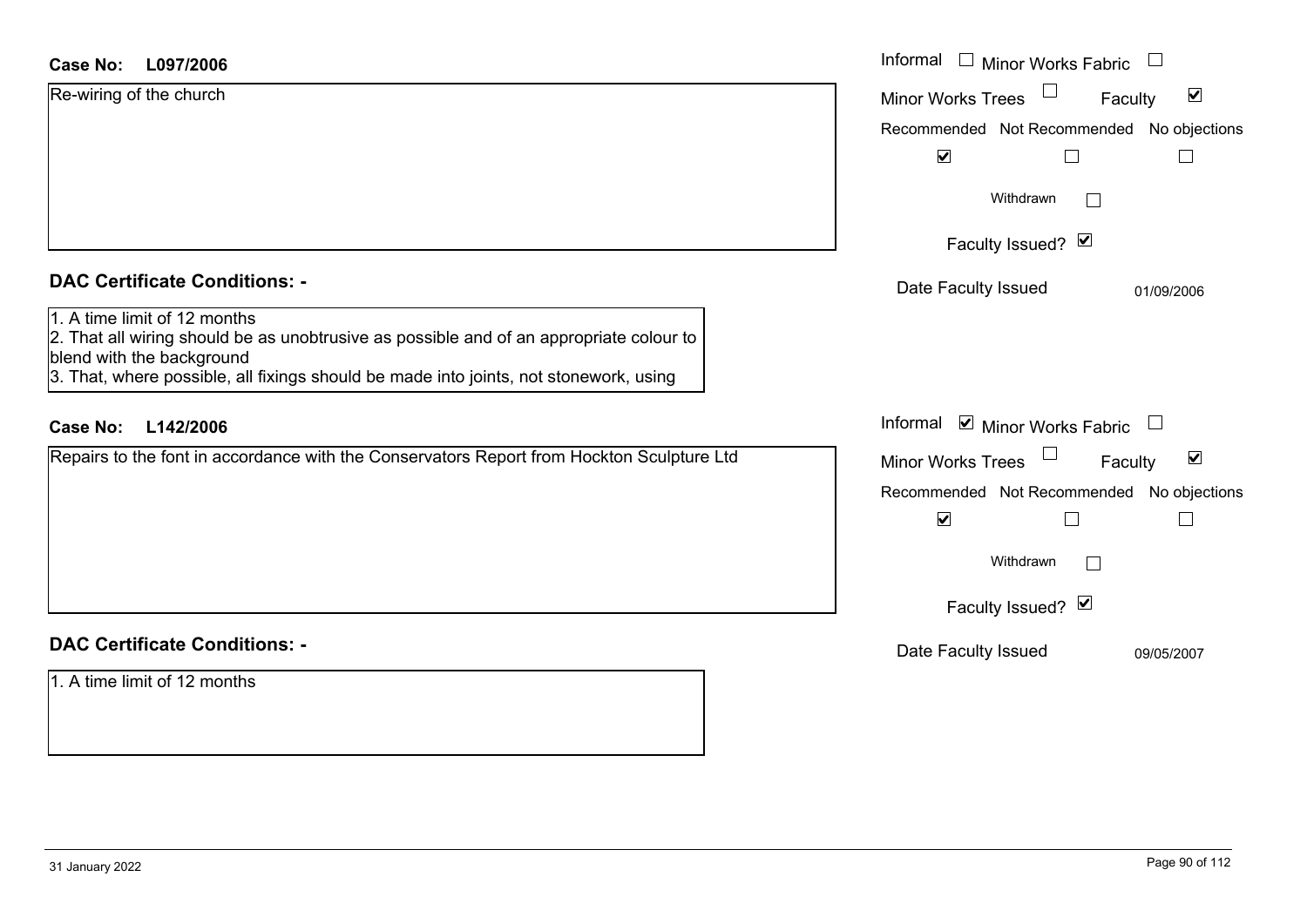**Case No: L097/2006**

Re-wiring of the church

Informal ☐ Minor Works Fabric ☐
Minor Works Trees ☐ Faculty ☑
Recommended ☑ Not Recommended ☐ No objections ☐
Withdrawn ☐
Faculty Issued? ☑
Date Faculty Issued 01/09/2006

**DAC Certificate Conditions: -**

1. A time limit of 12 months
2. That all wiring should be as unobtrusive as possible and of an appropriate colour to blend with the background
3. That, where possible, all fixings should be made into joints, not stonework, using

**Case No: L142/2006**

Repairs to the font in accordance with the Conservators Report from Hockton Sculpture Ltd

Informal ☑ Minor Works Fabric ☐
Minor Works Trees ☐ Faculty ☑
Recommended ☑ Not Recommended ☐ No objections ☐
Withdrawn ☐
Faculty Issued? ☑
Date Faculty Issued 09/05/2007

**DAC Certificate Conditions: -**

1. A time limit of 12 months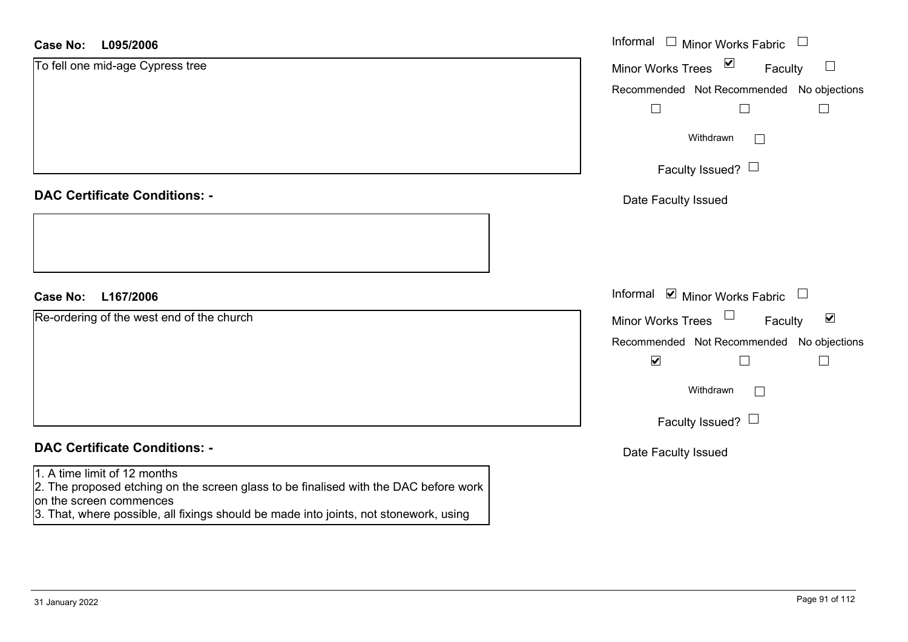**Case No:** **L095/2006**

To fell one mid-age Cypress tree

Informal ☐ Minor Works Fabric ☐

Minor Works Trees ☑ Faculty ☐

Recommended ☐ Not Recommended ☐ No objections ☐

Withdrawn ☐

Faculty Issued? ☐

Date Faculty Issued

## DAC Certificate Conditions: -

**Case No:** **L167/2006**

Re-ordering of the west end of the church

Informal ☑ Minor Works Fabric ☐

Minor Works Trees ☐ Faculty ☑

Recommended ☑ Not Recommended ☐ No objections ☐

Withdrawn ☐

Faculty Issued? ☐

Date Faculty Issued

## DAC Certificate Conditions: -

1. A time limit of 12 months
2. The proposed etching on the screen glass to be finalised with the DAC before work on the screen commences
3. That, where possible, all fixings should be made into joints, not stonework, using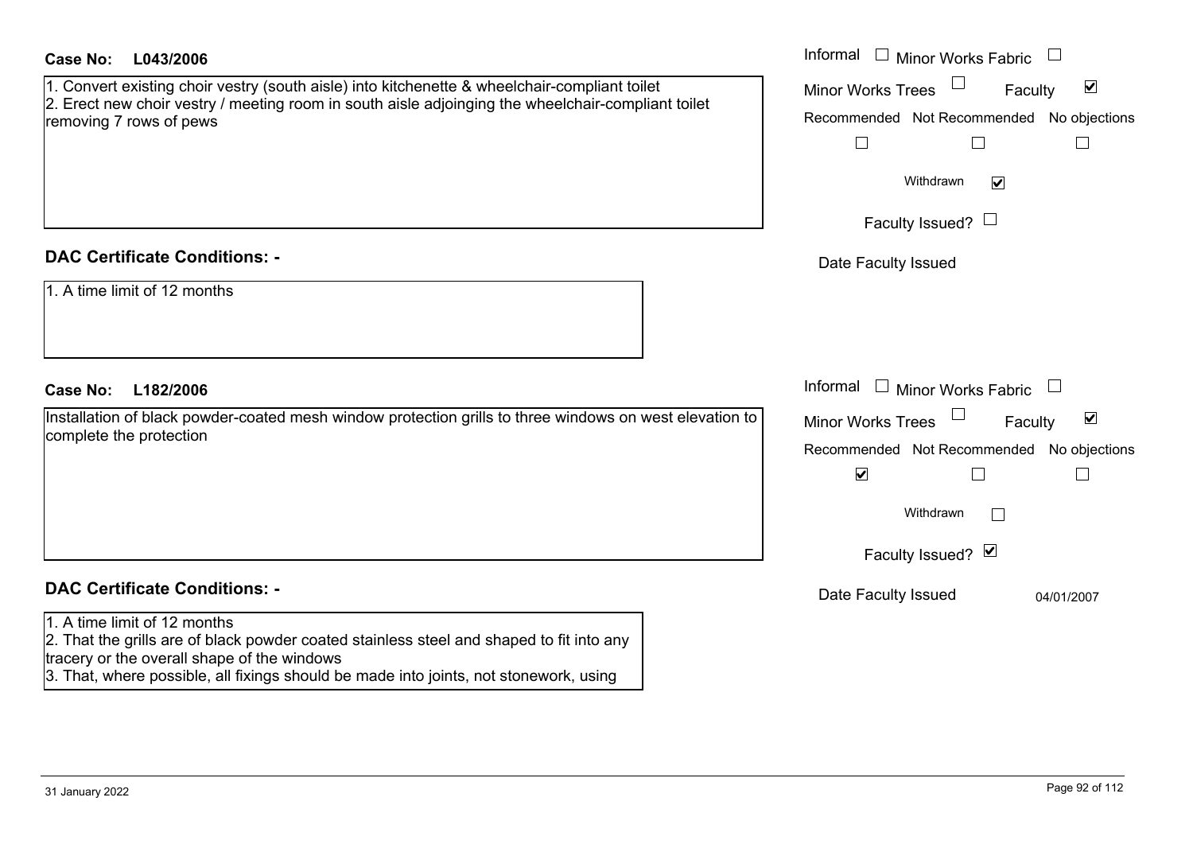**Case No: L043/2006**

1. Convert existing choir vestry (south aisle) into kitchenette & wheelchair-compliant toilet
2. Erect new choir vestry / meeting room in south aisle adjoinging the wheelchair-compliant toilet removing 7 rows of pews

Informal ☐ Minor Works Fabric ☐
Minor Works Trees ☐ Faculty ☑
Recommended ☐ Not Recommended ☐ No objections ☐
Withdrawn ☑
Faculty Issued? ☐
Date Faculty Issued

## DAC Certificate Conditions: -

1. A time limit of 12 months

**Case No: L182/2006**

Installation of black powder-coated mesh window protection grills to three windows on west elevation to complete the protection

Informal ☐ Minor Works Fabric ☐
Minor Works Trees ☐ Faculty ☑
Recommended ☑ Not Recommended ☐ No objections ☐
Withdrawn ☐
Faculty Issued? ☑
Date Faculty Issued 04/01/2007

## DAC Certificate Conditions: -

1. A time limit of 12 months
2. That the grills are of black powder coated stainless steel and shaped to fit into any tracery or the overall shape of the windows
3. That, where possible, all fixings should be made into joints, not stonework, using

31 January 2022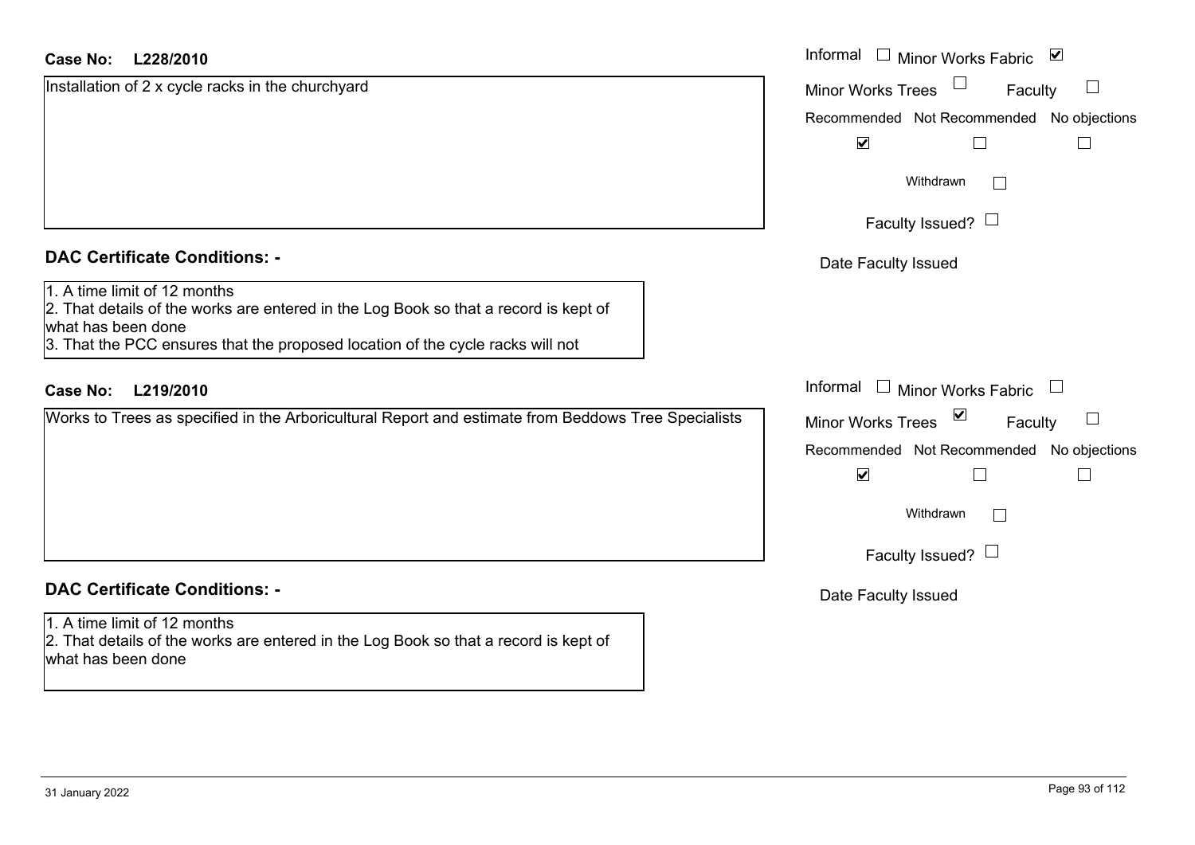**Case No: L228/2010**

Installation of 2 x cycle racks in the churchyard

Informal ☐ Minor Works Fabric ☑

Minor Works Trees ☐ Faculty ☐

Recommended ☑ Not Recommended ☐ No objections ☐

Withdrawn ☐

Faculty Issued? ☐

Date Faculty Issued

## DAC Certificate Conditions: -

1. A time limit of 12 months
2. That details of the works are entered in the Log Book so that a record is kept of what has been done
3. That the PCC ensures that the proposed location of the cycle racks will not

**Case No: L219/2010**

Works to Trees as specified in the Arboricultural Report and estimate from Beddows Tree Specialists

Informal ☐ Minor Works Fabric ☐

Minor Works Trees ☑ Faculty ☐

Recommended ☑ Not Recommended ☐ No objections ☐

Withdrawn ☐

Faculty Issued? ☐

Date Faculty Issued

## DAC Certificate Conditions: -

1. A time limit of 12 months
2. That details of the works are entered in the Log Book so that a record is kept of what has been done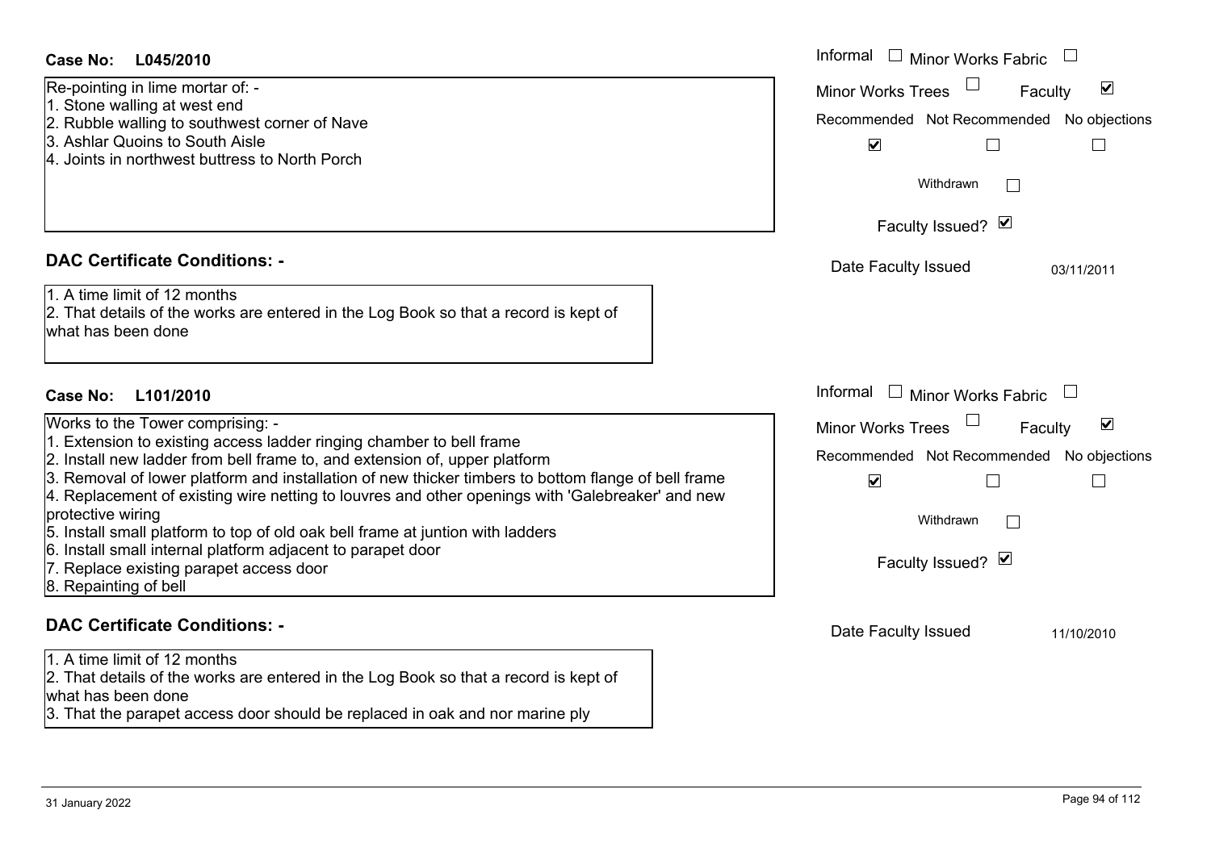**Case No: L045/2010**

Re-pointing in lime mortar of: -
1. Stone walling at west end
2. Rubble walling to southwest corner of Nave
3. Ashlar Quoins to South Aisle
4. Joints in northwest buttress to North Porch

Informal ☐ Minor Works Fabric ☐
Minor Works Trees ☐ Faculty ☑
Recommended ☑ Not Recommended ☐ No objections ☐
Withdrawn ☐
Faculty Issued? ☑
Date Faculty Issued 03/11/2011

**DAC Certificate Conditions: -**

1. A time limit of 12 months
2. That details of the works are entered in the Log Book so that a record is kept of what has been done

**Case No: L101/2010**

Works to the Tower comprising: -
1. Extension to existing access ladder ringing chamber to bell frame
2. Install new ladder from bell frame to, and extension of, upper platform
3. Removal of lower platform and installation of new thicker timbers to bottom flange of bell frame
4. Replacement of existing wire netting to louvres and other openings with 'Galebreaker' and new protective wiring
5. Install small platform to top of old oak bell frame at juntion with ladders
6. Install small internal platform adjacent to parapet door
7. Replace existing parapet access door
8. Repainting of bell

Informal ☐ Minor Works Fabric ☐
Minor Works Trees ☐ Faculty ☑
Recommended ☑ Not Recommended ☐ No objections ☐
Withdrawn ☐
Faculty Issued? ☑
Date Faculty Issued 11/10/2010

**DAC Certificate Conditions: -**

1. A time limit of 12 months
2. That details of the works are entered in the Log Book so that a record is kept of what has been done
3. That the parapet access door should be replaced in oak and nor marine ply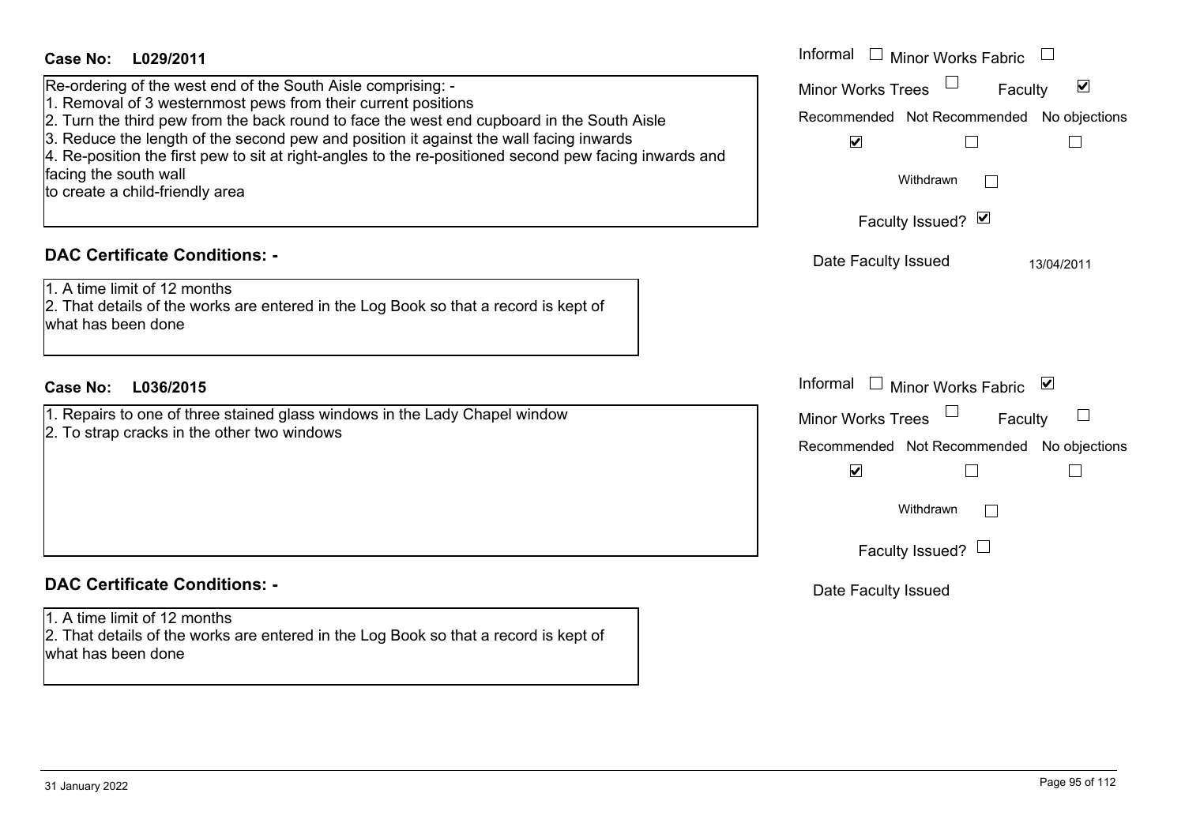**Case No: L029/2011**

Re-ordering of the west end of the South Aisle comprising: -
1. Removal of 3 westernmost pews from their current positions
2. Turn the third pew from the back round to face the west end cupboard in the South Aisle
3. Reduce the length of the second pew and position it against the wall facing inwards
4. Re-position the first pew to sit at right-angles to the re-positioned second pew facing inwards and facing the south wall
to create a child-friendly area

Informal ☐ Minor Works Fabric ☐
Minor Works Trees ☐ Faculty ☑
Recommended ☑ Not Recommended ☐ No objections ☐
Withdrawn ☐
Faculty Issued? ☑
Date Faculty Issued 13/04/2011

## DAC Certificate Conditions: -

1. A time limit of 12 months
2. That details of the works are entered in the Log Book so that a record is kept of what has been done

**Case No: L036/2015**

1. Repairs to one of three stained glass windows in the Lady Chapel window
2. To strap cracks in the other two windows

Informal ☐ Minor Works Fabric ☑
Minor Works Trees ☐ Faculty ☐
Recommended ☑ Not Recommended ☐ No objections ☐
Withdrawn ☐
Faculty Issued? ☐
Date Faculty Issued

## DAC Certificate Conditions: -

1. A time limit of 12 months
2. That details of the works are entered in the Log Book so that a record is kept of what has been done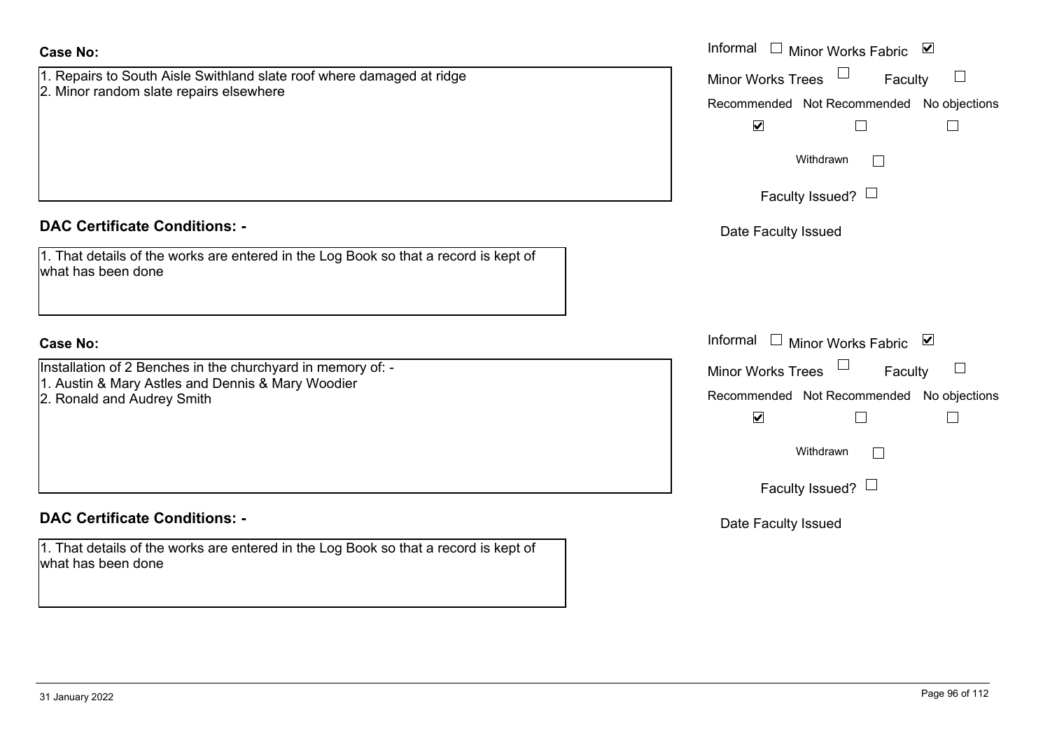**Case No:**

1. Repairs to South Aisle Swithland slate roof where damaged at ridge
2. Minor random slate repairs elsewhere

Informal ☐ Minor Works Fabric ☑
Minor Works Trees ☐ Faculty ☐

| Recommended | Not Recommended | No objections |
| --- | --- | --- |
| ☑ | ☐ | ☐ |

Withdrawn ☐

Faculty Issued? ☐

Date Faculty Issued

**DAC Certificate Conditions: -**

1. That details of the works are entered in the Log Book so that a record is kept of what has been done

**Case No:**

Installation of 2 Benches in the churchyard in memory of: -
1. Austin & Mary Astles and Dennis & Mary Woodier
2. Ronald and Audrey Smith

Informal ☐ Minor Works Fabric ☑
Minor Works Trees ☐ Faculty ☐

| Recommended | Not Recommended | No objections |
| --- | --- | --- |
| ☑ | ☐ | ☐ |

Withdrawn ☐

Faculty Issued? ☐

Date Faculty Issued

**DAC Certificate Conditions: -**

1. That details of the works are entered in the Log Book so that a record is kept of what has been done

31 January 2022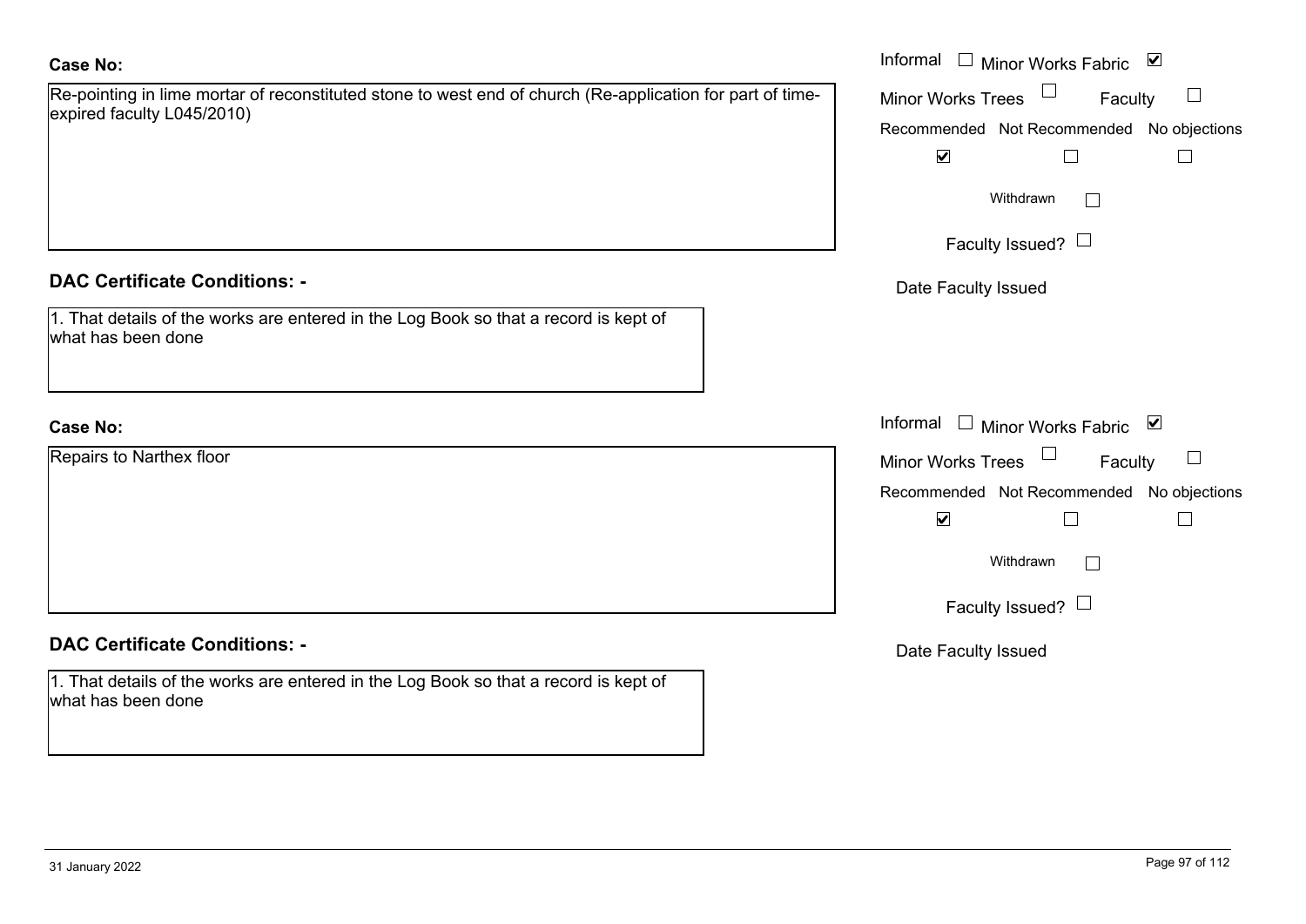**Case No:**

Re-pointing in lime mortar of reconstituted stone to west end of church (Re-application for part of time-expired faculty L045/2010)

Informal ☐ Minor Works Fabric ☑

Minor Works Trees ☐ Faculty ☐

Recommended ☑ Not Recommended ☐ No objections ☐

Withdrawn ☐

Faculty Issued? ☐

Date Faculty Issued

**DAC Certificate Conditions: -**

1. That details of the works are entered in the Log Book so that a record is kept of what has been done

**Case No:**

Repairs to Narthex floor

Informal ☐ Minor Works Fabric ☑

Minor Works Trees ☐ Faculty ☐

Recommended ☑ Not Recommended ☐ No objections ☐

Withdrawn ☐

Faculty Issued? ☐

Date Faculty Issued

**DAC Certificate Conditions: -**

1. That details of the works are entered in the Log Book so that a record is kept of what has been done

31 January 2022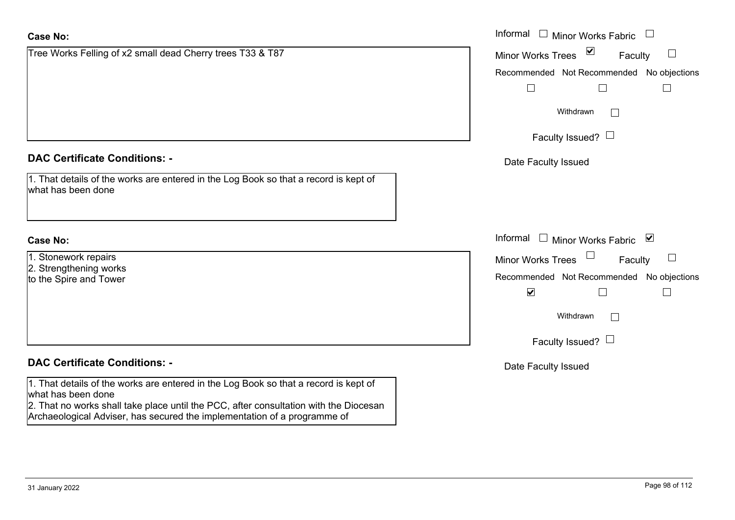**Case No:**

Tree Works Felling of x2 small dead Cherry trees T33 & T87

Informal ☐ Minor Works Fabric ☐

Minor Works Trees ☑ Faculty ☐

Recommended ☐ Not Recommended ☐ No objections ☐

Withdrawn ☐

Faculty Issued? ☐

Date Faculty Issued

**DAC Certificate Conditions: -**

1. That details of the works are entered in the Log Book so that a record is kept of what has been done

**Case No:**

1. Stonework repairs
2. Strengthening works
to the Spire and Tower

Informal ☐ Minor Works Fabric ☑

Minor Works Trees ☐ Faculty ☐

Recommended ☑ Not Recommended ☐ No objections ☐

Withdrawn ☐

Faculty Issued? ☐

Date Faculty Issued

**DAC Certificate Conditions: -**

1. That details of the works are entered in the Log Book so that a record is kept of what has been done
2. That no works shall take place until the PCC, after consultation with the Diocesan Archaeological Adviser, has secured the implementation of a programme of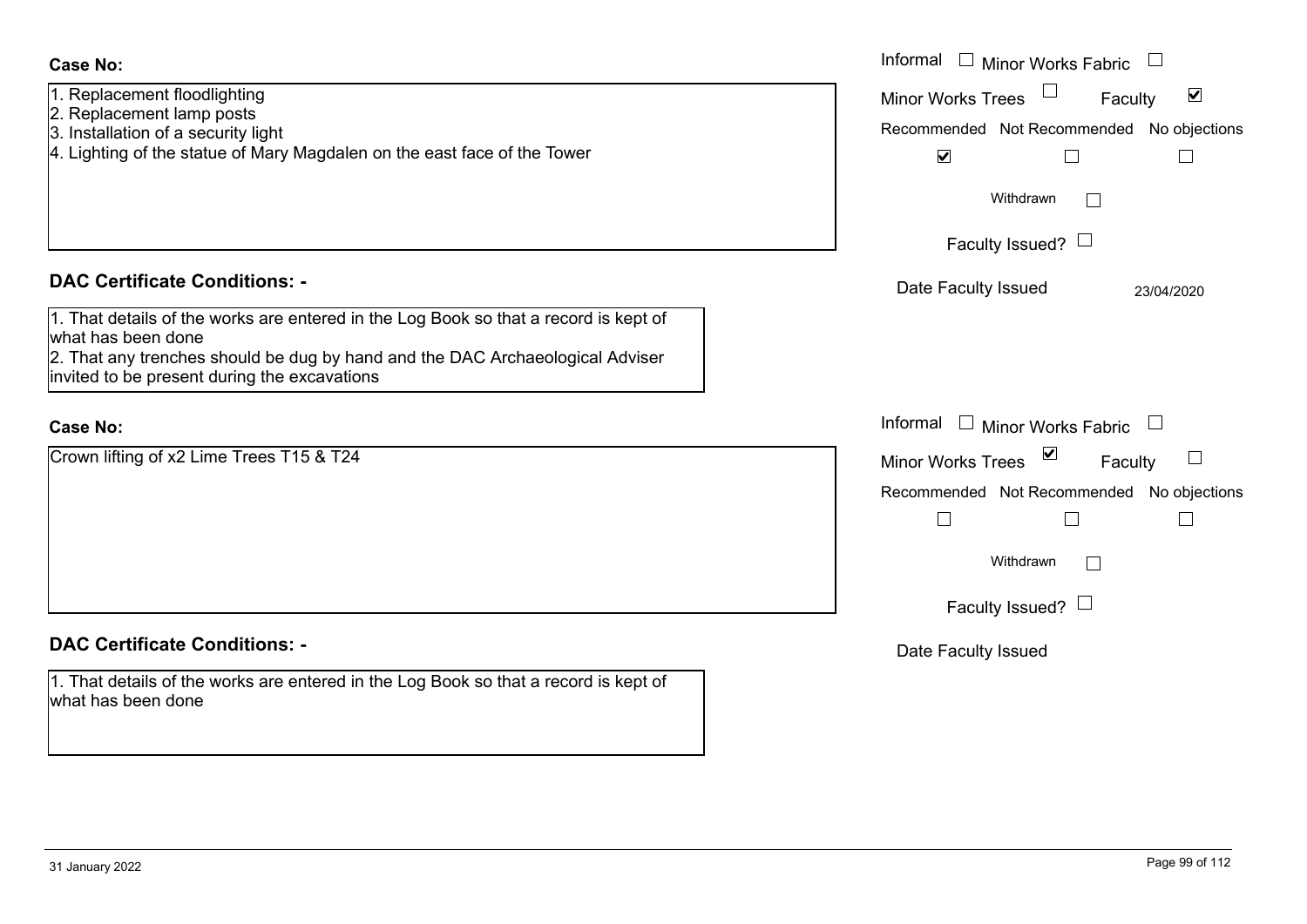**Case No:**

1. Replacement floodlighting
2. Replacement lamp posts
3. Installation of a security light
4. Lighting of the statue of Mary Magdalen on the east face of the Tower

Informal ☐ Minor Works Fabric ☐
Minor Works Trees ☐ Faculty ☑
Recommended ☑ Not Recommended ☐ No objections ☐
Withdrawn ☐
Faculty Issued? ☐
Date Faculty Issued 23/04/2020

**DAC Certificate Conditions: -**

1. That details of the works are entered in the Log Book so that a record is kept of what has been done
2. That any trenches should be dug by hand and the DAC Archaeological Adviser invited to be present during the excavations

**Case No:**

Crown lifting of x2 Lime Trees T15 & T24

Informal ☐ Minor Works Fabric ☐
Minor Works Trees ☑ Faculty ☐
Recommended ☐ Not Recommended ☐ No objections ☐
Withdrawn ☐
Faculty Issued? ☐
Date Faculty Issued

**DAC Certificate Conditions: -**

1. That details of the works are entered in the Log Book so that a record is kept of what has been done

31 January 2022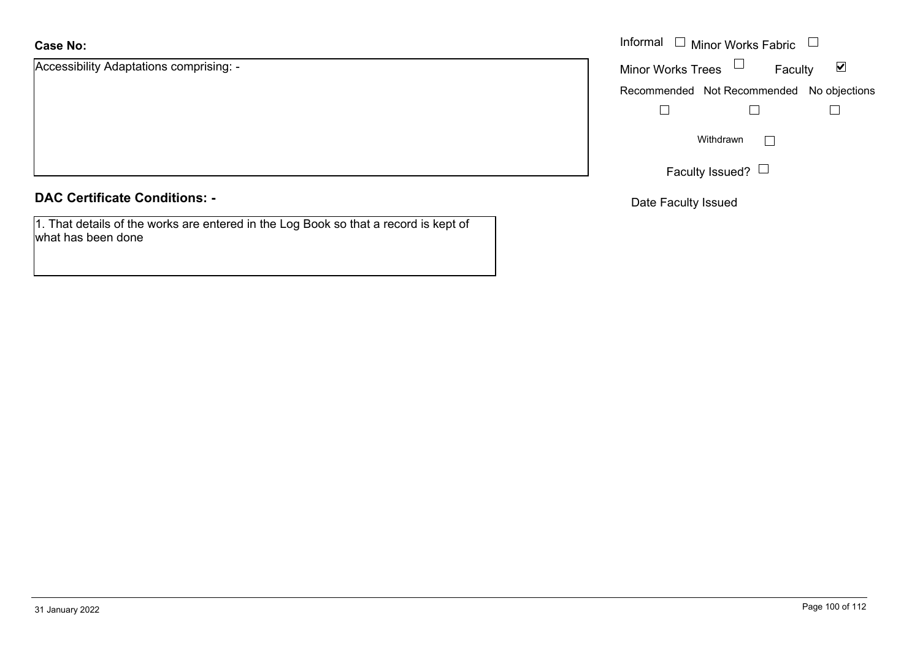**Case No:**

Accessibility Adaptations comprising: -

Informal ☐ Minor Works Fabric ☐

Minor Works Trees ☐ Faculty ☑

Recommended ☐ Not Recommended ☐ No objections ☐

Withdrawn ☐

Faculty Issued? ☐

Date Faculty Issued

## DAC Certificate Conditions: -

1. That details of the works are entered in the Log Book so that a record is kept of what has been done

31 January 2022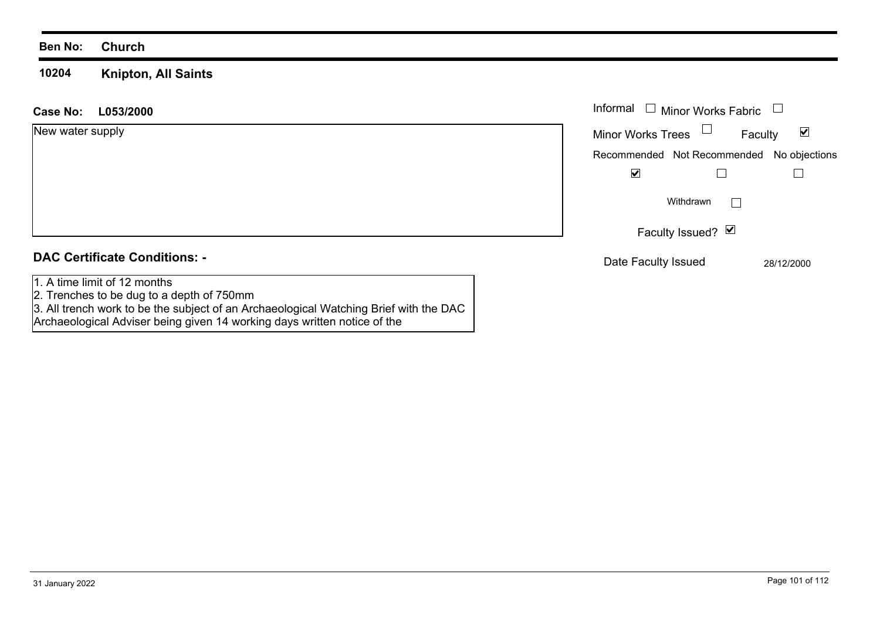**Ben No:** **Church**

## 10204 Knipton, All Saints

**Case No:** **L053/2000**

New water supply

| Informal ☐ | Minor Works Fabric ☐ | |
|---|---|---|
| Minor Works Trees ☐ | Faculty ☑ | |
| Recommended | Not Recommended | No objections |
| ☑ | ☐ | ☐ |

Withdrawn ☐

Faculty Issued? ☑

Date Faculty Issued 28/12/2000

### DAC Certificate Conditions: -

1. A time limit of 12 months
2. Trenches to be dug to a depth of 750mm
3. All trench work to be the subject of an Archaeological Watching Brief with the DAC Archaeological Adviser being given 14 working days written notice of the

31 January 2022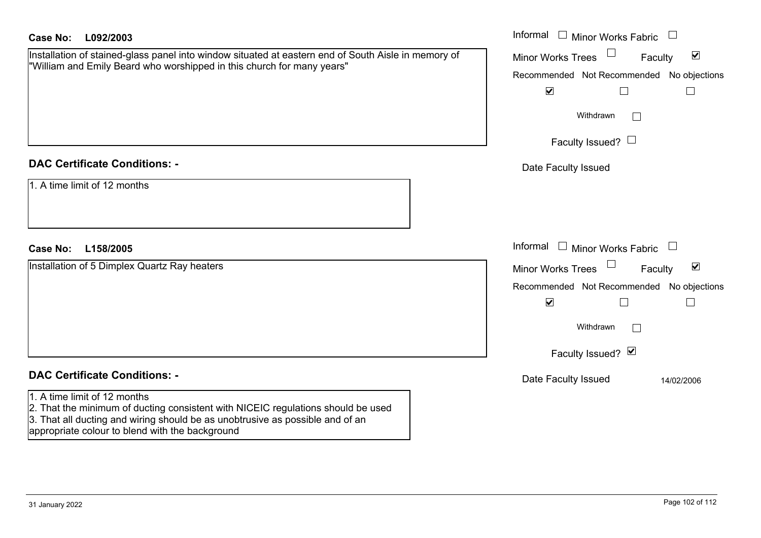**Case No: L092/2003**

Installation of stained-glass panel into window situated at eastern end of South Aisle in memory of "William and Emily Beard who worshipped in this church for many years"

Informal ☐ Minor Works Fabric ☐
Minor Works Trees ☐ Faculty ☑

| Recommended | Not Recommended | No objections |
|---|---|---|
| ☑ | ☐ | ☐ |

Withdrawn ☐

Faculty Issued? ☐

Date Faculty Issued

## DAC Certificate Conditions: -

1. A time limit of 12 months

**Case No: L158/2005**

Installation of 5 Dimplex Quartz Ray heaters

Informal ☐ Minor Works Fabric ☐
Minor Works Trees ☐ Faculty ☑

| Recommended | Not Recommended | No objections |
|---|---|---|
| ☑ | ☐ | ☐ |

Withdrawn ☐

Faculty Issued? ☑

Date Faculty Issued 14/02/2006

## DAC Certificate Conditions: -

1. A time limit of 12 months
2. That the minimum of ducting consistent with NICEIC regulations should be used
3. That all ducting and wiring should be as unobtrusive as possible and of an appropriate colour to blend with the background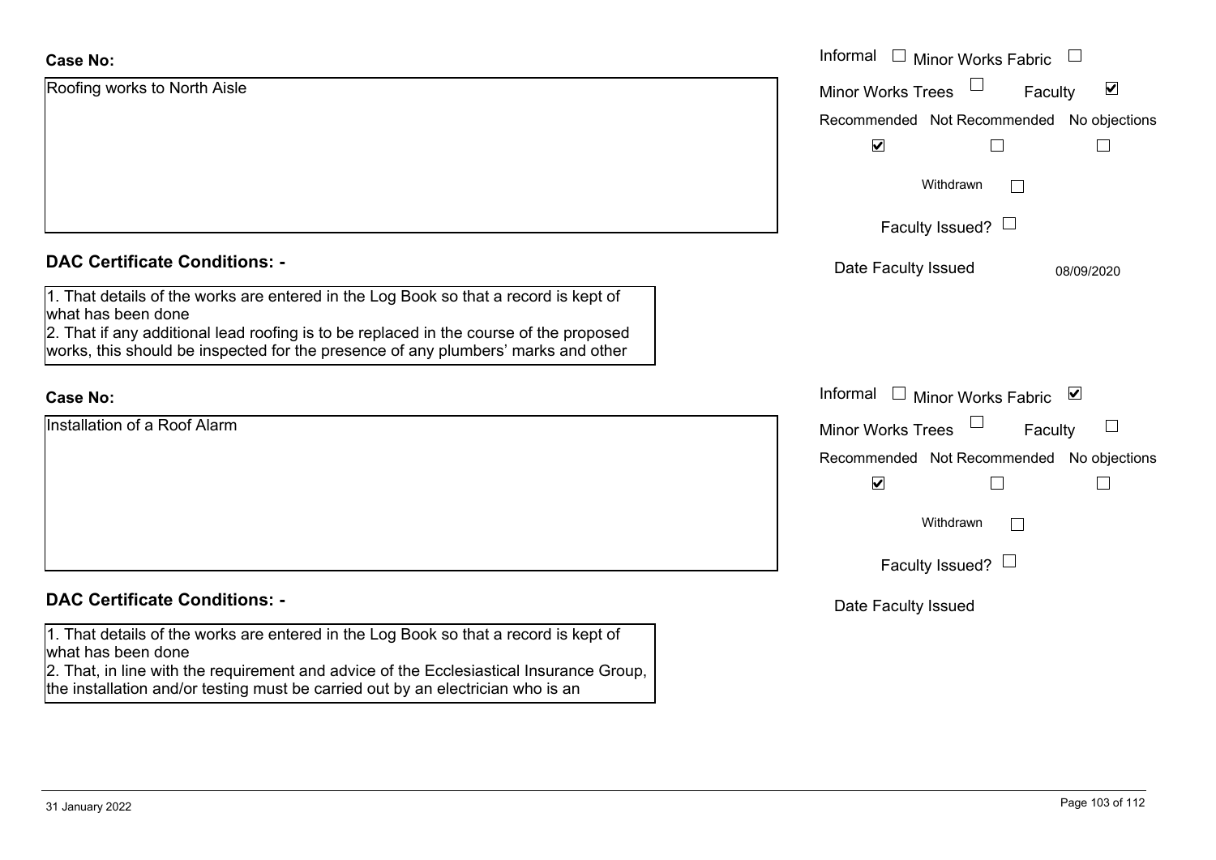**Case No:**

Roofing works to North Aisle

Informal ☐ Minor Works Fabric ☐
Minor Works Trees ☐ Faculty ☑

Recommended ☑ Not Recommended ☐ No objections ☐

Withdrawn ☐

Faculty Issued? ☐

Date Faculty Issued 08/09/2020

**DAC Certificate Conditions: -**

1. That details of the works are entered in the Log Book so that a record is kept of what has been done
2. That if any additional lead roofing is to be replaced in the course of the proposed works, this should be inspected for the presence of any plumbers' marks and other

**Case No:**

Installation of a Roof Alarm

Informal ☐ Minor Works Fabric ☑
Minor Works Trees ☐ Faculty ☐

Recommended ☑ Not Recommended ☐ No objections ☐

Withdrawn ☐

Faculty Issued? ☐

Date Faculty Issued

**DAC Certificate Conditions: -**

1. That details of the works are entered in the Log Book so that a record is kept of what has been done
2. That, in line with the requirement and advice of the Ecclesiastical Insurance Group, the installation and/or testing must be carried out by an electrician who is an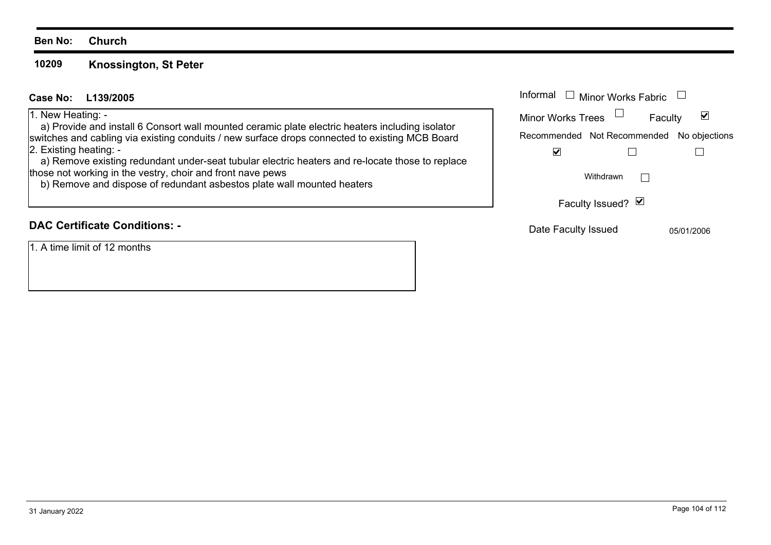**Ben No: Church**

## 10209 Knossington, St Peter

**Case No: L139/2005**

1. New Heating: -
   a) Provide and install 6 Consort wall mounted ceramic plate electric heaters including isolator switches and cabling via existing conduits / new surface drops connected to existing MCB Board
2. Existing heating: -
   a) Remove existing redundant under-seat tubular electric heaters and re-locate those to replace those not working in the vestry, choir and front nave pews
   b) Remove and dispose of redundant asbestos plate wall mounted heaters

| Informal | ☐ | Minor Works Fabric | ☐ |
|---|---|---|---|
| Minor Works Trees | ☐ | Faculty | ☑ |

| Recommended | Not Recommended | No objections |
|---|---|---|
| ☑ | ☐ | ☐ |

Withdrawn ☐

Faculty Issued? ☑

Date Faculty Issued 05/01/2006

### DAC Certificate Conditions: -

1. A time limit of 12 months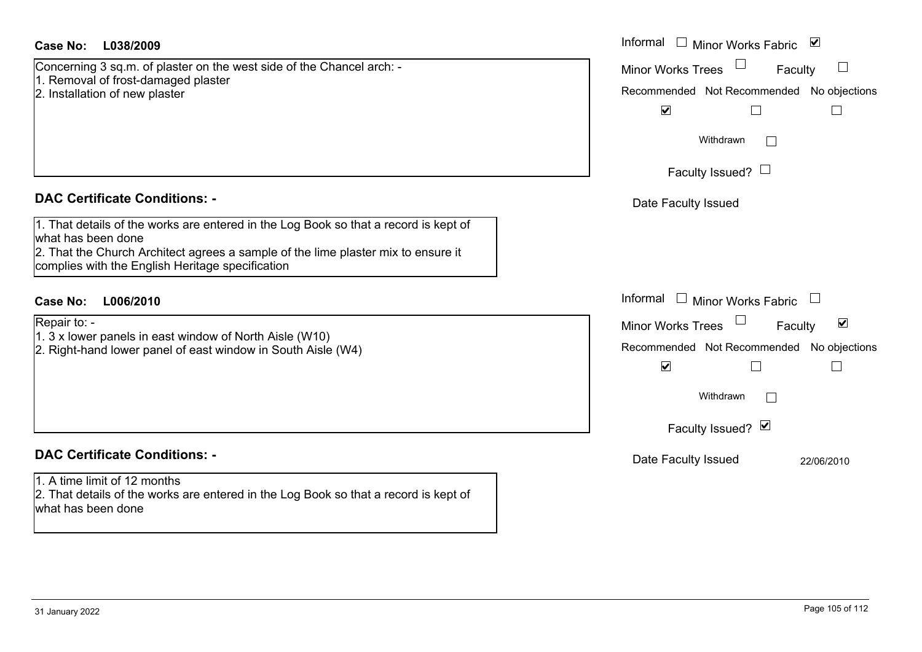**Case No: L038/2009**

Concerning 3 sq.m. of plaster on the west side of the Chancel arch: -
1. Removal of frost-damaged plaster
2. Installation of new plaster

| | |
|---|---|
| Informal | ☐ |
| Minor Works Fabric | ☑ |
| Minor Works Trees | ☐ |
| Faculty | ☐ |
| Recommended | ☑ |
| Not Recommended | ☐ |
| No objections | ☐ |
| Withdrawn | ☐ |
| Faculty Issued? | ☐ |
| Date Faculty Issued | |

**DAC Certificate Conditions: -**

1. That details of the works are entered in the Log Book so that a record is kept of what has been done
2. That the Church Architect agrees a sample of the lime plaster mix to ensure it complies with the English Heritage specification

**Case No: L006/2010**

Repair to: -
1. 3 x lower panels in east window of North Aisle (W10)
2. Right-hand lower panel of east window in South Aisle (W4)

| | |
|---|---|
| Informal | ☐ |
| Minor Works Fabric | ☐ |
| Minor Works Trees | ☐ |
| Faculty | ☑ |
| Recommended | ☑ |
| Not Recommended | ☐ |
| No objections | ☐ |
| Withdrawn | ☐ |
| Faculty Issued? | ☑ |
| Date Faculty Issued | 22/06/2010 |

**DAC Certificate Conditions: -**

1. A time limit of 12 months
2. That details of the works are entered in the Log Book so that a record is kept of what has been done

31 January 2022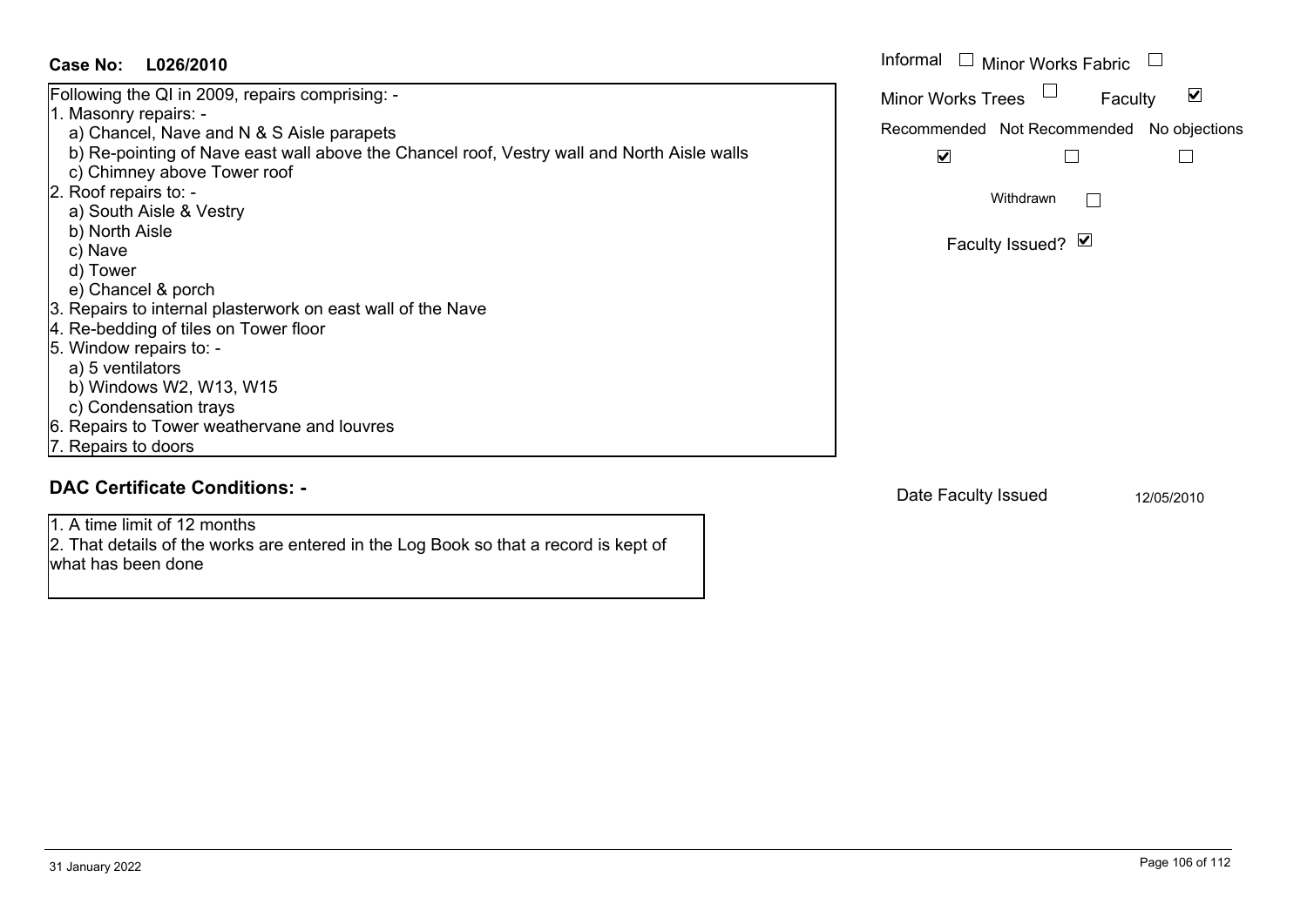**Case No: L026/2010**

Following the QI in 2009, repairs comprising: -

1. Masonry repairs: -
   - a) Chancel, Nave and N & S Aisle parapets
   - b) Re-pointing of Nave east wall above the Chancel roof, Vestry wall and North Aisle walls
   - c) Chimney above Tower roof
2. Roof repairs to: -
   - a) South Aisle & Vestry
   - b) North Aisle
   - c) Nave
   - d) Tower
   - e) Chancel & porch
3. Repairs to internal plasterwork on east wall of the Nave
4. Re-bedding of tiles on Tower floor
5. Window repairs to: -
   - a) 5 ventilators
   - b) Windows W2, W13, W15
   - c) Condensation trays
6. Repairs to Tower weathervane and louvres
7. Repairs to doors

Informal ☐ Minor Works Fabric ☐

Minor Works Trees ☐ Faculty ☑

| Recommended | Not Recommended | No objections |
|---|---|---|
| ☑ | ☐ | ☐ |

Withdrawn ☐

Faculty Issued? ☑

## DAC Certificate Conditions: -

1. A time limit of 12 months
2. That details of the works are entered in the Log Book so that a record is kept of what has been done

Date Faculty Issued 12/05/2010

31 January 2022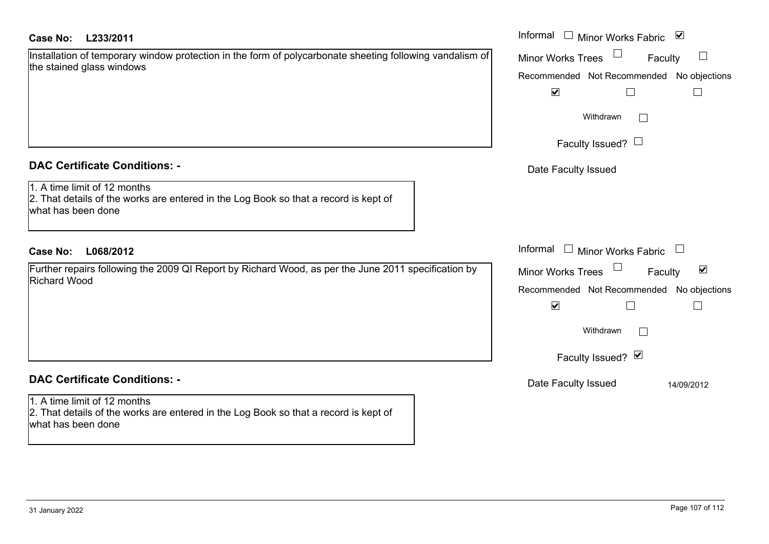**Case No: L233/2011**

Installation of temporary window protection in the form of polycarbonate sheeting following vandalism of the stained glass windows

Informal ☐ Minor Works Fabric ☑
Minor Works Trees ☐ Faculty ☐
Recommended ☑ Not Recommended ☐ No objections ☐
Withdrawn ☐
Faculty Issued? ☐
Date Faculty Issued

**DAC Certificate Conditions: -**

1. A time limit of 12 months
2. That details of the works are entered in the Log Book so that a record is kept of what has been done

**Case No: L068/2012**

Further repairs following the 2009 QI Report by Richard Wood, as per the June 2011 specification by Richard Wood

Informal ☐ Minor Works Fabric ☐
Minor Works Trees ☐ Faculty ☑
Recommended ☑ Not Recommended ☐ No objections ☐
Withdrawn ☐
Faculty Issued? ☑
Date Faculty Issued 14/09/2012

**DAC Certificate Conditions: -**

1. A time limit of 12 months
2. That details of the works are entered in the Log Book so that a record is kept of what has been done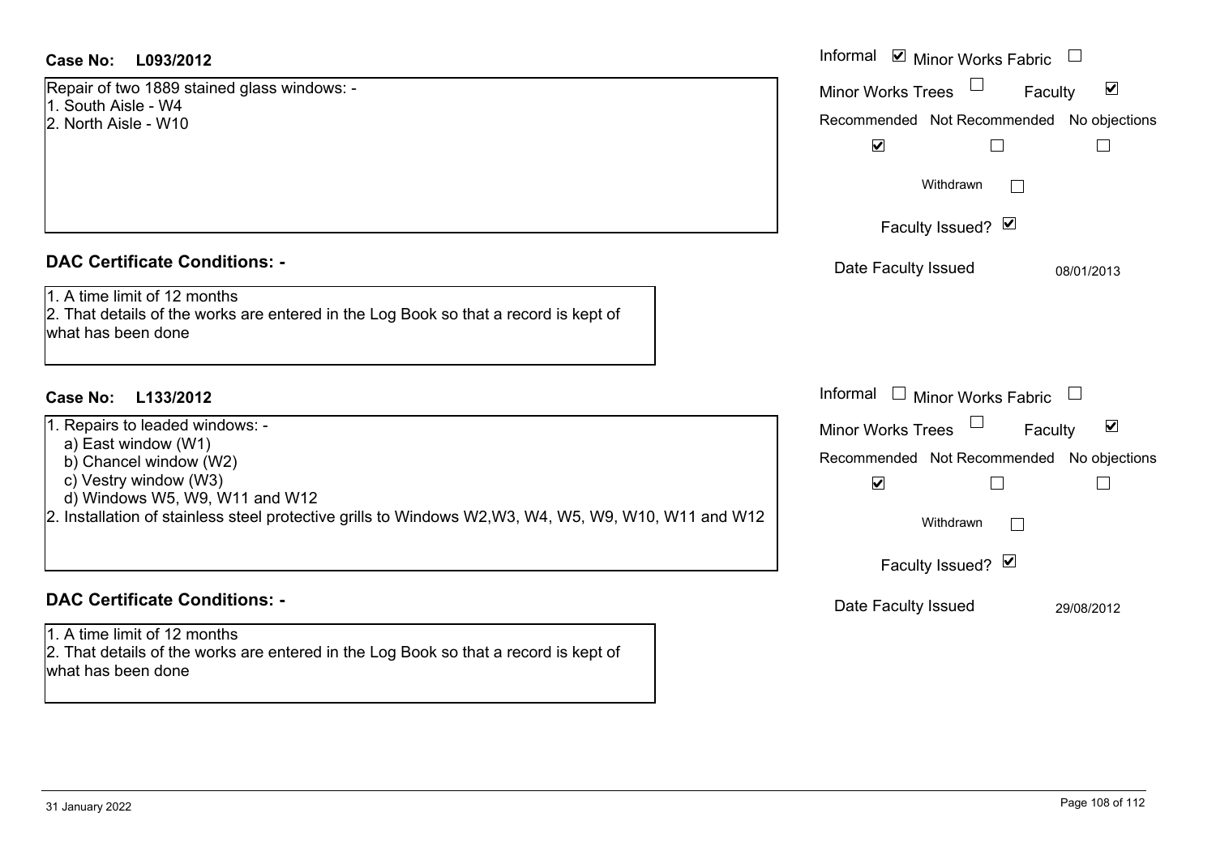**Case No: L093/2012**

Repair of two 1889 stained glass windows: -
1. South Aisle - W4
2. North Aisle - W10

Informal ☑ Minor Works Fabric ☐
Minor Works Trees ☐ Faculty ☑

| Recommended | Not Recommended | No objections |
|---|---|---|
| ☑ | ☐ | ☐ |

Withdrawn ☐

Faculty Issued? ☑

Date Faculty Issued 08/01/2013

**DAC Certificate Conditions: -**

1. A time limit of 12 months
2. That details of the works are entered in the Log Book so that a record is kept of what has been done

**Case No: L133/2012**

1. Repairs to leaded windows: -
   a) East window (W1)
   b) Chancel window (W2)
   c) Vestry window (W3)
   d) Windows W5, W9, W11 and W12
2. Installation of stainless steel protective grills to Windows W2,W3, W4, W5, W9, W10, W11 and W12

Informal ☐ Minor Works Fabric ☐
Minor Works Trees ☐ Faculty ☑

| Recommended | Not Recommended | No objections |
|---|---|---|
| ☑ | ☐ | ☐ |

Withdrawn ☐

Faculty Issued? ☑

Date Faculty Issued 29/08/2012

**DAC Certificate Conditions: -**

1. A time limit of 12 months
2. That details of the works are entered in the Log Book so that a record is kept of what has been done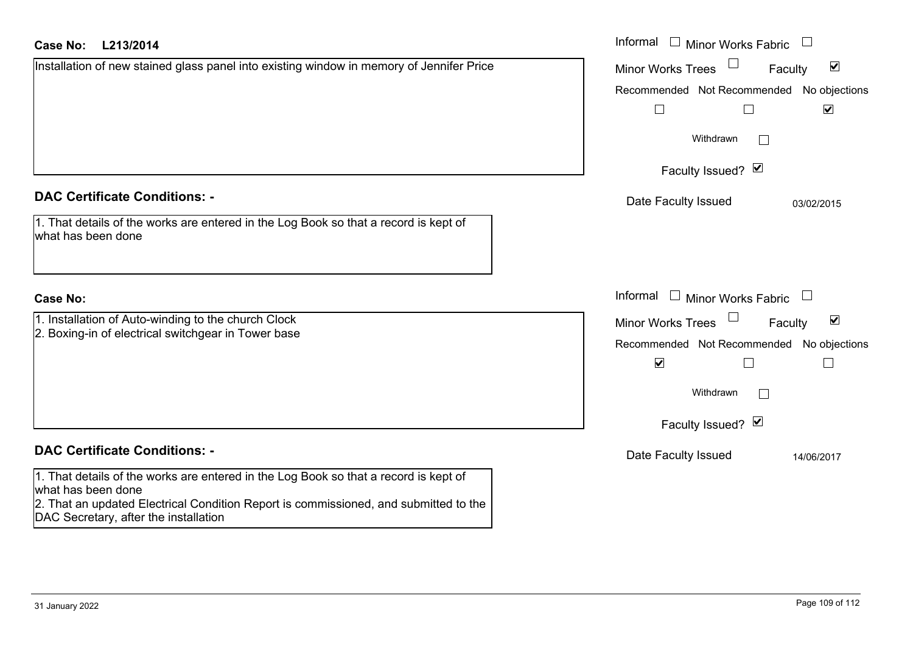**Case No:** L213/2014

Installation of new stained glass panel into existing window in memory of Jennifer Price

Informal ☐ Minor Works Fabric ☐

Minor Works Trees ☐ Faculty ☑

Recommended ☐ Not Recommended ☐ No objections ☑

Withdrawn ☐

Faculty Issued? ☑

Date Faculty Issued 03/02/2015

## DAC Certificate Conditions: -

1. That details of the works are entered in the Log Book so that a record is kept of what has been done

**Case No:**

1. Installation of Auto-winding to the church Clock
2. Boxing-in of electrical switchgear in Tower base

Informal ☐ Minor Works Fabric ☐

Minor Works Trees ☐ Faculty ☑

Recommended ☑ Not Recommended ☐ No objections ☐

Withdrawn ☐

Faculty Issued? ☑

Date Faculty Issued 14/06/2017

## DAC Certificate Conditions: -

1. That details of the works are entered in the Log Book so that a record is kept of what has been done
2. That an updated Electrical Condition Report is commissioned, and submitted to the DAC Secretary, after the installation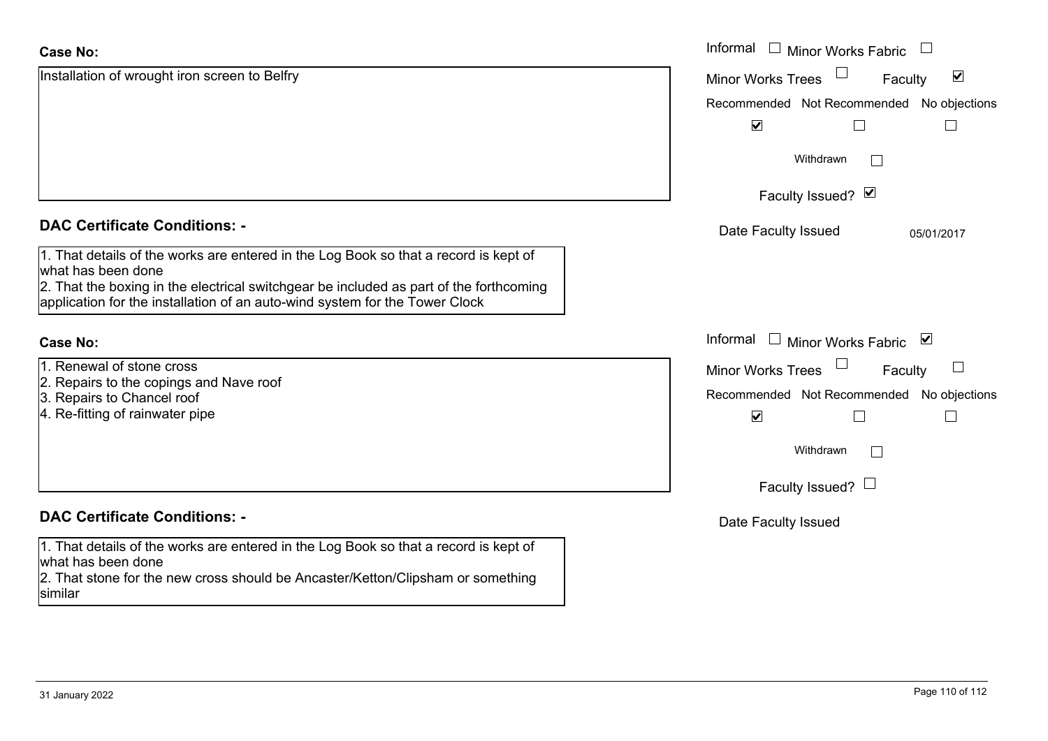**Case No:**

Installation of wrought iron screen to Belfry

Informal ☐ Minor Works Fabric ☐

Minor Works Trees ☐ Faculty ☑

Recommended ☑ Not Recommended ☐ No objections ☐

Withdrawn ☐

Faculty Issued? ☑

Date Faculty Issued 05/01/2017

## DAC Certificate Conditions: -

1. That details of the works are entered in the Log Book so that a record is kept of what has been done
2. That the boxing in the electrical switchgear be included as part of the forthcoming application for the installation of an auto-wind system for the Tower Clock

**Case No:**

1. Renewal of stone cross
2. Repairs to the copings and Nave roof
3. Repairs to Chancel roof
4. Re-fitting of rainwater pipe

Informal ☐ Minor Works Fabric ☑

Minor Works Trees ☐ Faculty ☐

Recommended ☑ Not Recommended ☐ No objections ☐

Withdrawn ☐

Faculty Issued? ☐

Date Faculty Issued

## DAC Certificate Conditions: -

1. That details of the works are entered in the Log Book so that a record is kept of what has been done
2. That stone for the new cross should be Ancaster/Ketton/Clipsham or something similar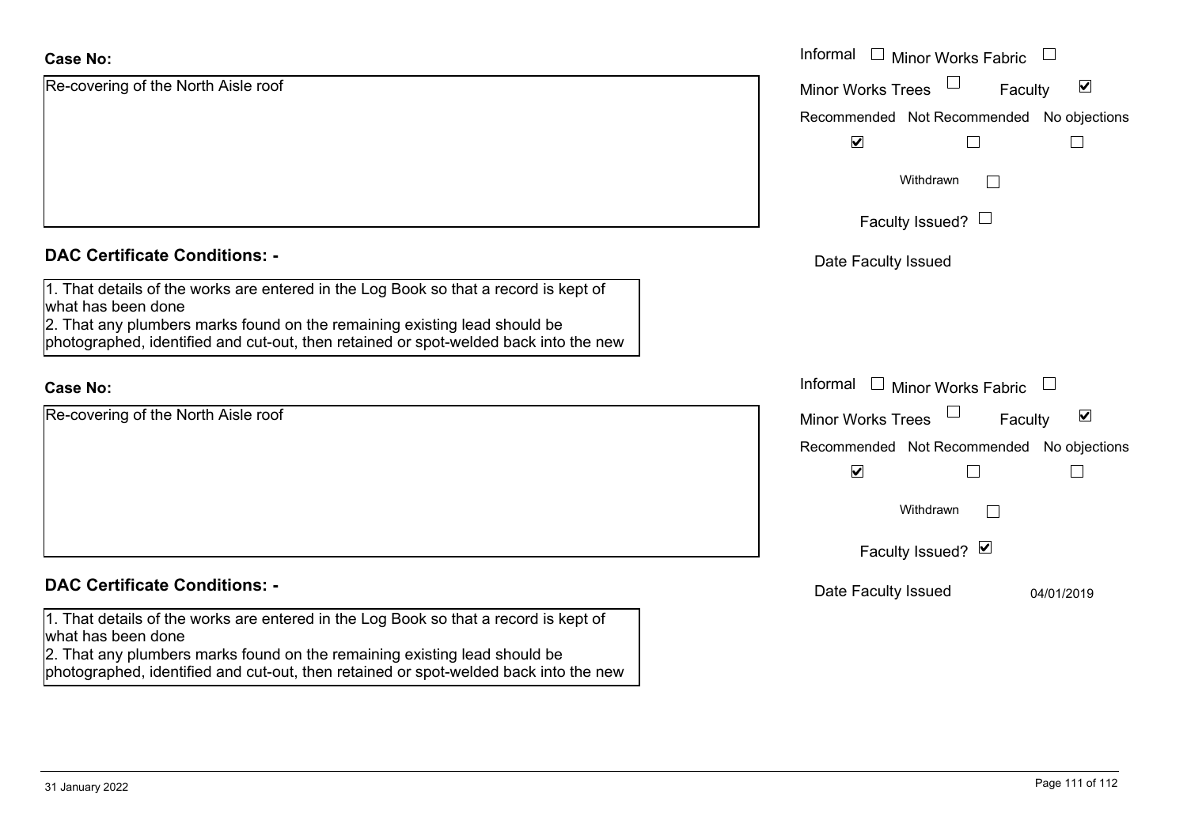**Case No:**

Re-covering of the North Aisle roof

Informal ☐ Minor Works Fabric ☐

Minor Works Trees ☐ Faculty ☑

| Recommended | Not Recommended | No objections |
|---|---|---|
| ☑ | ☐ | ☐ |

Withdrawn ☐

Faculty Issued? ☐

Date Faculty Issued

**DAC Certificate Conditions: -**

1. That details of the works are entered in the Log Book so that a record is kept of what has been done
2. That any plumbers marks found on the remaining existing lead should be photographed, identified and cut-out, then retained or spot-welded back into the new

**Case No:**

Re-covering of the North Aisle roof

Informal ☐ Minor Works Fabric ☐

Minor Works Trees ☐ Faculty ☑

| Recommended | Not Recommended | No objections |
|---|---|---|
| ☑ | ☐ | ☐ |

Withdrawn ☐

Faculty Issued? ☑

Date Faculty Issued 04/01/2019

**DAC Certificate Conditions: -**

1. That details of the works are entered in the Log Book so that a record is kept of what has been done
2. That any plumbers marks found on the remaining existing lead should be photographed, identified and cut-out, then retained or spot-welded back into the new

31 January 2022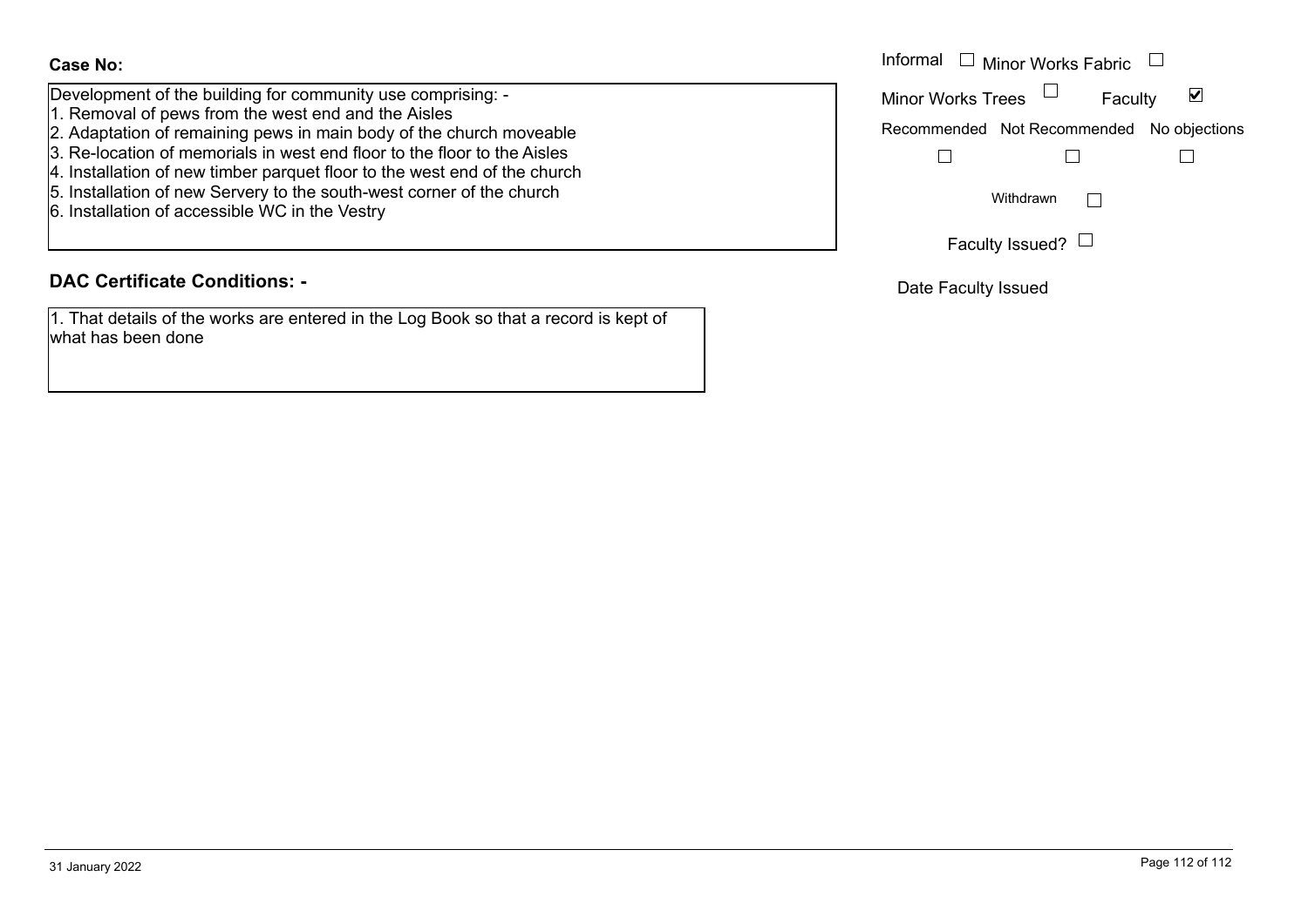**Case No:**

Development of the building for community use comprising: -
1. Removal of pews from the west end and the Aisles
2. Adaptation of remaining pews in main body of the church moveable
3. Re-location of memorials in west end floor to the floor to the Aisles
4. Installation of new timber parquet floor to the west end of the church
5. Installation of new Servery to the south-west corner of the church
6. Installation of accessible WC in the Vestry

Informal ☐ Minor Works Fabric ☐

Minor Works Trees ☐ Faculty ☑

Recommended ☐ Not Recommended ☐ No objections ☐

Withdrawn ☐

Faculty Issued? ☐

Date Faculty Issued

**DAC Certificate Conditions: -**

1. That details of the works are entered in the Log Book so that a record is kept of what has been done

31 January 2022